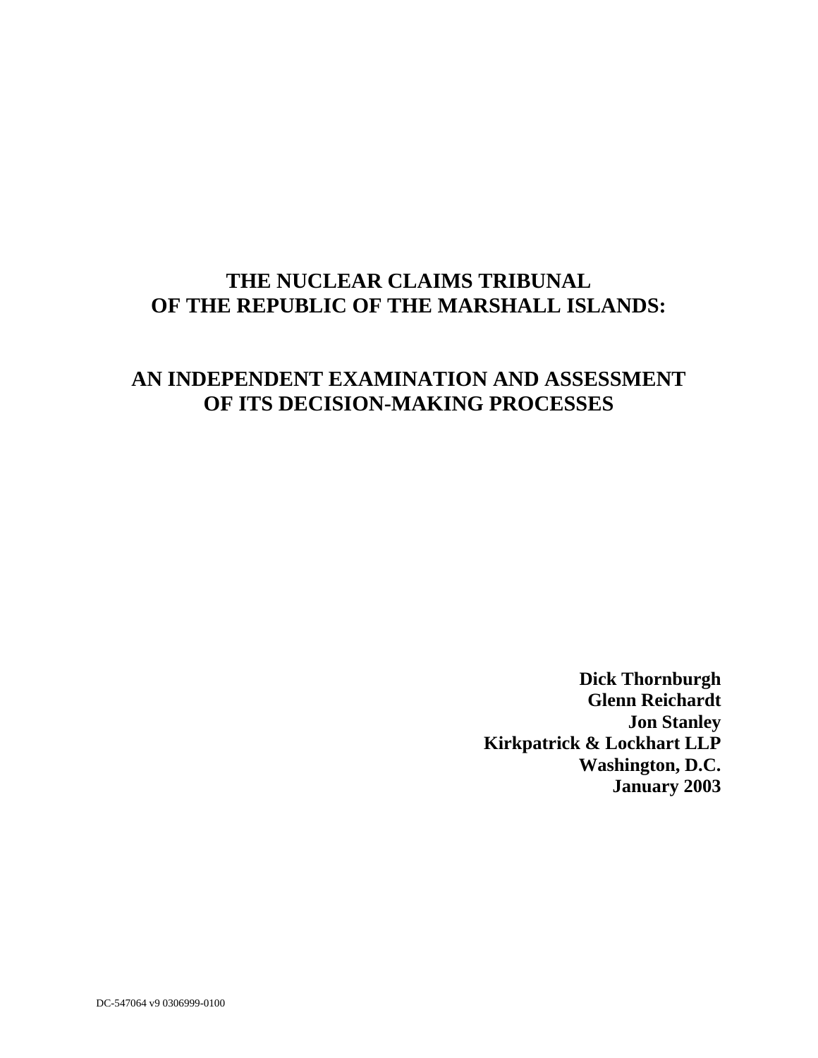# THE NUCLEAR CLAIMS TRIBUNAL OF THE REPUBLIC OF THE MARSHALL ISLANDS:

# AN INDEPENDENT EXAMINATION AND ASSESSMENT OF ITS DECISION-MAKING PROCESSES

**Dick Thornburgh**
**Glenn Reichardt**
**Jon Stanley**
**Kirkpatrick & Lockhart LLP**
**Washington, D.C.**
**January 2003**

DC-547064 v9 0306999-0100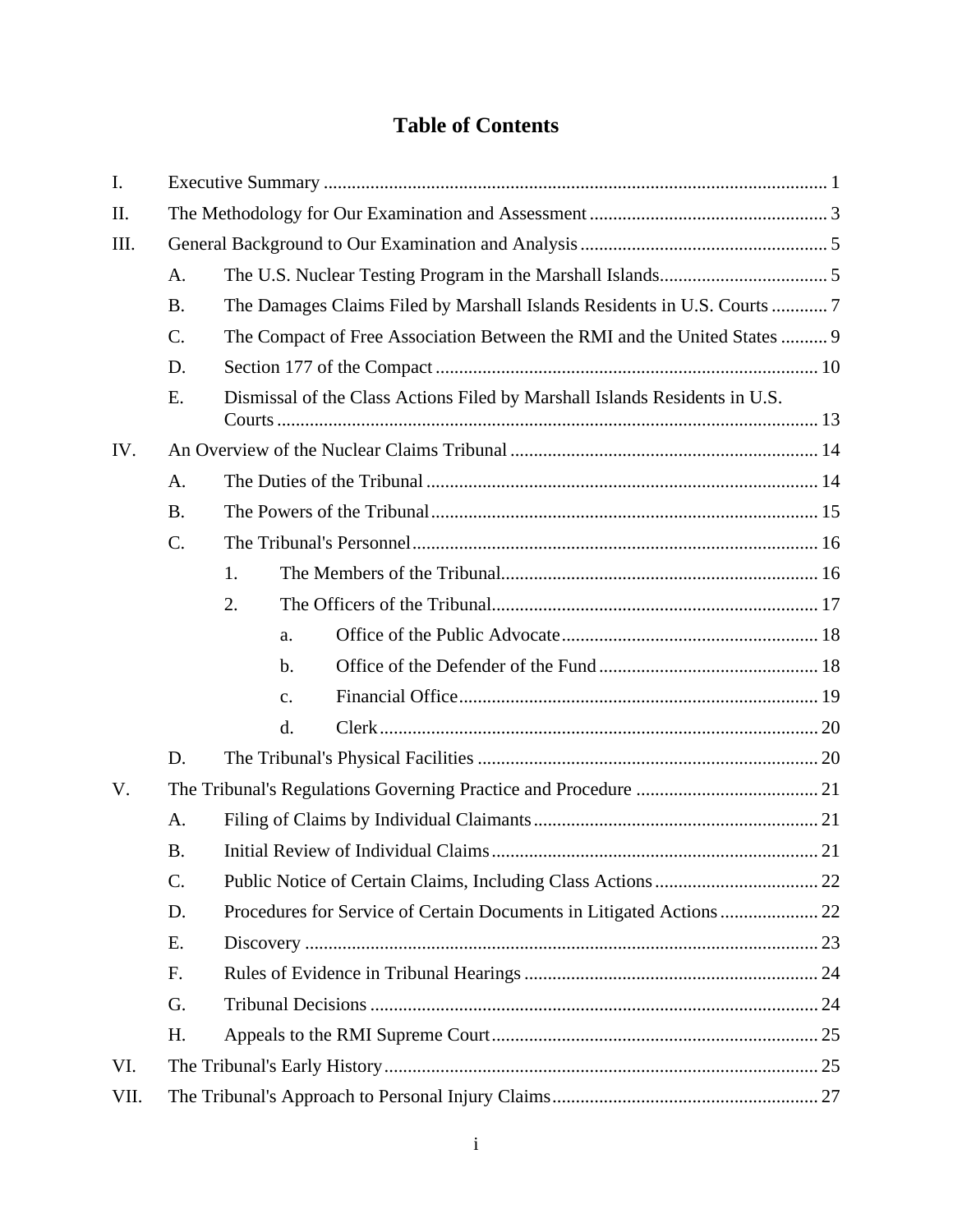# Table of Contents

- I. Executive Summary ..... 1
- II. The Methodology for Our Examination and Assessment ..... 3
- III. General Background to Our Examination and Analysis ..... 5
  - A. The U.S. Nuclear Testing Program in the Marshall Islands ..... 5
  - B. The Damages Claims Filed by Marshall Islands Residents in U.S. Courts ..... 7
  - C. The Compact of Free Association Between the RMI and the United States ..... 9
  - D. Section 177 of the Compact ..... 10
  - E. Dismissal of the Class Actions Filed by Marshall Islands Residents in U.S. Courts ..... 13
- IV. An Overview of the Nuclear Claims Tribunal ..... 14
  - A. The Duties of the Tribunal ..... 14
  - B. The Powers of the Tribunal ..... 15
  - C. The Tribunal's Personnel ..... 16
    - 1. The Members of the Tribunal ..... 16
    - 2. The Officers of the Tribunal ..... 17
      - a. Office of the Public Advocate ..... 18
      - b. Office of the Defender of the Fund ..... 18
      - c. Financial Office ..... 19
      - d. Clerk ..... 20
  - D. The Tribunal's Physical Facilities ..... 20
- V. The Tribunal's Regulations Governing Practice and Procedure ..... 21
  - A. Filing of Claims by Individual Claimants ..... 21
  - B. Initial Review of Individual Claims ..... 21
  - C. Public Notice of Certain Claims, Including Class Actions ..... 22
  - D. Procedures for Service of Certain Documents in Litigated Actions ..... 22
  - E. Discovery ..... 23
  - F. Rules of Evidence in Tribunal Hearings ..... 24
  - G. Tribunal Decisions ..... 24
  - H. Appeals to the RMI Supreme Court ..... 25
- VI. The Tribunal's Early History ..... 25
- VII. The Tribunal's Approach to Personal Injury Claims ..... 27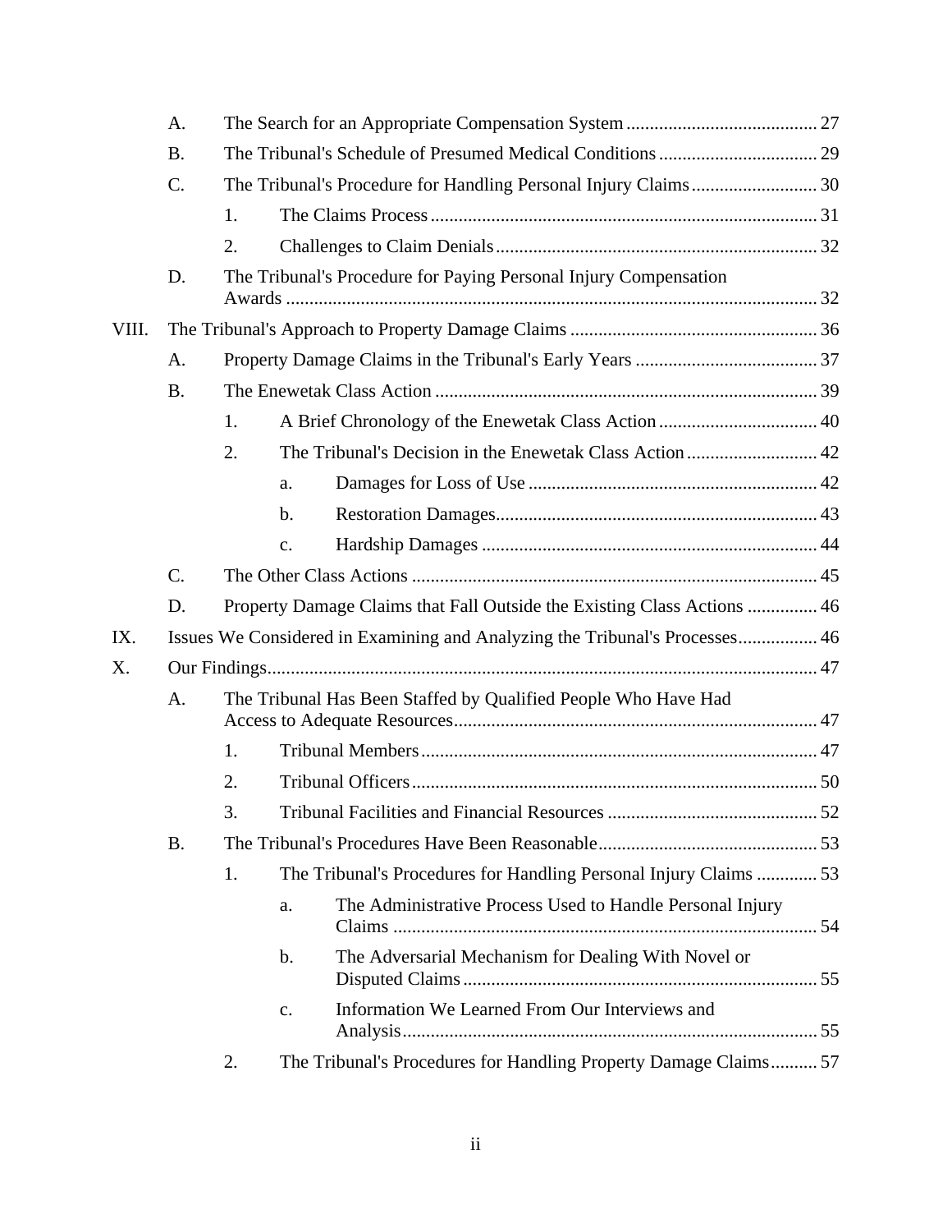- A. The Search for an Appropriate Compensation System ......................................... 27
- B. The Tribunal's Schedule of Presumed Medical Conditions .................................. 29
- C. The Tribunal's Procedure for Handling Personal Injury Claims ........................... 30
  - 1. The Claims Process .................................................................................. 31
  - 2. Challenges to Claim Denials .................................................................... 32
- D. The Tribunal's Procedure for Paying Personal Injury Compensation Awards ................................................................................................................. 32

VIII. The Tribunal's Approach to Property Damage Claims ..................................................... 36

- A. Property Damage Claims in the Tribunal's Early Years ....................................... 37
- B. The Enewetak Class Action .................................................................................. 39
  - 1. A Brief Chronology of the Enewetak Class Action .................................. 40
  - 2. The Tribunal's Decision in the Enewetak Class Action ............................ 42
    - a. Damages for Loss of Use .............................................................. 42
    - b. Restoration Damages..................................................................... 43
    - c. Hardship Damages ........................................................................ 44
- C. The Other Class Actions ....................................................................................... 45
- D. Property Damage Claims that Fall Outside the Existing Class Actions ............... 46

IX. Issues We Considered in Examining and Analyzing the Tribunal's Processes................. 46

X. Our Findings..................................................................................................................... 47

- A. The Tribunal Has Been Staffed by Qualified People Who Have Had Access to Adequate Resources............................................................................. 47
  - 1. Tribunal Members ..................................................................................... 47
  - 2. Tribunal Officers ....................................................................................... 50
  - 3. Tribunal Facilities and Financial Resources ............................................. 52
- B. The Tribunal's Procedures Have Been Reasonable............................................... 53
  - 1. The Tribunal's Procedures for Handling Personal Injury Claims ............. 53
    - a. The Administrative Process Used to Handle Personal Injury Claims ........................................................................................... 54
    - b. The Adversarial Mechanism for Dealing With Novel or Disputed Claims ............................................................................ 55
    - c. Information We Learned From Our Interviews and Analysis......................................................................................... 55
  - 2. The Tribunal's Procedures for Handling Property Damage Claims.......... 57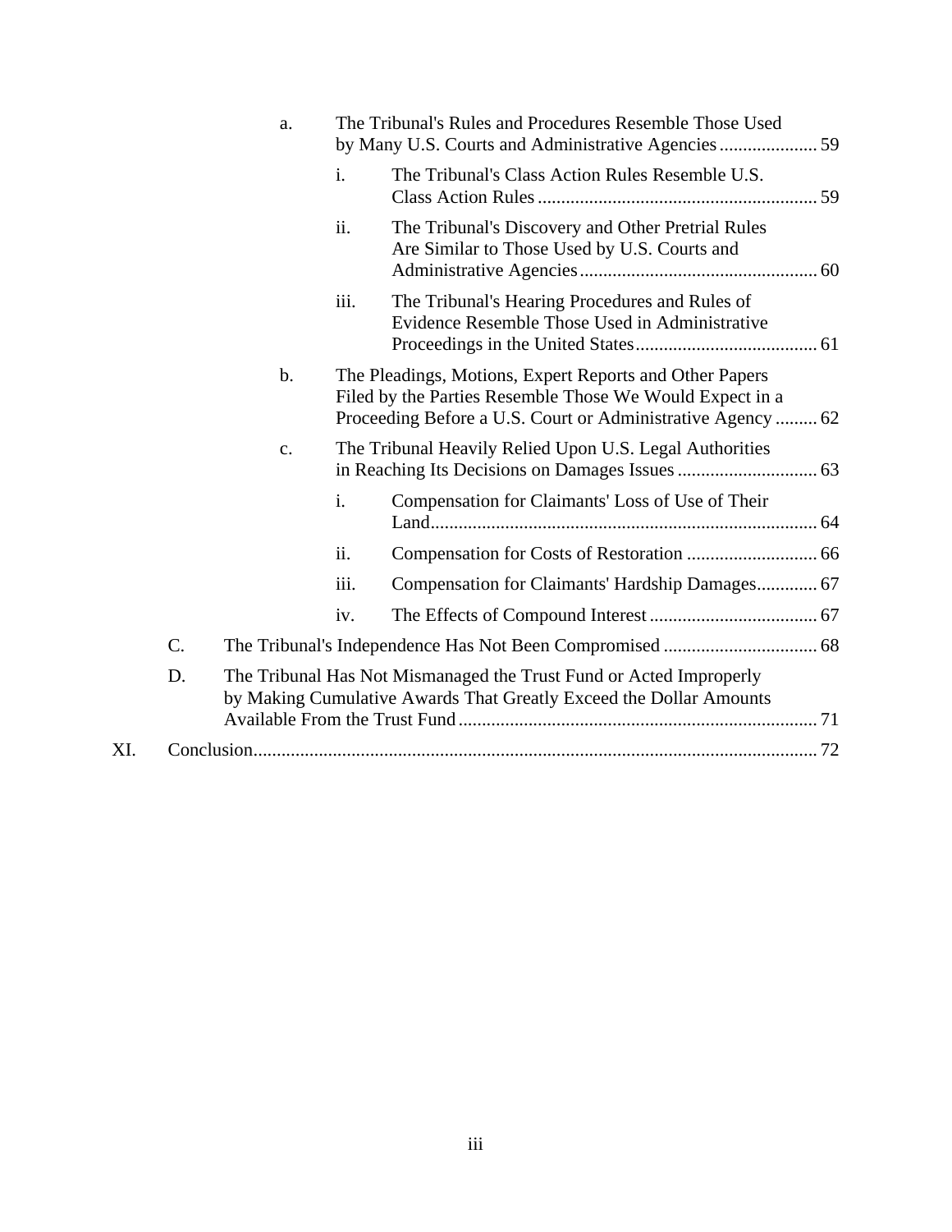- a. The Tribunal's Rules and Procedures Resemble Those Used by Many U.S. Courts and Administrative Agencies ..................... 59
  - i. The Tribunal's Class Action Rules Resemble U.S. Class Action Rules ............................................................ 59
  - ii. The Tribunal's Discovery and Other Pretrial Rules Are Similar to Those Used by U.S. Courts and Administrative Agencies ................................................... 60
  - iii. The Tribunal's Hearing Procedures and Rules of Evidence Resemble Those Used in Administrative Proceedings in the United States ....................................... 61
- b. The Pleadings, Motions, Expert Reports and Other Papers Filed by the Parties Resemble Those We Would Expect in a Proceeding Before a U.S. Court or Administrative Agency ......... 62
- c. The Tribunal Heavily Relied Upon U.S. Legal Authorities in Reaching Its Decisions on Damages Issues .............................. 63
  - i. Compensation for Claimants' Loss of Use of Their Land................................................................................... 64
  - ii. Compensation for Costs of Restoration ............................ 66
  - iii. Compensation for Claimants' Hardship Damages............. 67
  - iv. The Effects of Compound Interest .................................... 67

C. The Tribunal's Independence Has Not Been Compromised ................................. 68

D. The Tribunal Has Not Mismanaged the Trust Fund or Acted Improperly by Making Cumulative Awards That Greatly Exceed the Dollar Amounts Available From the Trust Fund ............................................................................. 71

XI. Conclusion......................................................................................................................... 72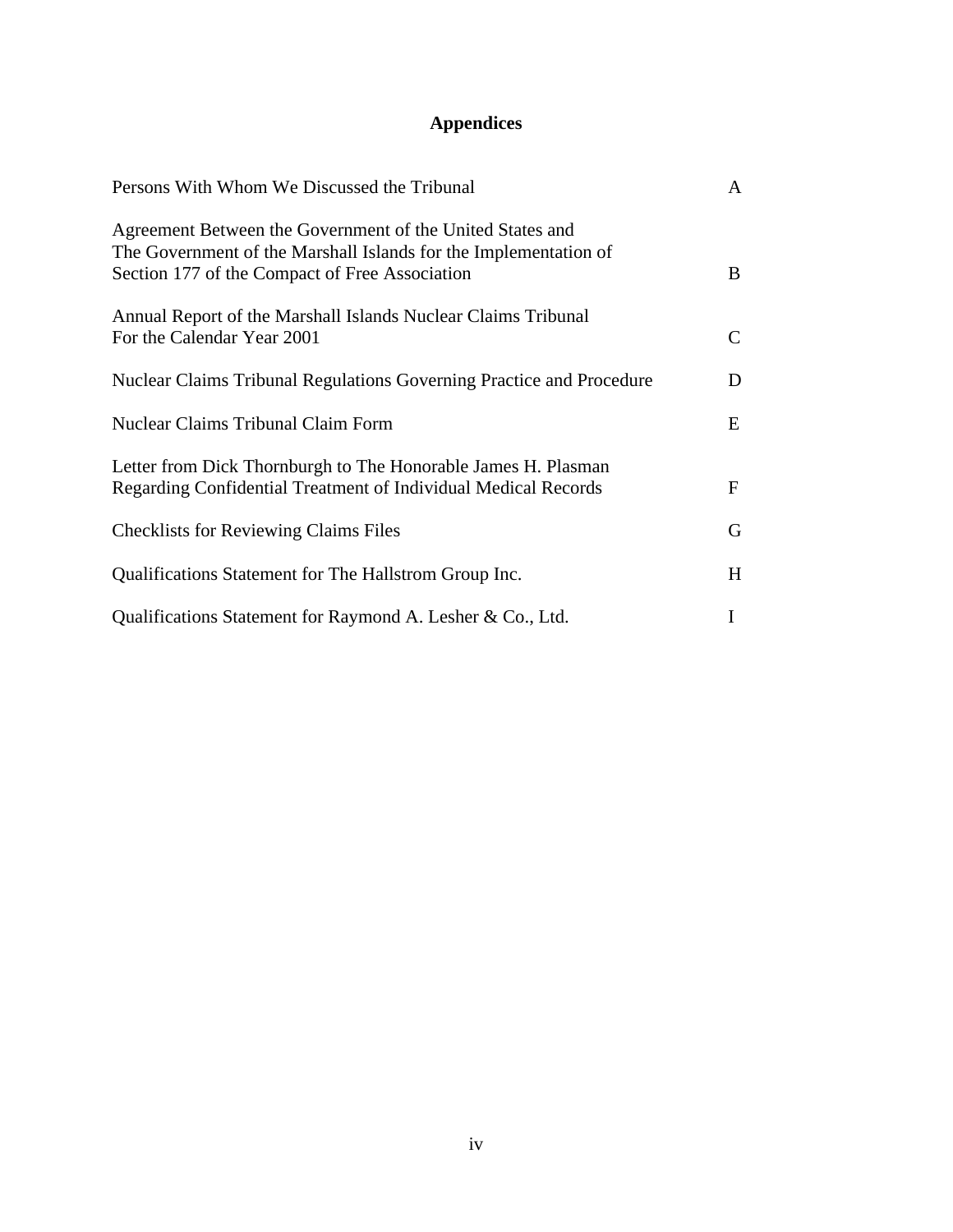# Appendices

| | |
|---|---|
| Persons With Whom We Discussed the Tribunal | A |
| Agreement Between the Government of the United States and The Government of the Marshall Islands for the Implementation of Section 177 of the Compact of Free Association | B |
| Annual Report of the Marshall Islands Nuclear Claims Tribunal For the Calendar Year 2001 | C |
| Nuclear Claims Tribunal Regulations Governing Practice and Procedure | D |
| Nuclear Claims Tribunal Claim Form | E |
| Letter from Dick Thornburgh to The Honorable James H. Plasman Regarding Confidential Treatment of Individual Medical Records | F |
| Checklists for Reviewing Claims Files | G |
| Qualifications Statement for The Hallstrom Group Inc. | H |
| Qualifications Statement for Raymond A. Lesher & Co., Ltd. | I |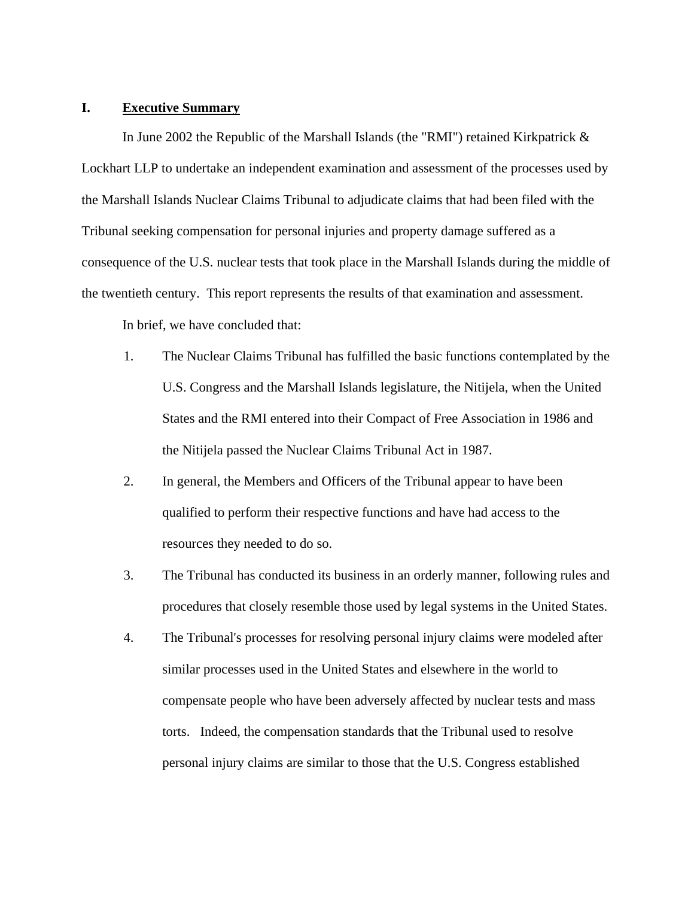## I. Executive Summary

In June 2002 the Republic of the Marshall Islands (the "RMI") retained Kirkpatrick & Lockhart LLP to undertake an independent examination and assessment of the processes used by the Marshall Islands Nuclear Claims Tribunal to adjudicate claims that had been filed with the Tribunal seeking compensation for personal injuries and property damage suffered as a consequence of the U.S. nuclear tests that took place in the Marshall Islands during the middle of the twentieth century. This report represents the results of that examination and assessment.

In brief, we have concluded that:

1. The Nuclear Claims Tribunal has fulfilled the basic functions contemplated by the U.S. Congress and the Marshall Islands legislature, the Nitijela, when the United States and the RMI entered into their Compact of Free Association in 1986 and the Nitijela passed the Nuclear Claims Tribunal Act in 1987.
2. In general, the Members and Officers of the Tribunal appear to have been qualified to perform their respective functions and have had access to the resources they needed to do so.
3. The Tribunal has conducted its business in an orderly manner, following rules and procedures that closely resemble those used by legal systems in the United States.
4. The Tribunal's processes for resolving personal injury claims were modeled after similar processes used in the United States and elsewhere in the world to compensate people who have been adversely affected by nuclear tests and mass torts. Indeed, the compensation standards that the Tribunal used to resolve personal injury claims are similar to those that the U.S. Congress established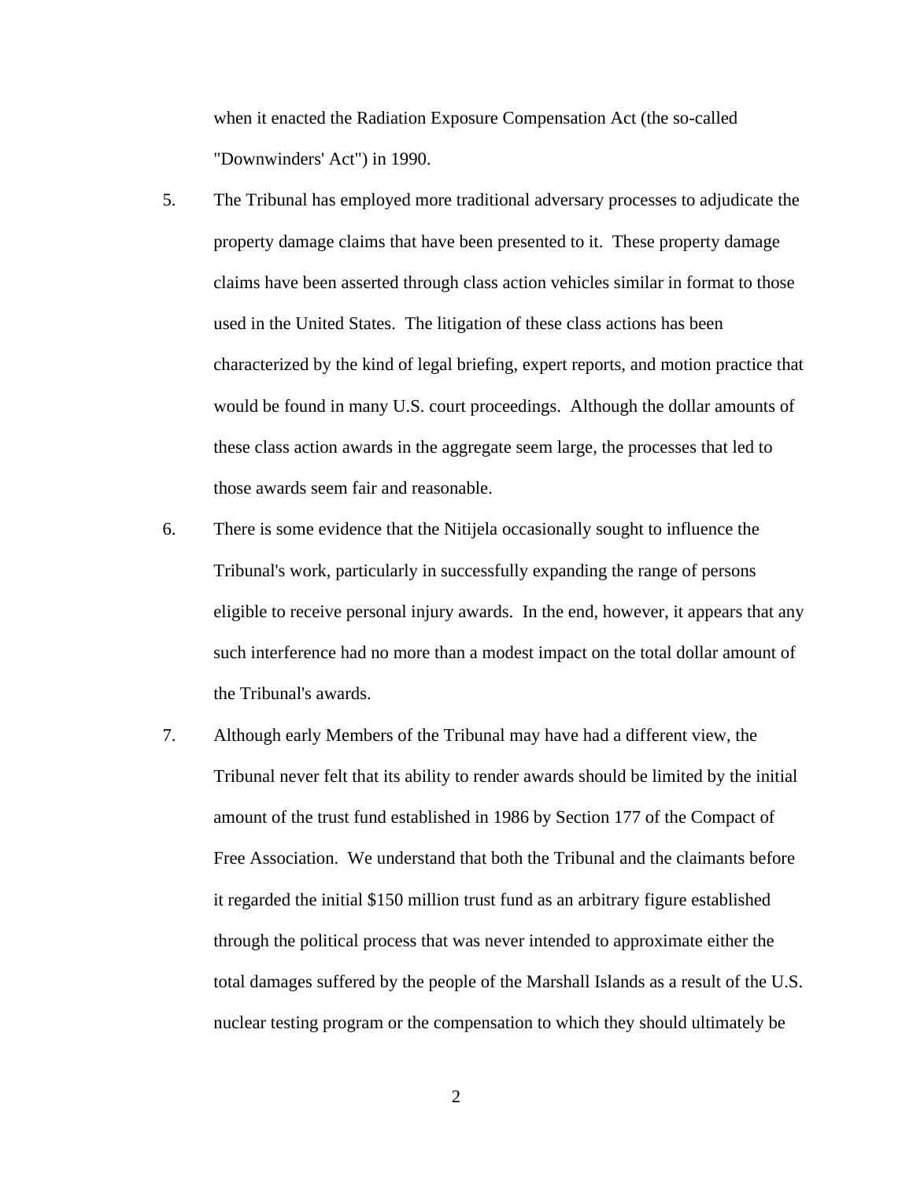when it enacted the Radiation Exposure Compensation Act (the so-called "Downwinders' Act") in 1990.

5. The Tribunal has employed more traditional adversary processes to adjudicate the property damage claims that have been presented to it. These property damage claims have been asserted through class action vehicles similar in format to those used in the United States. The litigation of these class actions has been characterized by the kind of legal briefing, expert reports, and motion practice that would be found in many U.S. court proceedings. Although the dollar amounts of these class action awards in the aggregate seem large, the processes that led to those awards seem fair and reasonable.

6. There is some evidence that the Nitijela occasionally sought to influence the Tribunal's work, particularly in successfully expanding the range of persons eligible to receive personal injury awards. In the end, however, it appears that any such interference had no more than a modest impact on the total dollar amount of the Tribunal's awards.

7. Although early Members of the Tribunal may have had a different view, the Tribunal never felt that its ability to render awards should be limited by the initial amount of the trust fund established in 1986 by Section 177 of the Compact of Free Association. We understand that both the Tribunal and the claimants before it regarded the initial $150 million trust fund as an arbitrary figure established through the political process that was never intended to approximate either the total damages suffered by the people of the Marshall Islands as a result of the U.S. nuclear testing program or the compensation to which they should ultimately be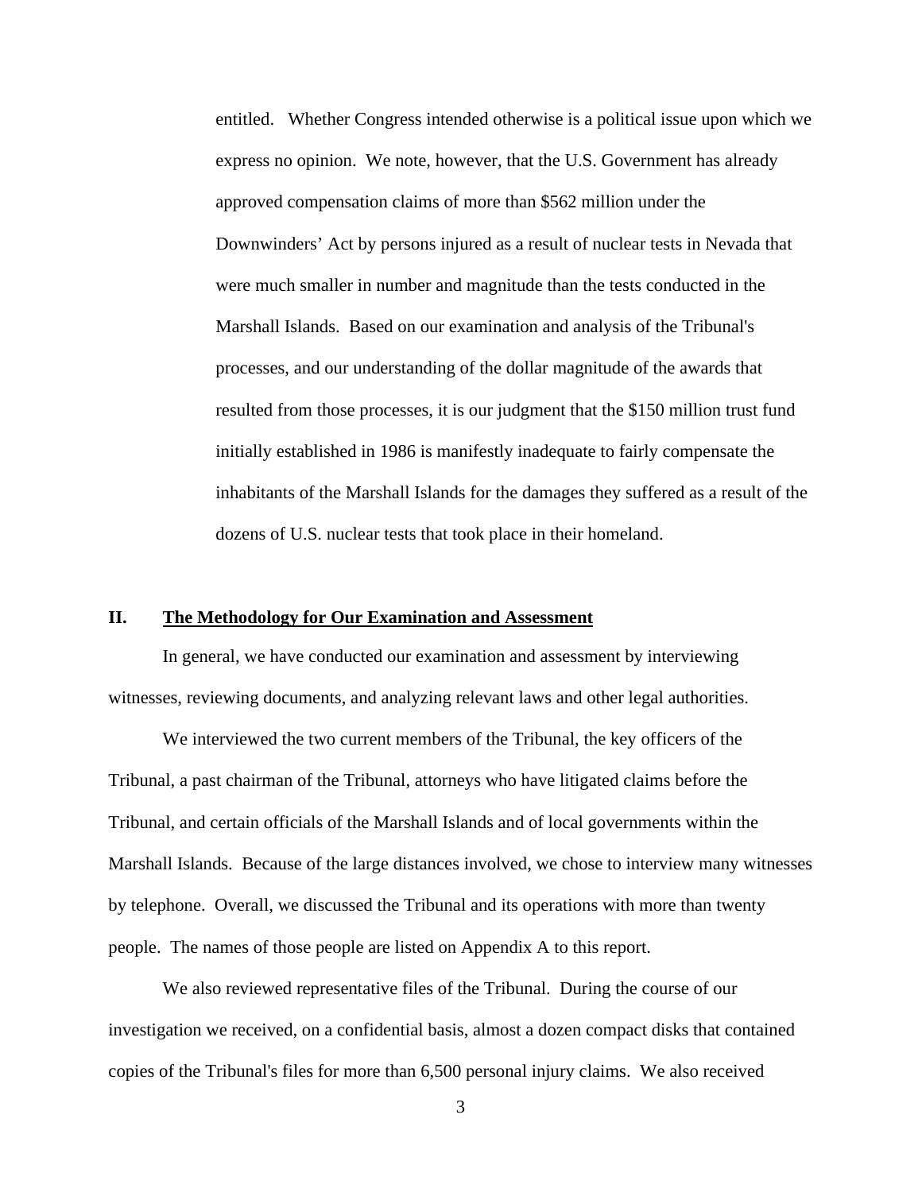entitled. Whether Congress intended otherwise is a political issue upon which we express no opinion. We note, however, that the U.S. Government has already approved compensation claims of more than $562 million under the Downwinders' Act by persons injured as a result of nuclear tests in Nevada that were much smaller in number and magnitude than the tests conducted in the Marshall Islands. Based on our examination and analysis of the Tribunal's processes, and our understanding of the dollar magnitude of the awards that resulted from those processes, it is our judgment that the $150 million trust fund initially established in 1986 is manifestly inadequate to fairly compensate the inhabitants of the Marshall Islands for the damages they suffered as a result of the dozens of U.S. nuclear tests that took place in their homeland.

## II. The Methodology for Our Examination and Assessment

In general, we have conducted our examination and assessment by interviewing witnesses, reviewing documents, and analyzing relevant laws and other legal authorities.

We interviewed the two current members of the Tribunal, the key officers of the Tribunal, a past chairman of the Tribunal, attorneys who have litigated claims before the Tribunal, and certain officials of the Marshall Islands and of local governments within the Marshall Islands. Because of the large distances involved, we chose to interview many witnesses by telephone. Overall, we discussed the Tribunal and its operations with more than twenty people. The names of those people are listed on Appendix A to this report.

We also reviewed representative files of the Tribunal. During the course of our investigation we received, on a confidential basis, almost a dozen compact disks that contained copies of the Tribunal's files for more than 6,500 personal injury claims. We also received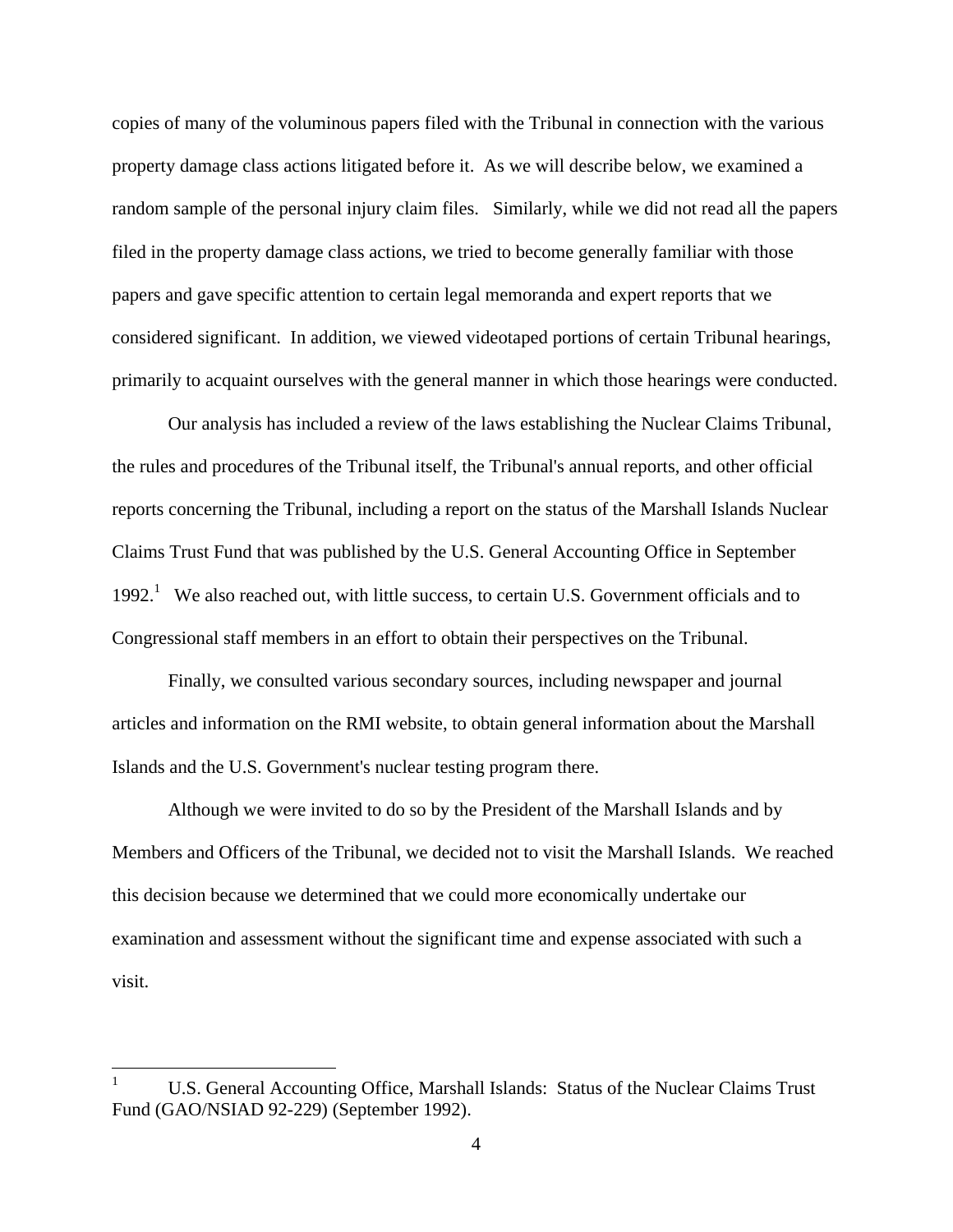copies of many of the voluminous papers filed with the Tribunal in connection with the various property damage class actions litigated before it. As we will describe below, we examined a random sample of the personal injury claim files. Similarly, while we did not read all the papers filed in the property damage class actions, we tried to become generally familiar with those papers and gave specific attention to certain legal memoranda and expert reports that we considered significant. In addition, we viewed videotaped portions of certain Tribunal hearings, primarily to acquaint ourselves with the general manner in which those hearings were conducted.

Our analysis has included a review of the laws establishing the Nuclear Claims Tribunal, the rules and procedures of the Tribunal itself, the Tribunal's annual reports, and other official reports concerning the Tribunal, including a report on the status of the Marshall Islands Nuclear Claims Trust Fund that was published by the U.S. General Accounting Office in September 1992.[1] We also reached out, with little success, to certain U.S. Government officials and to Congressional staff members in an effort to obtain their perspectives on the Tribunal.

Finally, we consulted various secondary sources, including newspaper and journal articles and information on the RMI website, to obtain general information about the Marshall Islands and the U.S. Government's nuclear testing program there.

Although we were invited to do so by the President of the Marshall Islands and by Members and Officers of the Tribunal, we decided not to visit the Marshall Islands. We reached this decision because we determined that we could more economically undertake our examination and assessment without the significant time and expense associated with such a visit.

---

[1] U.S. General Accounting Office, Marshall Islands: Status of the Nuclear Claims Trust Fund (GAO/NSIAD 92-229) (September 1992).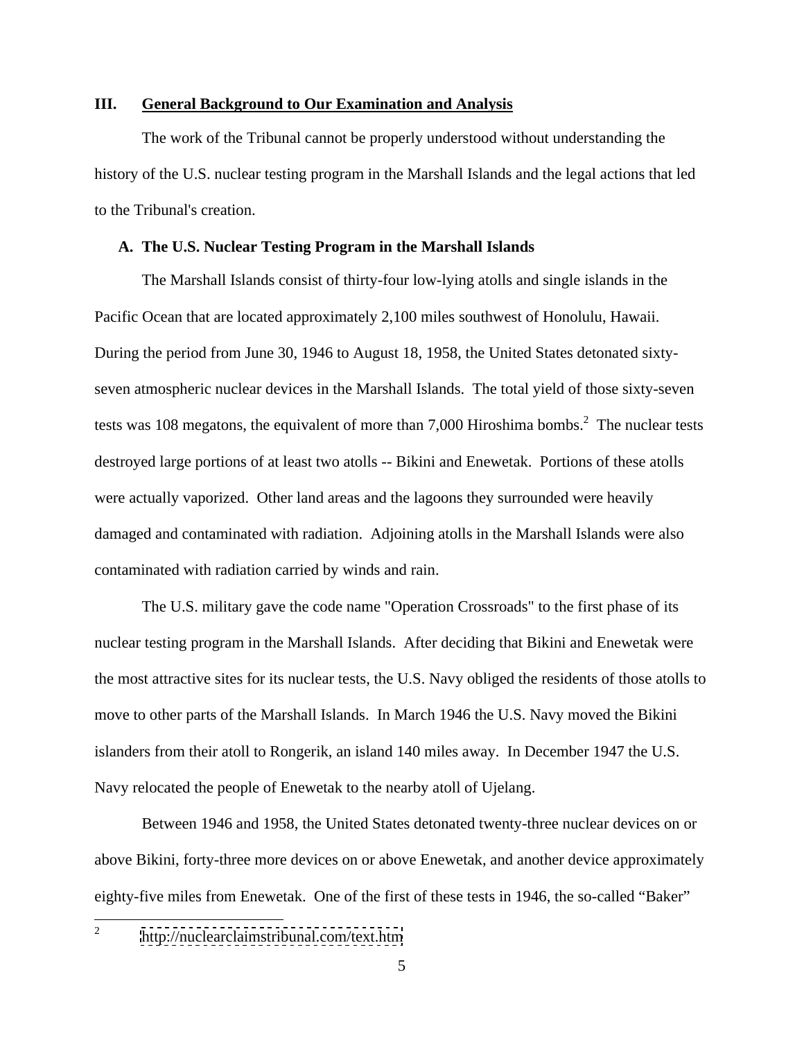## III. General Background to Our Examination and Analysis

The work of the Tribunal cannot be properly understood without understanding the history of the U.S. nuclear testing program in the Marshall Islands and the legal actions that led to the Tribunal's creation.

### A. The U.S. Nuclear Testing Program in the Marshall Islands

The Marshall Islands consist of thirty-four low-lying atolls and single islands in the Pacific Ocean that are located approximately 2,100 miles southwest of Honolulu, Hawaii. During the period from June 30, 1946 to August 18, 1958, the United States detonated sixty-seven atmospheric nuclear devices in the Marshall Islands. The total yield of those sixty-seven tests was 108 megatons, the equivalent of more than 7,000 Hiroshima bombs.[2] The nuclear tests destroyed large portions of at least two atolls -- Bikini and Enewetak. Portions of these atolls were actually vaporized. Other land areas and the lagoons they surrounded were heavily damaged and contaminated with radiation. Adjoining atolls in the Marshall Islands were also contaminated with radiation carried by winds and rain.

The U.S. military gave the code name "Operation Crossroads" to the first phase of its nuclear testing program in the Marshall Islands. After deciding that Bikini and Enewetak were the most attractive sites for its nuclear tests, the U.S. Navy obliged the residents of those atolls to move to other parts of the Marshall Islands. In March 1946 the U.S. Navy moved the Bikini islanders from their atoll to Rongerik, an island 140 miles away. In December 1947 the U.S. Navy relocated the people of Enewetak to the nearby atoll of Ujelang.

Between 1946 and 1958, the United States detonated twenty-three nuclear devices on or above Bikini, forty-three more devices on or above Enewetak, and another device approximately eighty-five miles from Enewetak. One of the first of these tests in 1946, the so-called "Baker"

---

[2] http://nuclearclaimstribunal.com/text.htm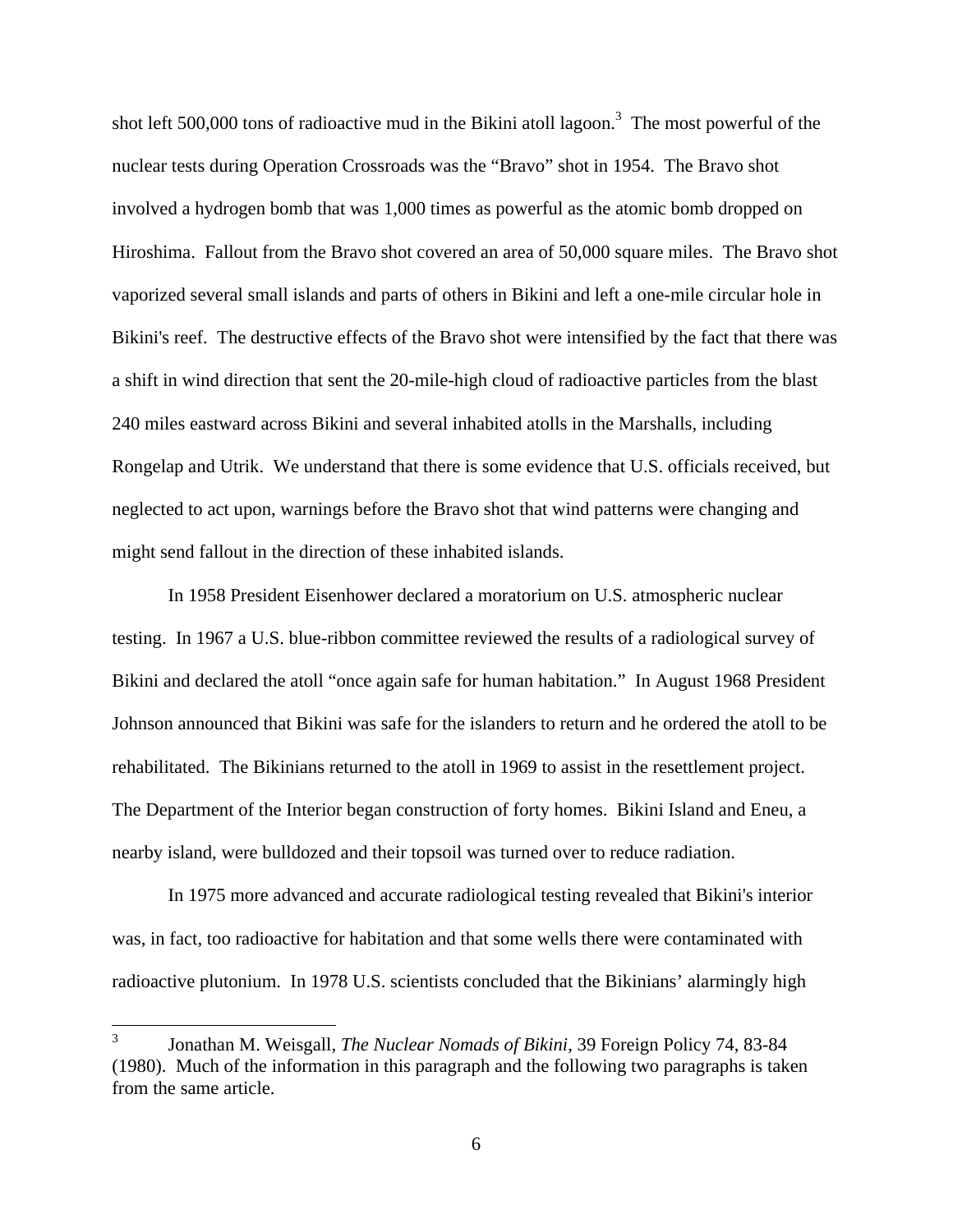shot left 500,000 tons of radioactive mud in the Bikini atoll lagoon.[3] The most powerful of the nuclear tests during Operation Crossroads was the "Bravo" shot in 1954. The Bravo shot involved a hydrogen bomb that was 1,000 times as powerful as the atomic bomb dropped on Hiroshima. Fallout from the Bravo shot covered an area of 50,000 square miles. The Bravo shot vaporized several small islands and parts of others in Bikini and left a one-mile circular hole in Bikini's reef. The destructive effects of the Bravo shot were intensified by the fact that there was a shift in wind direction that sent the 20-mile-high cloud of radioactive particles from the blast 240 miles eastward across Bikini and several inhabited atolls in the Marshalls, including Rongelap and Utrik. We understand that there is some evidence that U.S. officials received, but neglected to act upon, warnings before the Bravo shot that wind patterns were changing and might send fallout in the direction of these inhabited islands.

In 1958 President Eisenhower declared a moratorium on U.S. atmospheric nuclear testing. In 1967 a U.S. blue-ribbon committee reviewed the results of a radiological survey of Bikini and declared the atoll "once again safe for human habitation." In August 1968 President Johnson announced that Bikini was safe for the islanders to return and he ordered the atoll to be rehabilitated. The Bikinians returned to the atoll in 1969 to assist in the resettlement project. The Department of the Interior began construction of forty homes. Bikini Island and Eneu, a nearby island, were bulldozed and their topsoil was turned over to reduce radiation.

In 1975 more advanced and accurate radiological testing revealed that Bikini's interior was, in fact, too radioactive for habitation and that some wells there were contaminated with radioactive plutonium. In 1978 U.S. scientists concluded that the Bikinians' alarmingly high

---

[3] Jonathan M. Weisgall, *The Nuclear Nomads of Bikini*, 39 Foreign Policy 74, 83-84 (1980). Much of the information in this paragraph and the following two paragraphs is taken from the same article.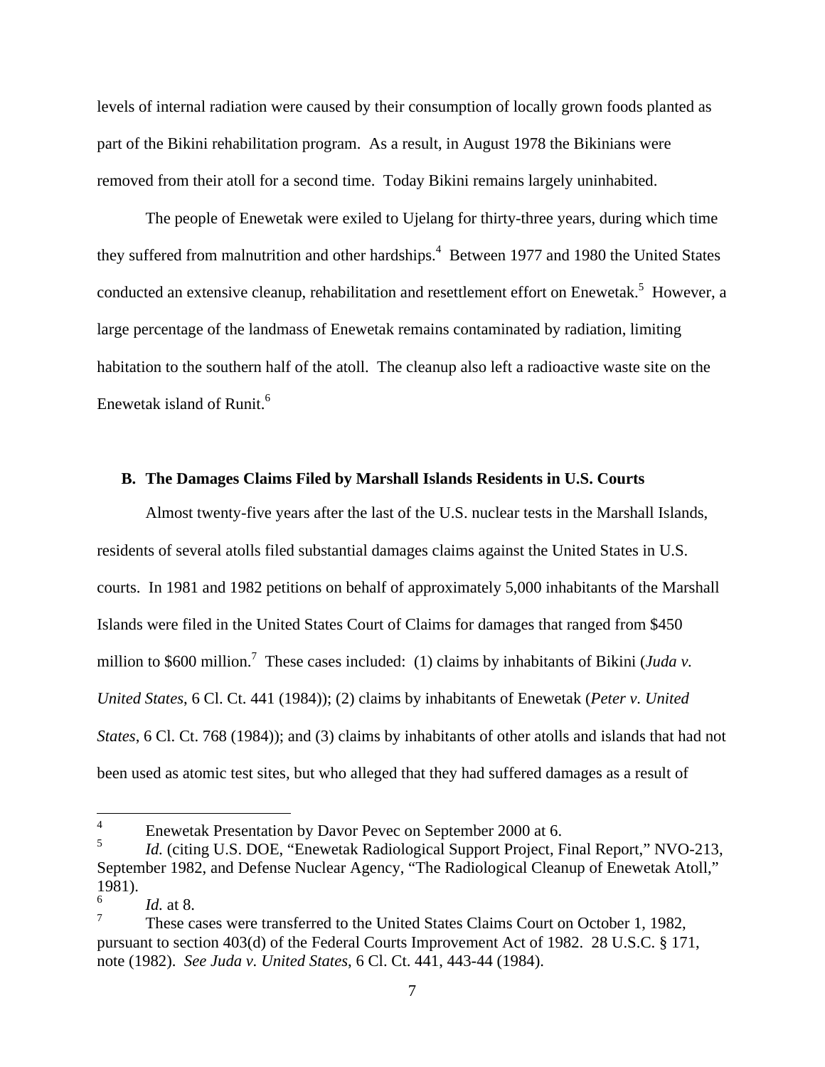levels of internal radiation were caused by their consumption of locally grown foods planted as part of the Bikini rehabilitation program. As a result, in August 1978 the Bikinians were removed from their atoll for a second time. Today Bikini remains largely uninhabited.

The people of Enewetak were exiled to Ujelang for thirty-three years, during which time they suffered from malnutrition and other hardships.[4] Between 1977 and 1980 the United States conducted an extensive cleanup, rehabilitation and resettlement effort on Enewetak.[5] However, a large percentage of the landmass of Enewetak remains contaminated by radiation, limiting habitation to the southern half of the atoll. The cleanup also left a radioactive waste site on the Enewetak island of Runit.[6]

### B. The Damages Claims Filed by Marshall Islands Residents in U.S. Courts

Almost twenty-five years after the last of the U.S. nuclear tests in the Marshall Islands, residents of several atolls filed substantial damages claims against the United States in U.S. courts. In 1981 and 1982 petitions on behalf of approximately 5,000 inhabitants of the Marshall Islands were filed in the United States Court of Claims for damages that ranged from $450 million to $600 million.[7] These cases included: (1) claims by inhabitants of Bikini (*Juda v. United States*, 6 Cl. Ct. 441 (1984)); (2) claims by inhabitants of Enewetak (*Peter v. United States*, 6 Cl. Ct. 768 (1984)); and (3) claims by inhabitants of other atolls and islands that had not been used as atomic test sites, but who alleged that they had suffered damages as a result of

---

[4] Enewetak Presentation by Davor Pevec on September 2000 at 6.

[5] *Id.* (citing U.S. DOE, "Enewetak Radiological Support Project, Final Report," NVO-213, September 1982, and Defense Nuclear Agency, "The Radiological Cleanup of Enewetak Atoll," 1981).

[6] *Id.* at 8.

[7] These cases were transferred to the United States Claims Court on October 1, 1982, pursuant to section 403(d) of the Federal Courts Improvement Act of 1982. 28 U.S.C. § 171, note (1982). *See Juda v. United States*, 6 Cl. Ct. 441, 443-44 (1984).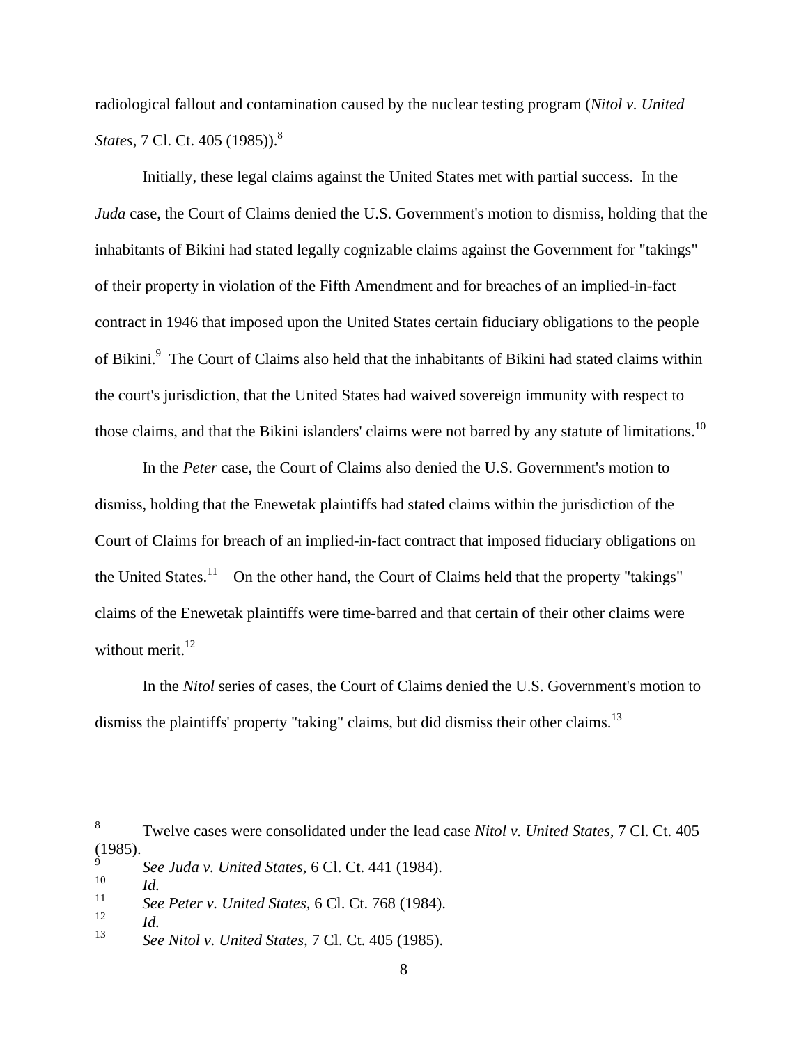radiological fallout and contamination caused by the nuclear testing program (*Nitol v. United States*, 7 Cl. Ct. 405 (1985)).[8]

Initially, these legal claims against the United States met with partial success. In the *Juda* case, the Court of Claims denied the U.S. Government's motion to dismiss, holding that the inhabitants of Bikini had stated legally cognizable claims against the Government for "takings" of their property in violation of the Fifth Amendment and for breaches of an implied-in-fact contract in 1946 that imposed upon the United States certain fiduciary obligations to the people of Bikini.[9] The Court of Claims also held that the inhabitants of Bikini had stated claims within the court's jurisdiction, that the United States had waived sovereign immunity with respect to those claims, and that the Bikini islanders' claims were not barred by any statute of limitations.[10]

In the *Peter* case, the Court of Claims also denied the U.S. Government's motion to dismiss, holding that the Enewetak plaintiffs had stated claims within the jurisdiction of the Court of Claims for breach of an implied-in-fact contract that imposed fiduciary obligations on the United States.[11] On the other hand, the Court of Claims held that the property "takings" claims of the Enewetak plaintiffs were time-barred and that certain of their other claims were without merit.[12]

In the *Nitol* series of cases, the Court of Claims denied the U.S. Government's motion to dismiss the plaintiffs' property "taking" claims, but did dismiss their other claims.[13]

---

[8] Twelve cases were consolidated under the lead case *Nitol v. United States*, 7 Cl. Ct. 405 (1985).

[9] *See Juda v. United States*, 6 Cl. Ct. 441 (1984).

[10] *Id.*

[11] *See Peter v. United States*, 6 Cl. Ct. 768 (1984).

[12] *Id.*

[13] *See Nitol v. United States*, 7 Cl. Ct. 405 (1985).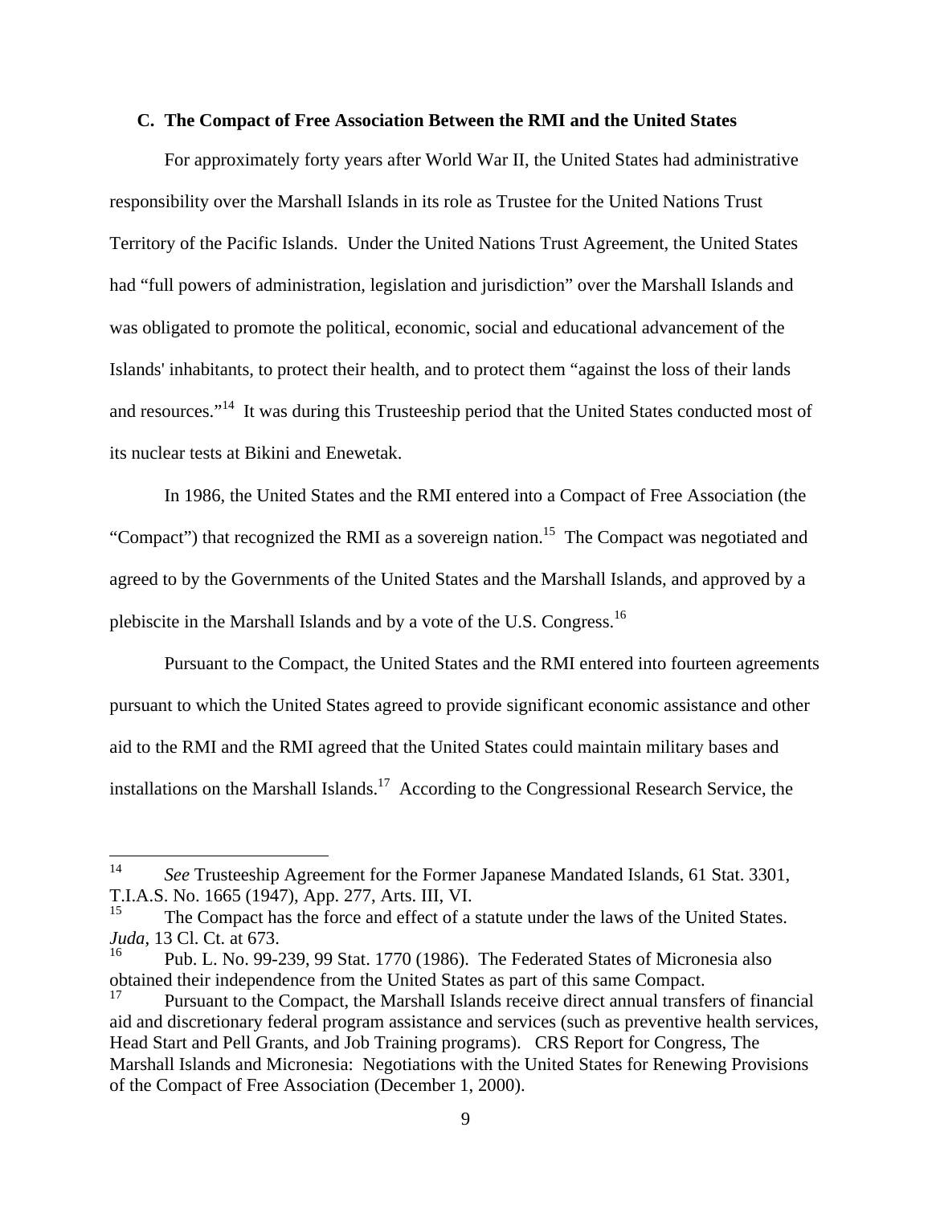### C. The Compact of Free Association Between the RMI and the United States

For approximately forty years after World War II, the United States had administrative responsibility over the Marshall Islands in its role as Trustee for the United Nations Trust Territory of the Pacific Islands. Under the United Nations Trust Agreement, the United States had "full powers of administration, legislation and jurisdiction" over the Marshall Islands and was obligated to promote the political, economic, social and educational advancement of the Islands' inhabitants, to protect their health, and to protect them "against the loss of their lands and resources."[14] It was during this Trusteeship period that the United States conducted most of its nuclear tests at Bikini and Enewetak.

In 1986, the United States and the RMI entered into a Compact of Free Association (the "Compact") that recognized the RMI as a sovereign nation.[15] The Compact was negotiated and agreed to by the Governments of the United States and the Marshall Islands, and approved by a plebiscite in the Marshall Islands and by a vote of the U.S. Congress.[16]

Pursuant to the Compact, the United States and the RMI entered into fourteen agreements pursuant to which the United States agreed to provide significant economic assistance and other aid to the RMI and the RMI agreed that the United States could maintain military bases and installations on the Marshall Islands.[17] According to the Congressional Research Service, the

---

[14] *See* Trusteeship Agreement for the Former Japanese Mandated Islands, 61 Stat. 3301, T.I.A.S. No. 1665 (1947), App. 277, Arts. III, VI.

[15] The Compact has the force and effect of a statute under the laws of the United States. *Juda*, 13 Cl. Ct. at 673.

[16] Pub. L. No. 99-239, 99 Stat. 1770 (1986). The Federated States of Micronesia also obtained their independence from the United States as part of this same Compact.

[17] Pursuant to the Compact, the Marshall Islands receive direct annual transfers of financial aid and discretionary federal program assistance and services (such as preventive health services, Head Start and Pell Grants, and Job Training programs). CRS Report for Congress, The Marshall Islands and Micronesia: Negotiations with the United States for Renewing Provisions of the Compact of Free Association (December 1, 2000).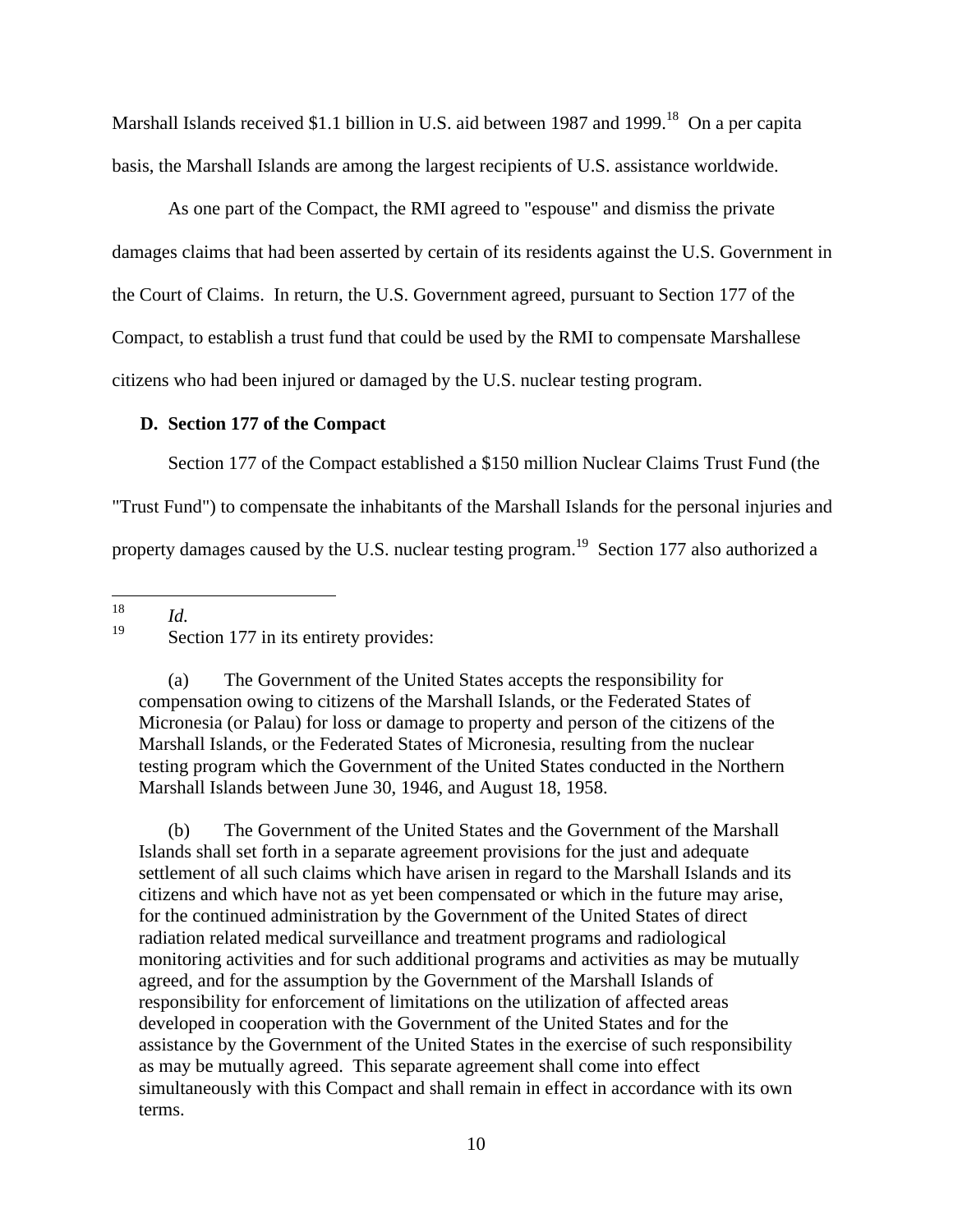Marshall Islands received $1.1 billion in U.S. aid between 1987 and 1999.[18] On a per capita basis, the Marshall Islands are among the largest recipients of U.S. assistance worldwide.

As one part of the Compact, the RMI agreed to "espouse" and dismiss the private damages claims that had been asserted by certain of its residents against the U.S. Government in the Court of Claims. In return, the U.S. Government agreed, pursuant to Section 177 of the Compact, to establish a trust fund that could be used by the RMI to compensate Marshallese citizens who had been injured or damaged by the U.S. nuclear testing program.

### D. Section 177 of the Compact

Section 177 of the Compact established a $150 million Nuclear Claims Trust Fund (the "Trust Fund") to compensate the inhabitants of the Marshall Islands for the personal injuries and property damages caused by the U.S. nuclear testing program.[19] Section 177 also authorized a

---

[18] *Id.*

[19] Section 177 in its entirety provides:

> (a) The Government of the United States accepts the responsibility for compensation owing to citizens of the Marshall Islands, or the Federated States of Micronesia (or Palau) for loss or damage to property and person of the citizens of the Marshall Islands, or the Federated States of Micronesia, resulting from the nuclear testing program which the Government of the United States conducted in the Northern Marshall Islands between June 30, 1946, and August 18, 1958.
>
> (b) The Government of the United States and the Government of the Marshall Islands shall set forth in a separate agreement provisions for the just and adequate settlement of all such claims which have arisen in regard to the Marshall Islands and its citizens and which have not as yet been compensated or which in the future may arise, for the continued administration by the Government of the United States of direct radiation related medical surveillance and treatment programs and radiological monitoring activities and for such additional programs and activities as may be mutually agreed, and for the assumption by the Government of the Marshall Islands of responsibility for enforcement of limitations on the utilization of affected areas developed in cooperation with the Government of the United States and for the assistance by the Government of the United States in the exercise of such responsibility as may be mutually agreed. This separate agreement shall come into effect simultaneously with this Compact and shall remain in effect in accordance with its own terms.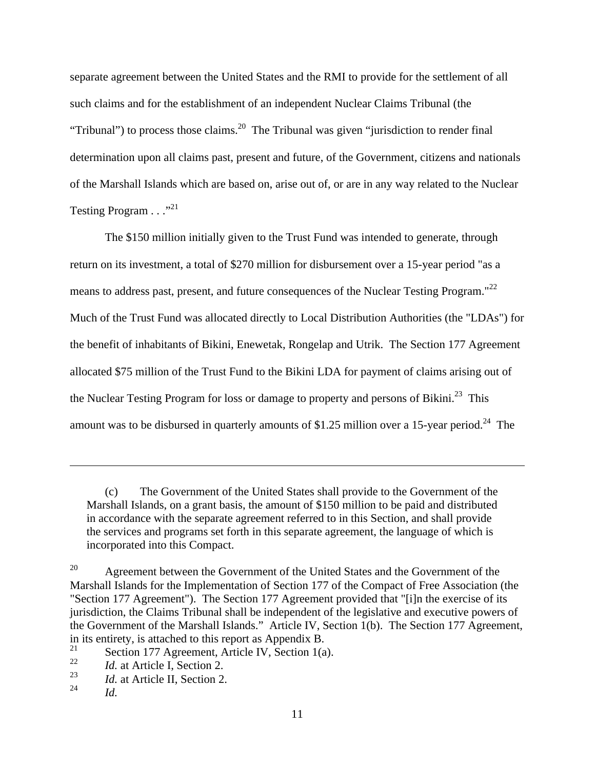separate agreement between the United States and the RMI to provide for the settlement of all such claims and for the establishment of an independent Nuclear Claims Tribunal (the "Tribunal") to process those claims.[20] The Tribunal was given "jurisdiction to render final determination upon all claims past, present and future, of the Government, citizens and nationals of the Marshall Islands which are based on, arise out of, or are in any way related to the Nuclear Testing Program . . ."[21]

The $150 million initially given to the Trust Fund was intended to generate, through return on its investment, a total of $270 million for disbursement over a 15-year period "as a means to address past, present, and future consequences of the Nuclear Testing Program."[22] Much of the Trust Fund was allocated directly to Local Distribution Authorities (the "LDAs") for the benefit of inhabitants of Bikini, Enewetak, Rongelap and Utrik. The Section 177 Agreement allocated $75 million of the Trust Fund to the Bikini LDA for payment of claims arising out of the Nuclear Testing Program for loss or damage to property and persons of Bikini.[23] This amount was to be disbursed in quarterly amounts of $1.25 million over a 15-year period.[24] The

---

> (c) The Government of the United States shall provide to the Government of the Marshall Islands, on a grant basis, the amount of $150 million to be paid and distributed in accordance with the separate agreement referred to in this Section, and shall provide the services and programs set forth in this separate agreement, the language of which is incorporated into this Compact.

[20] Agreement between the Government of the United States and the Government of the Marshall Islands for the Implementation of Section 177 of the Compact of Free Association (the "Section 177 Agreement"). The Section 177 Agreement provided that "[i]n the exercise of its jurisdiction, the Claims Tribunal shall be independent of the legislative and executive powers of the Government of the Marshall Islands." Article IV, Section 1(b). The Section 177 Agreement, in its entirety, is attached to this report as Appendix B.

[21] Section 177 Agreement, Article IV, Section 1(a).

[22] *Id.* at Article I, Section 2.

[23] *Id.* at Article II, Section 2.

[24] *Id.*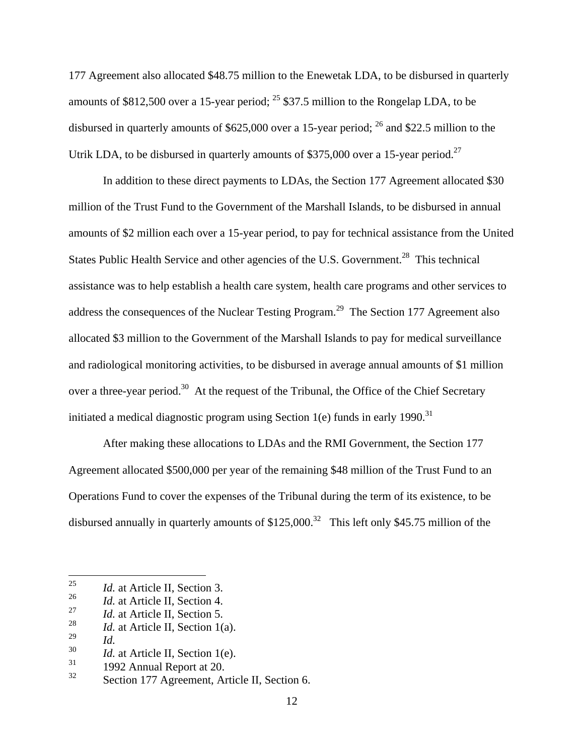177 Agreement also allocated $48.75 million to the Enewetak LDA, to be disbursed in quarterly amounts of $812,500 over a 15-year period; [25] $37.5 million to the Rongelap LDA, to be disbursed in quarterly amounts of $625,000 over a 15-year period; [26] and $22.5 million to the Utrik LDA, to be disbursed in quarterly amounts of $375,000 over a 15-year period.[27]

In addition to these direct payments to LDAs, the Section 177 Agreement allocated $30 million of the Trust Fund to the Government of the Marshall Islands, to be disbursed in annual amounts of $2 million each over a 15-year period, to pay for technical assistance from the United States Public Health Service and other agencies of the U.S. Government.[28] This technical assistance was to help establish a health care system, health care programs and other services to address the consequences of the Nuclear Testing Program.[29] The Section 177 Agreement also allocated $3 million to the Government of the Marshall Islands to pay for medical surveillance and radiological monitoring activities, to be disbursed in average annual amounts of $1 million over a three-year period.[30] At the request of the Tribunal, the Office of the Chief Secretary initiated a medical diagnostic program using Section 1(e) funds in early 1990.[31]

After making these allocations to LDAs and the RMI Government, the Section 177 Agreement allocated $500,000 per year of the remaining $48 million of the Trust Fund to an Operations Fund to cover the expenses of the Tribunal during the term of its existence, to be disbursed annually in quarterly amounts of $125,000.[32] This left only $45.75 million of the

---

[25] *Id.* at Article II, Section 3.

[26] *Id.* at Article II, Section 4.

[27] *Id.* at Article II, Section 5.

[28] *Id.* at Article II, Section 1(a).

[29] *Id.*

[30] *Id.* at Article II, Section 1(e).

[31] 1992 Annual Report at 20.

[32] Section 177 Agreement, Article II, Section 6.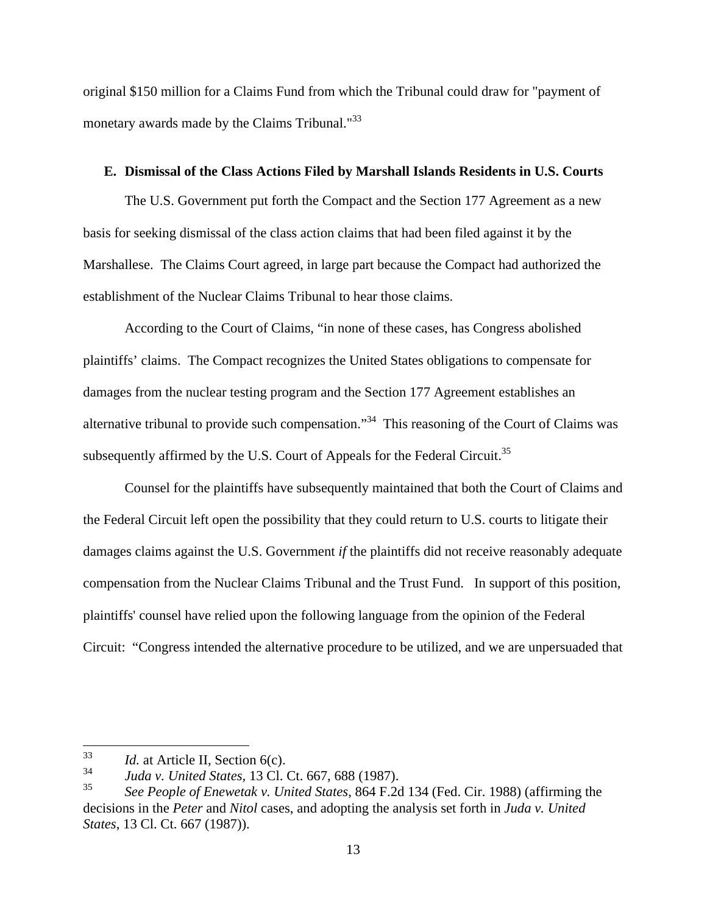original $150 million for a Claims Fund from which the Tribunal could draw for "payment of monetary awards made by the Claims Tribunal."[33]

### E. Dismissal of the Class Actions Filed by Marshall Islands Residents in U.S. Courts

The U.S. Government put forth the Compact and the Section 177 Agreement as a new basis for seeking dismissal of the class action claims that had been filed against it by the Marshallese. The Claims Court agreed, in large part because the Compact had authorized the establishment of the Nuclear Claims Tribunal to hear those claims.

According to the Court of Claims, "in none of these cases, has Congress abolished plaintiffs' claims. The Compact recognizes the United States obligations to compensate for damages from the nuclear testing program and the Section 177 Agreement establishes an alternative tribunal to provide such compensation."[34] This reasoning of the Court of Claims was subsequently affirmed by the U.S. Court of Appeals for the Federal Circuit.[35]

Counsel for the plaintiffs have subsequently maintained that both the Court of Claims and the Federal Circuit left open the possibility that they could return to U.S. courts to litigate their damages claims against the U.S. Government *if* the plaintiffs did not receive reasonably adequate compensation from the Nuclear Claims Tribunal and the Trust Fund. In support of this position, plaintiffs' counsel have relied upon the following language from the opinion of the Federal Circuit: "Congress intended the alternative procedure to be utilized, and we are unpersuaded that

---

[33] *Id.* at Article II, Section 6(c).

[34] *Juda v. United States,* 13 Cl. Ct. 667, 688 (1987).

[35] *See People of Enewetak v. United States*, 864 F.2d 134 (Fed. Cir. 1988) (affirming the decisions in the *Peter* and *Nitol* cases, and adopting the analysis set forth in *Juda v. United States*, 13 Cl. Ct. 667 (1987)).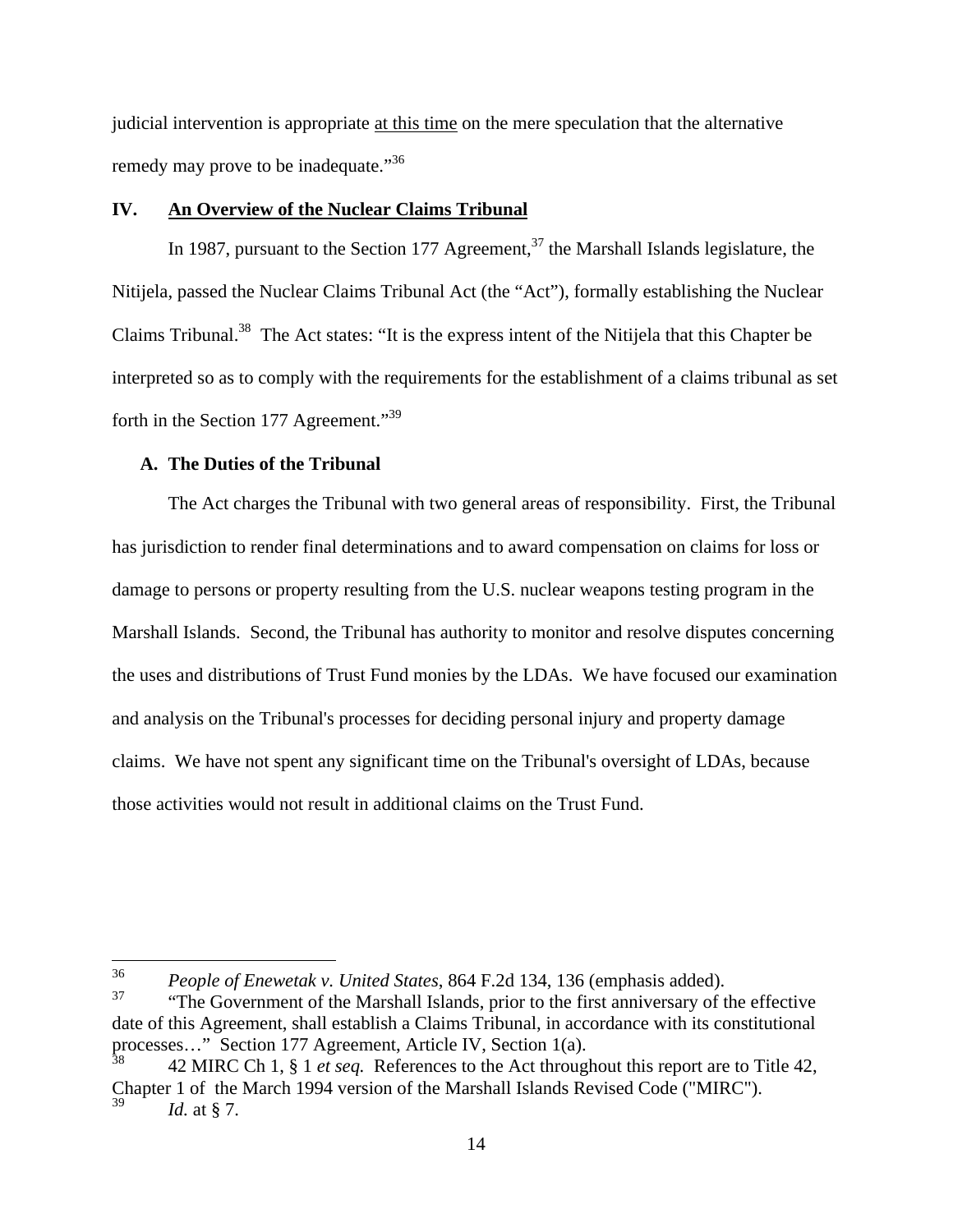judicial intervention is appropriate <u>at this time</u> on the mere speculation that the alternative remedy may prove to be inadequate."[36]

## IV. <u>An Overview of the Nuclear Claims Tribunal</u>

In 1987, pursuant to the Section 177 Agreement,[37] the Marshall Islands legislature, the Nitijela, passed the Nuclear Claims Tribunal Act (the "Act"), formally establishing the Nuclear Claims Tribunal.[38] The Act states: "It is the express intent of the Nitijela that this Chapter be interpreted so as to comply with the requirements for the establishment of a claims tribunal as set forth in the Section 177 Agreement."[39]

### A. The Duties of the Tribunal

The Act charges the Tribunal with two general areas of responsibility. First, the Tribunal has jurisdiction to render final determinations and to award compensation on claims for loss or damage to persons or property resulting from the U.S. nuclear weapons testing program in the Marshall Islands. Second, the Tribunal has authority to monitor and resolve disputes concerning the uses and distributions of Trust Fund monies by the LDAs. We have focused our examination and analysis on the Tribunal's processes for deciding personal injury and property damage claims. We have not spent any significant time on the Tribunal's oversight of LDAs, because those activities would not result in additional claims on the Trust Fund.

---

[36] *People of Enewetak v. United States*, 864 F.2d 134, 136 (emphasis added).

[37] "The Government of the Marshall Islands, prior to the first anniversary of the effective date of this Agreement, shall establish a Claims Tribunal, in accordance with its constitutional processes…" Section 177 Agreement, Article IV, Section 1(a).

[38] 42 MIRC Ch 1, § 1 *et seq.* References to the Act throughout this report are to Title 42, Chapter 1 of the March 1994 version of the Marshall Islands Revised Code ("MIRC").

[39] *Id.* at § 7.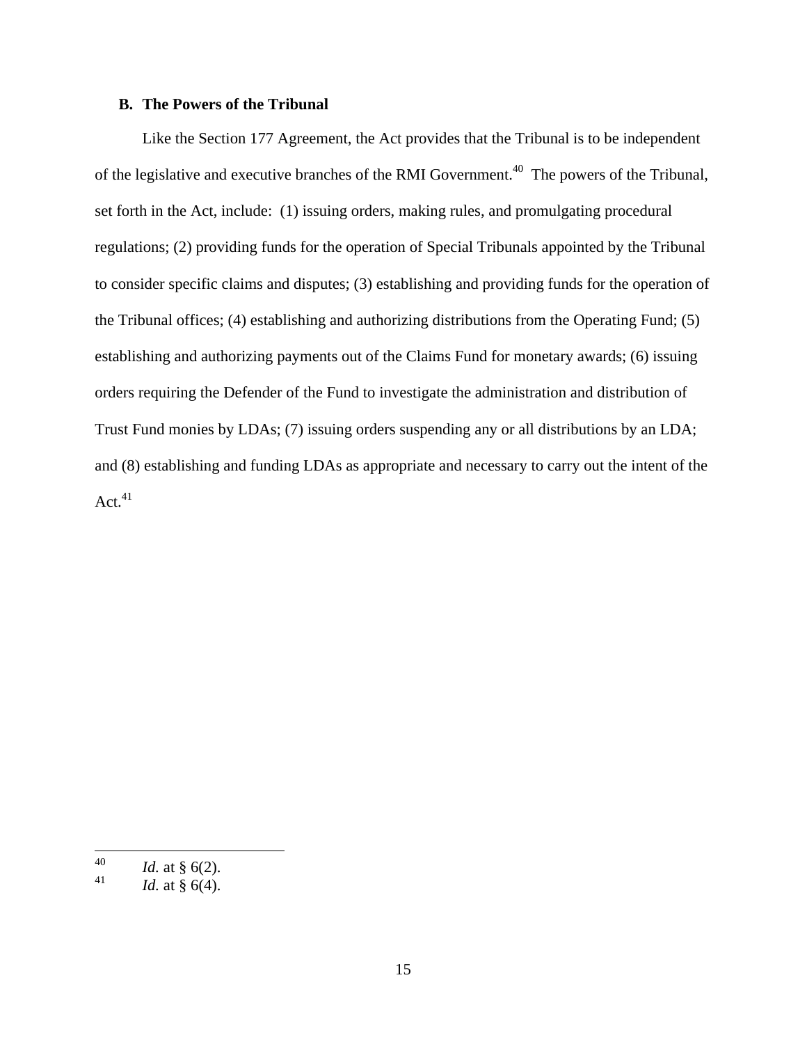### B. The Powers of the Tribunal

Like the Section 177 Agreement, the Act provides that the Tribunal is to be independent of the legislative and executive branches of the RMI Government.[40] The powers of the Tribunal, set forth in the Act, include: (1) issuing orders, making rules, and promulgating procedural regulations; (2) providing funds for the operation of Special Tribunals appointed by the Tribunal to consider specific claims and disputes; (3) establishing and providing funds for the operation of the Tribunal offices; (4) establishing and authorizing distributions from the Operating Fund; (5) establishing and authorizing payments out of the Claims Fund for monetary awards; (6) issuing orders requiring the Defender of the Fund to investigate the administration and distribution of Trust Fund monies by LDAs; (7) issuing orders suspending any or all distributions by an LDA; and (8) establishing and funding LDAs as appropriate and necessary to carry out the intent of the Act.[41]

---

[40] *Id.* at § 6(2).

[41] *Id.* at § 6(4).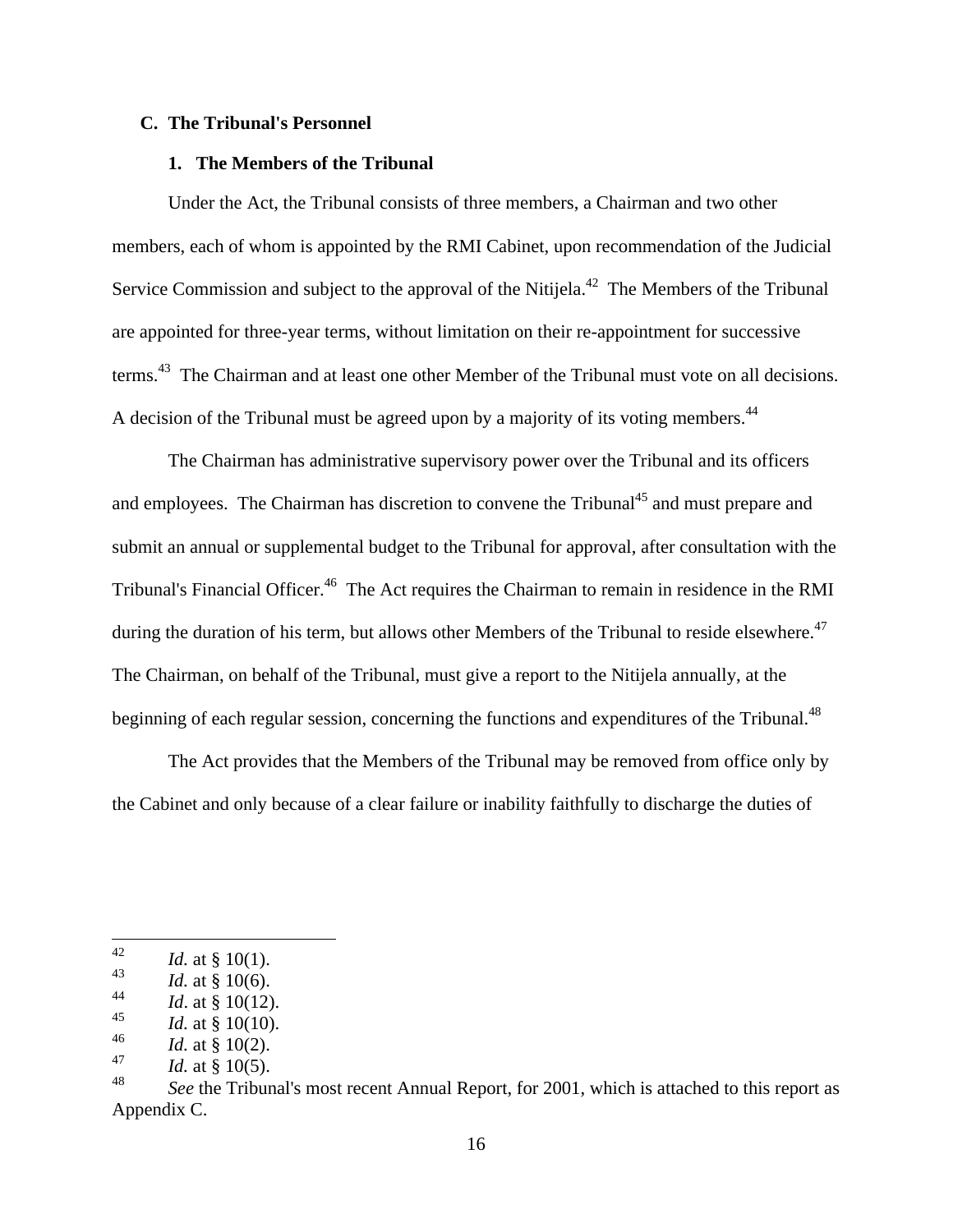### C. The Tribunal's Personnel

#### 1. The Members of the Tribunal

Under the Act, the Tribunal consists of three members, a Chairman and two other members, each of whom is appointed by the RMI Cabinet, upon recommendation of the Judicial Service Commission and subject to the approval of the Nitijela.[42] The Members of the Tribunal are appointed for three-year terms, without limitation on their re-appointment for successive terms.[43] The Chairman and at least one other Member of the Tribunal must vote on all decisions. A decision of the Tribunal must be agreed upon by a majority of its voting members.[44]

The Chairman has administrative supervisory power over the Tribunal and its officers and employees. The Chairman has discretion to convene the Tribunal[45] and must prepare and submit an annual or supplemental budget to the Tribunal for approval, after consultation with the Tribunal's Financial Officer.[46] The Act requires the Chairman to remain in residence in the RMI during the duration of his term, but allows other Members of the Tribunal to reside elsewhere.[47] The Chairman, on behalf of the Tribunal, must give a report to the Nitijela annually, at the beginning of each regular session, concerning the functions and expenditures of the Tribunal.[48]

The Act provides that the Members of the Tribunal may be removed from office only by the Cabinet and only because of a clear failure or inability faithfully to discharge the duties of

---

[42] *Id.* at § 10(1).

[43] *Id.* at § 10(6).

[44] *Id*. at § 10(12).

[45] *Id.* at § 10(10).

[46] *Id.* at § 10(2).

[47] *Id.* at § 10(5).

[48] *See* the Tribunal's most recent Annual Report, for 2001, which is attached to this report as Appendix C.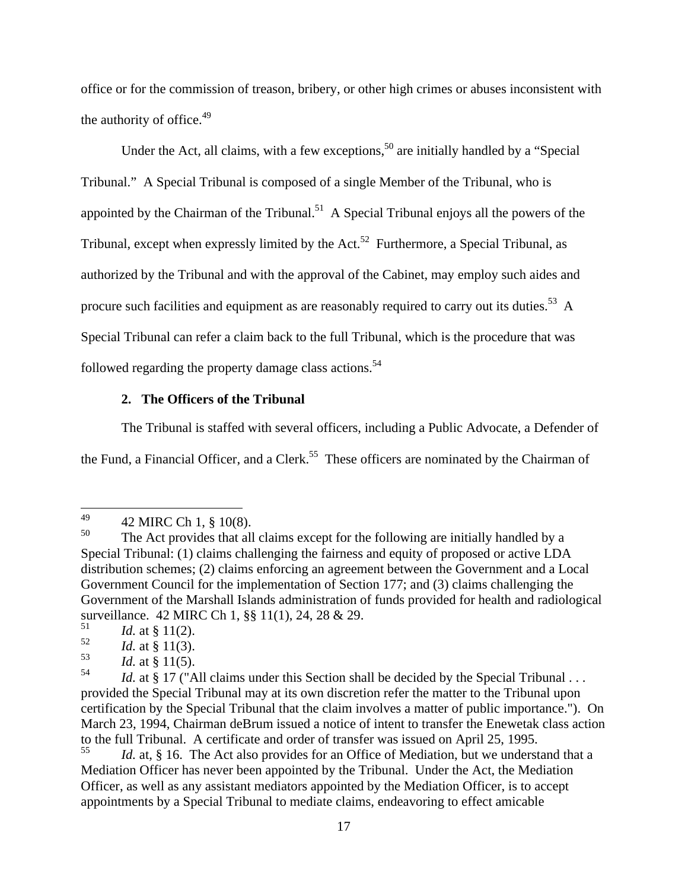office or for the commission of treason, bribery, or other high crimes or abuses inconsistent with the authority of office.[49]

Under the Act, all claims, with a few exceptions,[50] are initially handled by a "Special Tribunal." A Special Tribunal is composed of a single Member of the Tribunal, who is appointed by the Chairman of the Tribunal.[51] A Special Tribunal enjoys all the powers of the Tribunal, except when expressly limited by the Act.[52] Furthermore, a Special Tribunal, as authorized by the Tribunal and with the approval of the Cabinet, may employ such aides and procure such facilities and equipment as are reasonably required to carry out its duties.[53] A Special Tribunal can refer a claim back to the full Tribunal, which is the procedure that was followed regarding the property damage class actions.[54]

### 2. The Officers of the Tribunal

The Tribunal is staffed with several officers, including a Public Advocate, a Defender of the Fund, a Financial Officer, and a Clerk.[55] These officers are nominated by the Chairman of

---

[49] 42 MIRC Ch 1, § 10(8).

[50] The Act provides that all claims except for the following are initially handled by a Special Tribunal: (1) claims challenging the fairness and equity of proposed or active LDA distribution schemes; (2) claims enforcing an agreement between the Government and a Local Government Council for the implementation of Section 177; and (3) claims challenging the Government of the Marshall Islands administration of funds provided for health and radiological surveillance. 42 MIRC Ch 1, §§ 11(1), 24, 28 & 29.

[51] *Id.* at § 11(2).

[52] *Id.* at § 11(3).

[53] *Id.* at § 11(5).

[54] *Id.* at § 17 ("All claims under this Section shall be decided by the Special Tribunal . . . provided the Special Tribunal may at its own discretion refer the matter to the Tribunal upon certification by the Special Tribunal that the claim involves a matter of public importance."). On March 23, 1994, Chairman deBrum issued a notice of intent to transfer the Enewetak class action to the full Tribunal. A certificate and order of transfer was issued on April 25, 1995.

[55] *Id.* at, § 16. The Act also provides for an Office of Mediation, but we understand that a Mediation Officer has never been appointed by the Tribunal. Under the Act, the Mediation Officer, as well as any assistant mediators appointed by the Mediation Officer, is to accept appointments by a Special Tribunal to mediate claims, endeavoring to effect amicable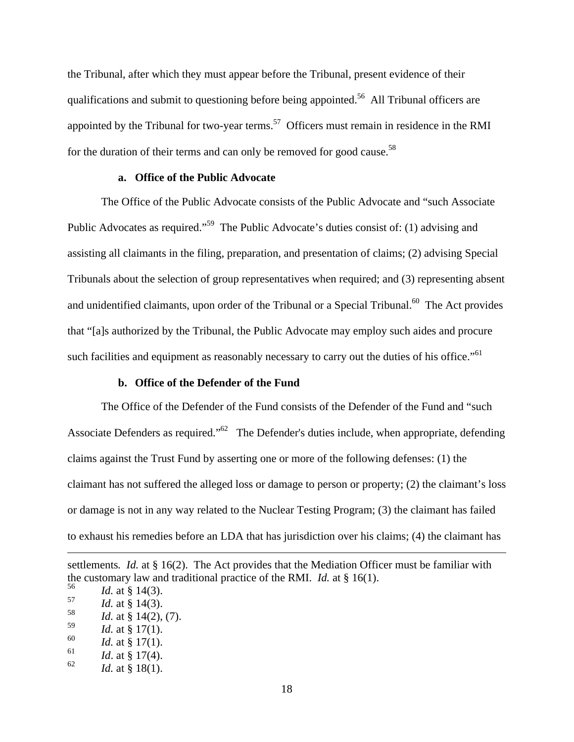the Tribunal, after which they must appear before the Tribunal, present evidence of their qualifications and submit to questioning before being appointed.[56] All Tribunal officers are appointed by the Tribunal for two-year terms.[57] Officers must remain in residence in the RMI for the duration of their terms and can only be removed for good cause.[58]

### a. Office of the Public Advocate

The Office of the Public Advocate consists of the Public Advocate and "such Associate Public Advocates as required."[59] The Public Advocate's duties consist of: (1) advising and assisting all claimants in the filing, preparation, and presentation of claims; (2) advising Special Tribunals about the selection of group representatives when required; and (3) representing absent and unidentified claimants, upon order of the Tribunal or a Special Tribunal.[60] The Act provides that "[a]s authorized by the Tribunal, the Public Advocate may employ such aides and procure such facilities and equipment as reasonably necessary to carry out the duties of his office."[61]

### b. Office of the Defender of the Fund

The Office of the Defender of the Fund consists of the Defender of the Fund and "such Associate Defenders as required."[62] The Defender's duties include, when appropriate, defending claims against the Trust Fund by asserting one or more of the following defenses: (1) the claimant has not suffered the alleged loss or damage to person or property; (2) the claimant's loss or damage is not in any way related to the Nuclear Testing Program; (3) the claimant has failed to exhaust his remedies before an LDA that has jurisdiction over his claims; (4) the claimant has

---

settlements. *Id.* at § 16(2). The Act provides that the Mediation Officer must be familiar with the customary law and traditional practice of the RMI. *Id.* at § 16(1).

[56] *Id.* at § 14(3).

[57] *Id.* at § 14(3).

[58] *Id.* at § 14(2), (7).

[59] *Id.* at § 17(1).

[60] *Id.* at § 17(1).

[61] *Id*. at § 17(4).

[62] *Id.* at § 18(1).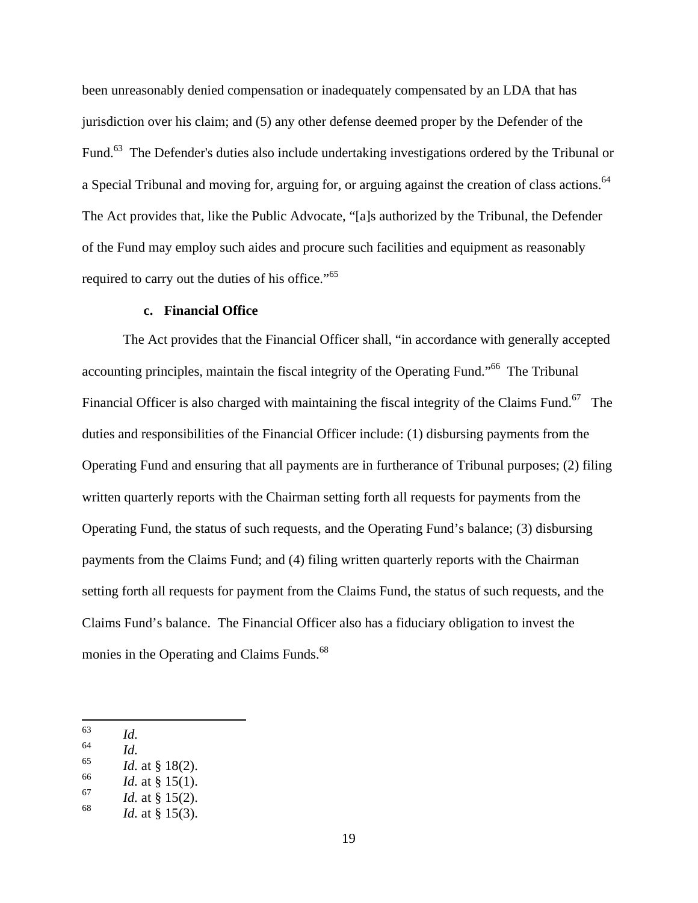been unreasonably denied compensation or inadequately compensated by an LDA that has jurisdiction over his claim; and (5) any other defense deemed proper by the Defender of the Fund.[63] The Defender's duties also include undertaking investigations ordered by the Tribunal or a Special Tribunal and moving for, arguing for, or arguing against the creation of class actions.[64] The Act provides that, like the Public Advocate, "[a]s authorized by the Tribunal, the Defender of the Fund may employ such aides and procure such facilities and equipment as reasonably required to carry out the duties of his office."[65]

**c. Financial Office**

The Act provides that the Financial Officer shall, "in accordance with generally accepted accounting principles, maintain the fiscal integrity of the Operating Fund."[66] The Tribunal Financial Officer is also charged with maintaining the fiscal integrity of the Claims Fund.[67] The duties and responsibilities of the Financial Officer include: (1) disbursing payments from the Operating Fund and ensuring that all payments are in furtherance of Tribunal purposes; (2) filing written quarterly reports with the Chairman setting forth all requests for payments from the Operating Fund, the status of such requests, and the Operating Fund's balance; (3) disbursing payments from the Claims Fund; and (4) filing written quarterly reports with the Chairman setting forth all requests for payment from the Claims Fund, the status of such requests, and the Claims Fund's balance. The Financial Officer also has a fiduciary obligation to invest the monies in the Operating and Claims Funds.[68]

---

[63] *Id.*
[64] *Id.*
[65] *Id.* at § 18(2).
[66] *Id.* at § 15(1).
[67] *Id.* at § 15(2).
[68] *Id.* at § 15(3).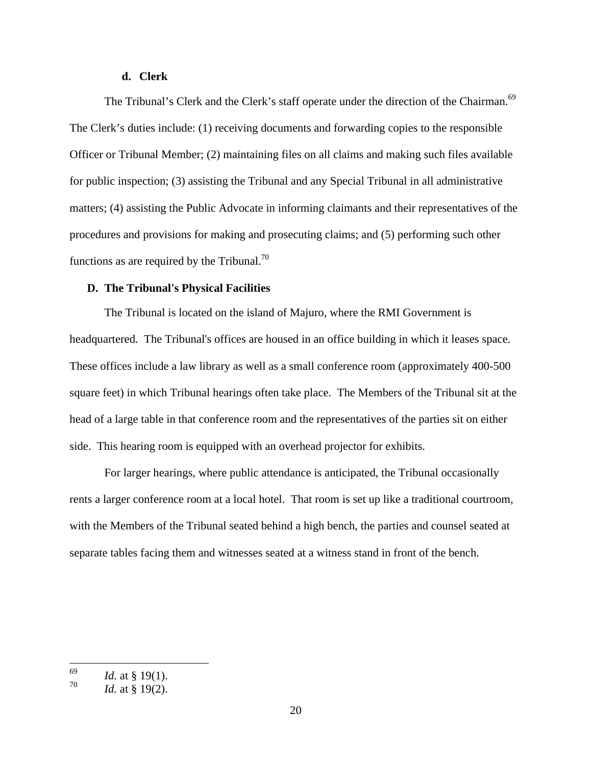#### d. Clerk

The Tribunal's Clerk and the Clerk's staff operate under the direction of the Chairman.[69] The Clerk's duties include: (1) receiving documents and forwarding copies to the responsible Officer or Tribunal Member; (2) maintaining files on all claims and making such files available for public inspection; (3) assisting the Tribunal and any Special Tribunal in all administrative matters; (4) assisting the Public Advocate in informing claimants and their representatives of the procedures and provisions for making and prosecuting claims; and (5) performing such other functions as are required by the Tribunal.[70]

### D. The Tribunal's Physical Facilities

The Tribunal is located on the island of Majuro, where the RMI Government is headquartered. The Tribunal's offices are housed in an office building in which it leases space. These offices include a law library as well as a small conference room (approximately 400-500 square feet) in which Tribunal hearings often take place. The Members of the Tribunal sit at the head of a large table in that conference room and the representatives of the parties sit on either side. This hearing room is equipped with an overhead projector for exhibits.

For larger hearings, where public attendance is anticipated, the Tribunal occasionally rents a larger conference room at a local hotel. That room is set up like a traditional courtroom, with the Members of the Tribunal seated behind a high bench, the parties and counsel seated at separate tables facing them and witnesses seated at a witness stand in front of the bench.

---

[69] *Id.* at § 19(1).

[70] *Id.* at § 19(2).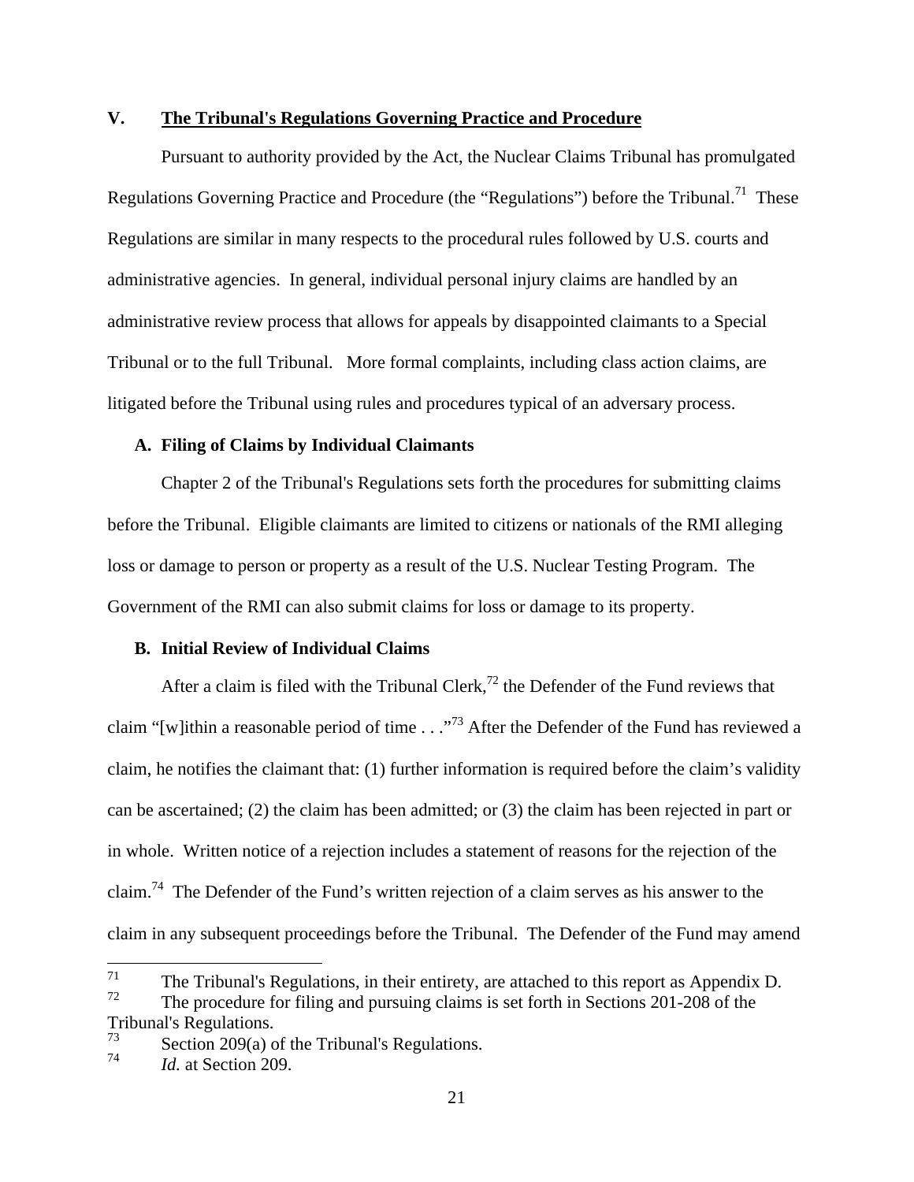## V. The Tribunal's Regulations Governing Practice and Procedure

Pursuant to authority provided by the Act, the Nuclear Claims Tribunal has promulgated Regulations Governing Practice and Procedure (the "Regulations") before the Tribunal.[71] These Regulations are similar in many respects to the procedural rules followed by U.S. courts and administrative agencies. In general, individual personal injury claims are handled by an administrative review process that allows for appeals by disappointed claimants to a Special Tribunal or to the full Tribunal. More formal complaints, including class action claims, are litigated before the Tribunal using rules and procedures typical of an adversary process.

### A. Filing of Claims by Individual Claimants

Chapter 2 of the Tribunal's Regulations sets forth the procedures for submitting claims before the Tribunal. Eligible claimants are limited to citizens or nationals of the RMI alleging loss or damage to person or property as a result of the U.S. Nuclear Testing Program. The Government of the RMI can also submit claims for loss or damage to its property.

### B. Initial Review of Individual Claims

After a claim is filed with the Tribunal Clerk,[72] the Defender of the Fund reviews that claim "[w]ithin a reasonable period of time . . ."[73] After the Defender of the Fund has reviewed a claim, he notifies the claimant that: (1) further information is required before the claim's validity can be ascertained; (2) the claim has been admitted; or (3) the claim has been rejected in part or in whole. Written notice of a rejection includes a statement of reasons for the rejection of the claim.[74] The Defender of the Fund's written rejection of a claim serves as his answer to the claim in any subsequent proceedings before the Tribunal. The Defender of the Fund may amend

---

[71] The Tribunal's Regulations, in their entirety, are attached to this report as Appendix D.

[72] The procedure for filing and pursuing claims is set forth in Sections 201-208 of the Tribunal's Regulations.

[73] Section 209(a) of the Tribunal's Regulations.

[74] *Id.* at Section 209.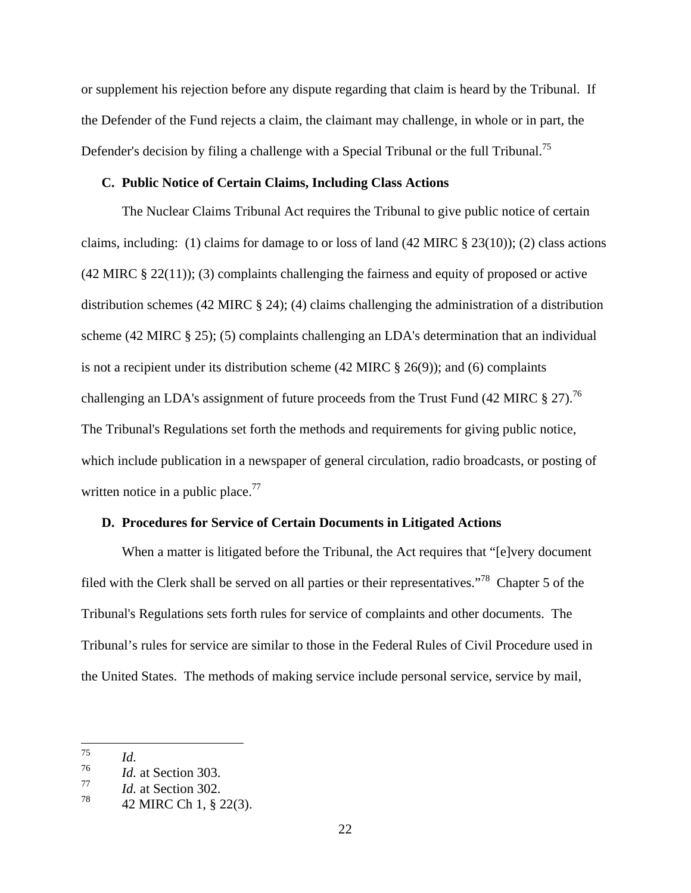or supplement his rejection before any dispute regarding that claim is heard by the Tribunal. If the Defender of the Fund rejects a claim, the claimant may challenge, in whole or in part, the Defender's decision by filing a challenge with a Special Tribunal or the full Tribunal.[75]

### C. Public Notice of Certain Claims, Including Class Actions

The Nuclear Claims Tribunal Act requires the Tribunal to give public notice of certain claims, including: (1) claims for damage to or loss of land (42 MIRC § 23(10)); (2) class actions (42 MIRC § 22(11)); (3) complaints challenging the fairness and equity of proposed or active distribution schemes (42 MIRC § 24); (4) claims challenging the administration of a distribution scheme (42 MIRC § 25); (5) complaints challenging an LDA's determination that an individual is not a recipient under its distribution scheme (42 MIRC § 26(9)); and (6) complaints challenging an LDA's assignment of future proceeds from the Trust Fund (42 MIRC § 27).[76] The Tribunal's Regulations set forth the methods and requirements for giving public notice, which include publication in a newspaper of general circulation, radio broadcasts, or posting of written notice in a public place.[77]

### D. Procedures for Service of Certain Documents in Litigated Actions

When a matter is litigated before the Tribunal, the Act requires that "[e]very document filed with the Clerk shall be served on all parties or their representatives."[78] Chapter 5 of the Tribunal's Regulations sets forth rules for service of complaints and other documents. The Tribunal's rules for service are similar to those in the Federal Rules of Civil Procedure used in the United States. The methods of making service include personal service, service by mail,

---

[75] *Id.*

[76] *Id.* at Section 303.

[77] *Id.* at Section 302.

[78] 42 MIRC Ch 1, § 22(3).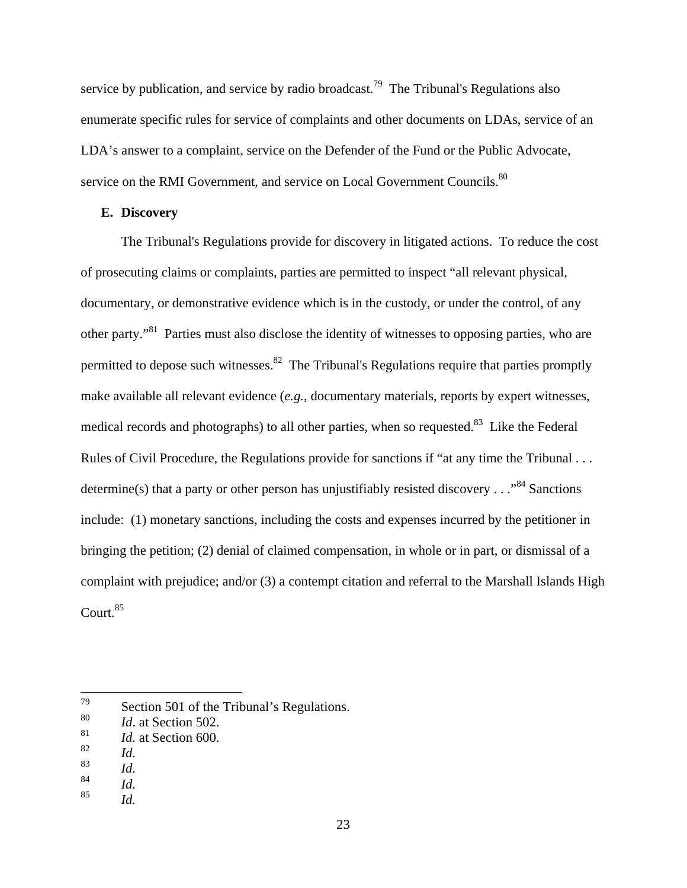service by publication, and service by radio broadcast.[79] The Tribunal's Regulations also enumerate specific rules for service of complaints and other documents on LDAs, service of an LDA's answer to a complaint, service on the Defender of the Fund or the Public Advocate, service on the RMI Government, and service on Local Government Councils.[80]

**E. Discovery**

The Tribunal's Regulations provide for discovery in litigated actions. To reduce the cost of prosecuting claims or complaints, parties are permitted to inspect "all relevant physical, documentary, or demonstrative evidence which is in the custody, or under the control, of any other party."[81] Parties must also disclose the identity of witnesses to opposing parties, who are permitted to depose such witnesses.[82] The Tribunal's Regulations require that parties promptly make available all relevant evidence (*e.g.*, documentary materials, reports by expert witnesses, medical records and photographs) to all other parties, when so requested.[83] Like the Federal Rules of Civil Procedure, the Regulations provide for sanctions if "at any time the Tribunal . . . determine(s) that a party or other person has unjustifiably resisted discovery . . ."[84] Sanctions include: (1) monetary sanctions, including the costs and expenses incurred by the petitioner in bringing the petition; (2) denial of claimed compensation, in whole or in part, or dismissal of a complaint with prejudice; and/or (3) a contempt citation and referral to the Marshall Islands High Court.[85]

---

[79] Section 501 of the Tribunal's Regulations.
[80] *Id*. at Section 502.
[81] *Id.* at Section 600.
[82] *Id.*
[83] *Id.*
[84] *Id.*
[85] *Id.*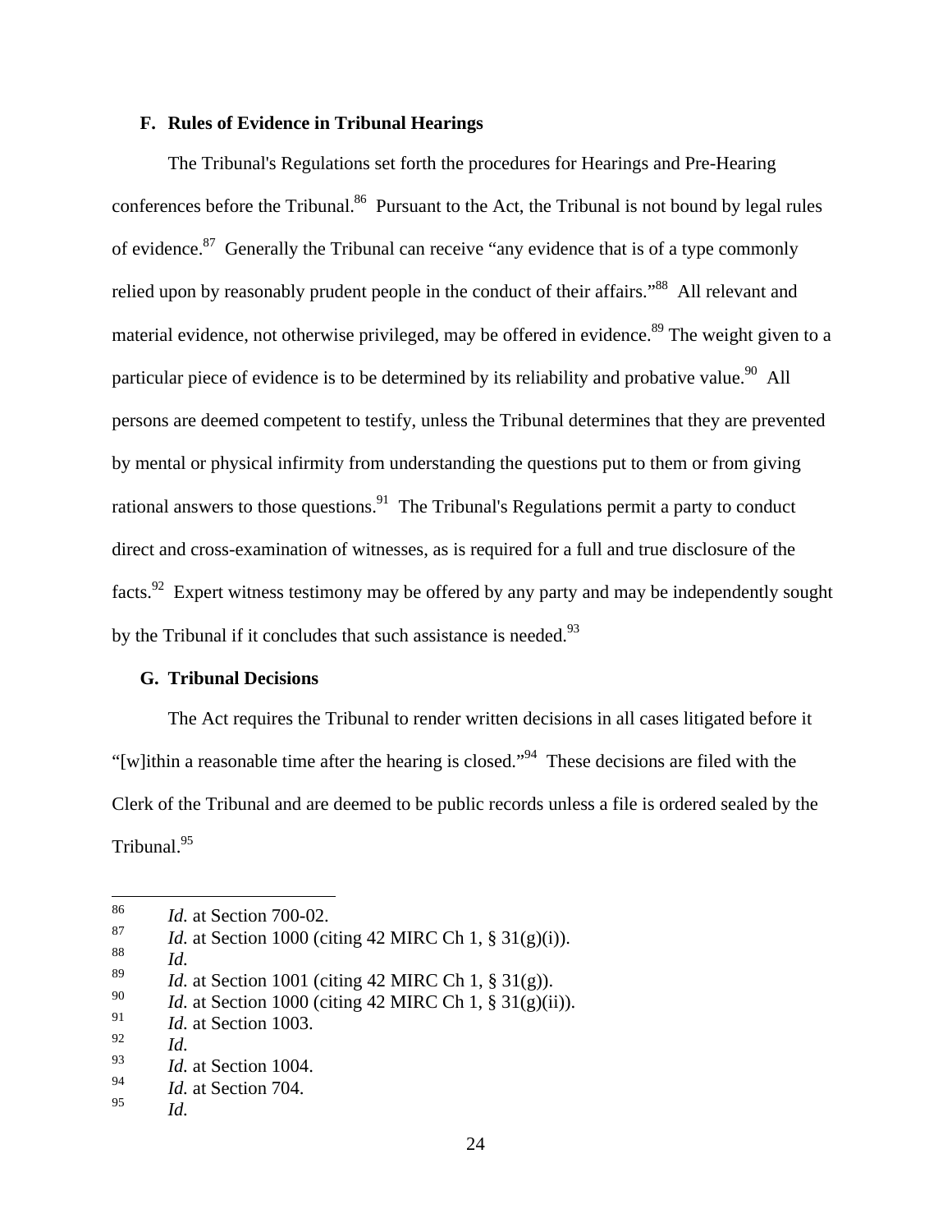### F. Rules of Evidence in Tribunal Hearings

The Tribunal's Regulations set forth the procedures for Hearings and Pre-Hearing conferences before the Tribunal.[86] Pursuant to the Act, the Tribunal is not bound by legal rules of evidence.[87] Generally the Tribunal can receive "any evidence that is of a type commonly relied upon by reasonably prudent people in the conduct of their affairs."[88] All relevant and material evidence, not otherwise privileged, may be offered in evidence.[89] The weight given to a particular piece of evidence is to be determined by its reliability and probative value.[90] All persons are deemed competent to testify, unless the Tribunal determines that they are prevented by mental or physical infirmity from understanding the questions put to them or from giving rational answers to those questions.[91] The Tribunal's Regulations permit a party to conduct direct and cross-examination of witnesses, as is required for a full and true disclosure of the facts.[92] Expert witness testimony may be offered by any party and may be independently sought by the Tribunal if it concludes that such assistance is needed.[93]

### G. Tribunal Decisions

The Act requires the Tribunal to render written decisions in all cases litigated before it "[w]ithin a reasonable time after the hearing is closed."[94] These decisions are filed with the Clerk of the Tribunal and are deemed to be public records unless a file is ordered sealed by the Tribunal.[95]

---

86 *Id.* at Section 700-02.
87 *Id.* at Section 1000 (citing 42 MIRC Ch 1, § 31(g)(i)).
88 *Id.*
89 *Id.* at Section 1001 (citing 42 MIRC Ch 1, § 31(g)).
90 *Id.* at Section 1000 (citing 42 MIRC Ch 1, § 31(g)(ii)).
91 *Id.* at Section 1003.
92 *Id.*
93 *Id.* at Section 1004.
94 *Id.* at Section 704.
95 *Id.*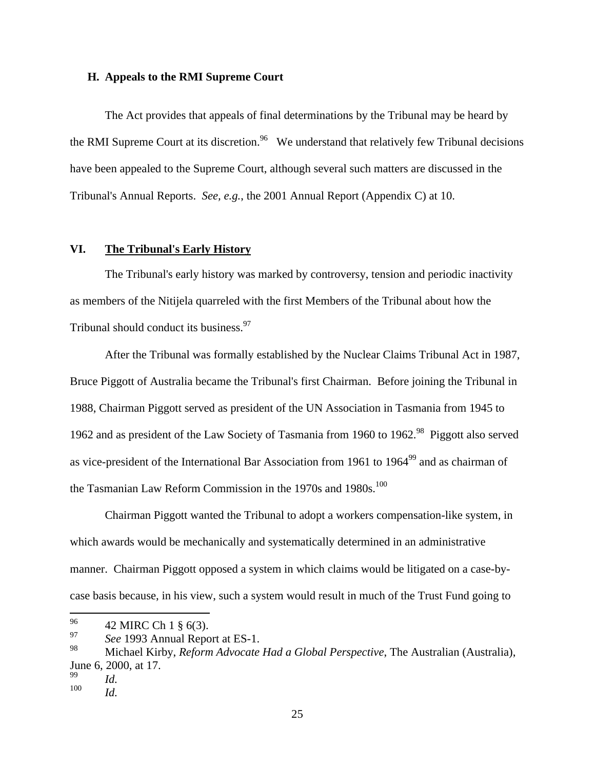### H. Appeals to the RMI Supreme Court

The Act provides that appeals of final determinations by the Tribunal may be heard by the RMI Supreme Court at its discretion.[96] We understand that relatively few Tribunal decisions have been appealed to the Supreme Court, although several such matters are discussed in the Tribunal's Annual Reports. *See, e.g.*, the 2001 Annual Report (Appendix C) at 10.

## VI. The Tribunal's Early History

The Tribunal's early history was marked by controversy, tension and periodic inactivity as members of the Nitijela quarreled with the first Members of the Tribunal about how the Tribunal should conduct its business.[97]

After the Tribunal was formally established by the Nuclear Claims Tribunal Act in 1987, Bruce Piggott of Australia became the Tribunal's first Chairman. Before joining the Tribunal in 1988, Chairman Piggott served as president of the UN Association in Tasmania from 1945 to 1962 and as president of the Law Society of Tasmania from 1960 to 1962.[98] Piggott also served as vice-president of the International Bar Association from 1961 to 1964[99] and as chairman of the Tasmanian Law Reform Commission in the 1970s and 1980s.[100]

Chairman Piggott wanted the Tribunal to adopt a workers compensation-like system, in which awards would be mechanically and systematically determined in an administrative manner. Chairman Piggott opposed a system in which claims would be litigated on a case-by-case basis because, in his view, such a system would result in much of the Trust Fund going to

---

[96] 42 MIRC Ch 1 § 6(3).

[97] *See* 1993 Annual Report at ES-1.

[98] Michael Kirby, *Reform Advocate Had a Global Perspective*, The Australian (Australia), June 6, 2000, at 17.

[99] *Id.*

[100] *Id.*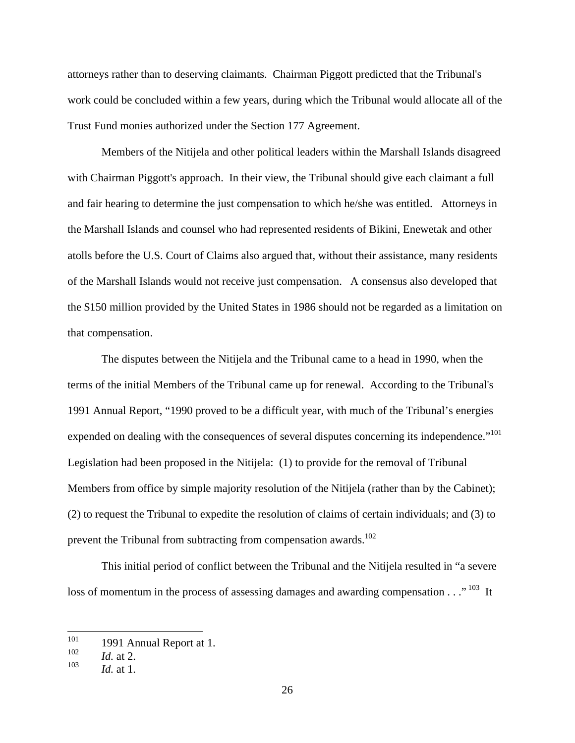attorneys rather than to deserving claimants. Chairman Piggott predicted that the Tribunal's work could be concluded within a few years, during which the Tribunal would allocate all of the Trust Fund monies authorized under the Section 177 Agreement.

Members of the Nitijela and other political leaders within the Marshall Islands disagreed with Chairman Piggott's approach. In their view, the Tribunal should give each claimant a full and fair hearing to determine the just compensation to which he/she was entitled. Attorneys in the Marshall Islands and counsel who had represented residents of Bikini, Enewetak and other atolls before the U.S. Court of Claims also argued that, without their assistance, many residents of the Marshall Islands would not receive just compensation. A consensus also developed that the $150 million provided by the United States in 1986 should not be regarded as a limitation on that compensation.

The disputes between the Nitijela and the Tribunal came to a head in 1990, when the terms of the initial Members of the Tribunal came up for renewal. According to the Tribunal's 1991 Annual Report, "1990 proved to be a difficult year, with much of the Tribunal's energies expended on dealing with the consequences of several disputes concerning its independence."[101] Legislation had been proposed in the Nitijela: (1) to provide for the removal of Tribunal Members from office by simple majority resolution of the Nitijela (rather than by the Cabinet); (2) to request the Tribunal to expedite the resolution of claims of certain individuals; and (3) to prevent the Tribunal from subtracting from compensation awards.[102]

This initial period of conflict between the Tribunal and the Nitijela resulted in "a severe loss of momentum in the process of assessing damages and awarding compensation . . ."[103] It

---

[101] 1991 Annual Report at 1.

[102] *Id.* at 2.

[103] *Id.* at 1.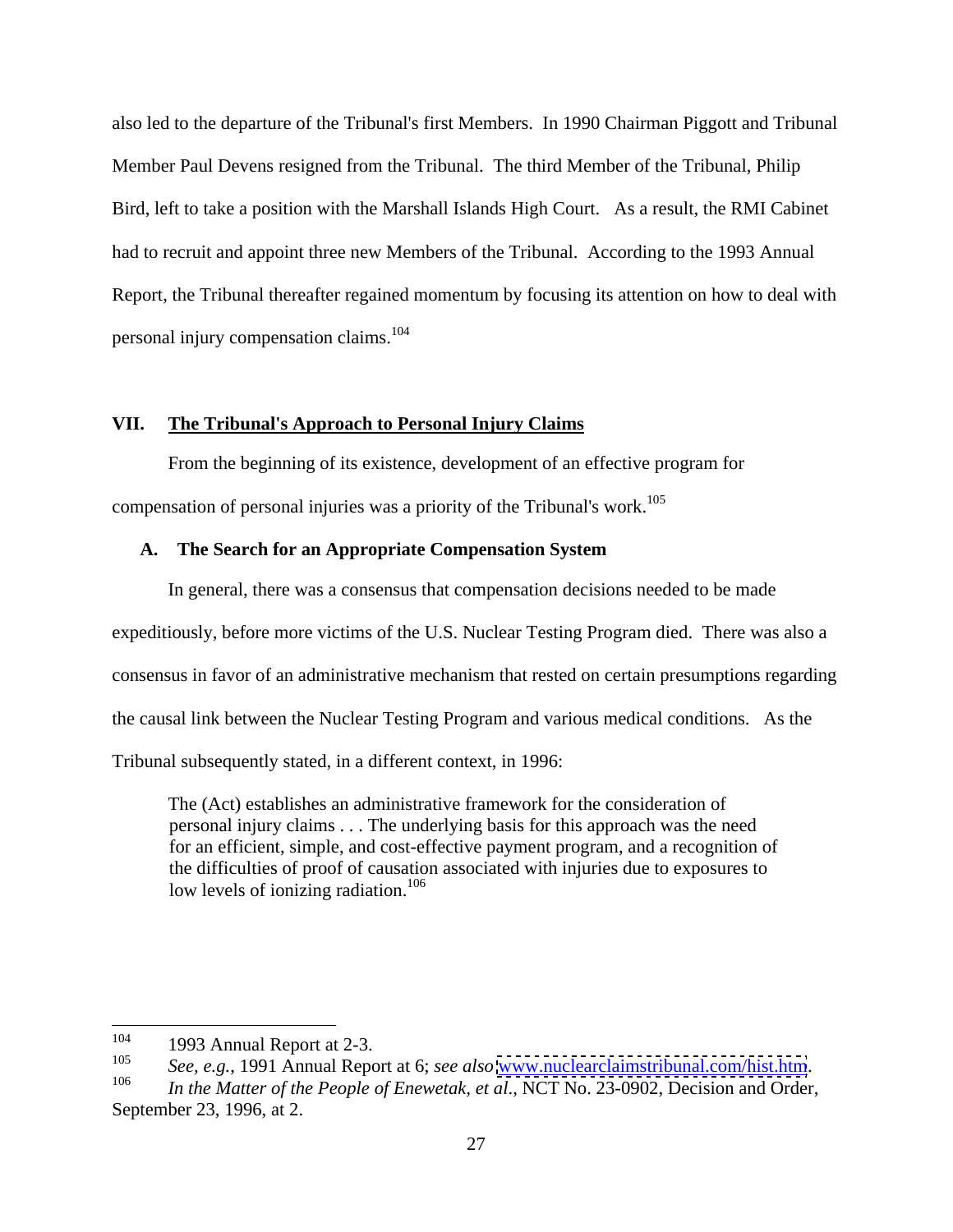also led to the departure of the Tribunal's first Members. In 1990 Chairman Piggott and Tribunal Member Paul Devens resigned from the Tribunal. The third Member of the Tribunal, Philip Bird, left to take a position with the Marshall Islands High Court. As a result, the RMI Cabinet had to recruit and appoint three new Members of the Tribunal. According to the 1993 Annual Report, the Tribunal thereafter regained momentum by focusing its attention on how to deal with personal injury compensation claims.[104]

## VII. The Tribunal's Approach to Personal Injury Claims

From the beginning of its existence, development of an effective program for compensation of personal injuries was a priority of the Tribunal's work.[105]

### A. The Search for an Appropriate Compensation System

In general, there was a consensus that compensation decisions needed to be made expeditiously, before more victims of the U.S. Nuclear Testing Program died. There was also a consensus in favor of an administrative mechanism that rested on certain presumptions regarding the causal link between the Nuclear Testing Program and various medical conditions. As the Tribunal subsequently stated, in a different context, in 1996:

> The (Act) establishes an administrative framework for the consideration of personal injury claims . . . The underlying basis for this approach was the need for an efficient, simple, and cost-effective payment program, and a recognition of the difficulties of proof of causation associated with injuries due to exposures to low levels of ionizing radiation.[106]

---

[104] 1993 Annual Report at 2-3.

[105] *See, e.g.*, 1991 Annual Report at 6; *see also* www.nuclearclaimstribunal.com/hist.htm.

[106] *In the Matter of the People of Enewetak, et al.*, NCT No. 23-0902, Decision and Order, September 23, 1996, at 2.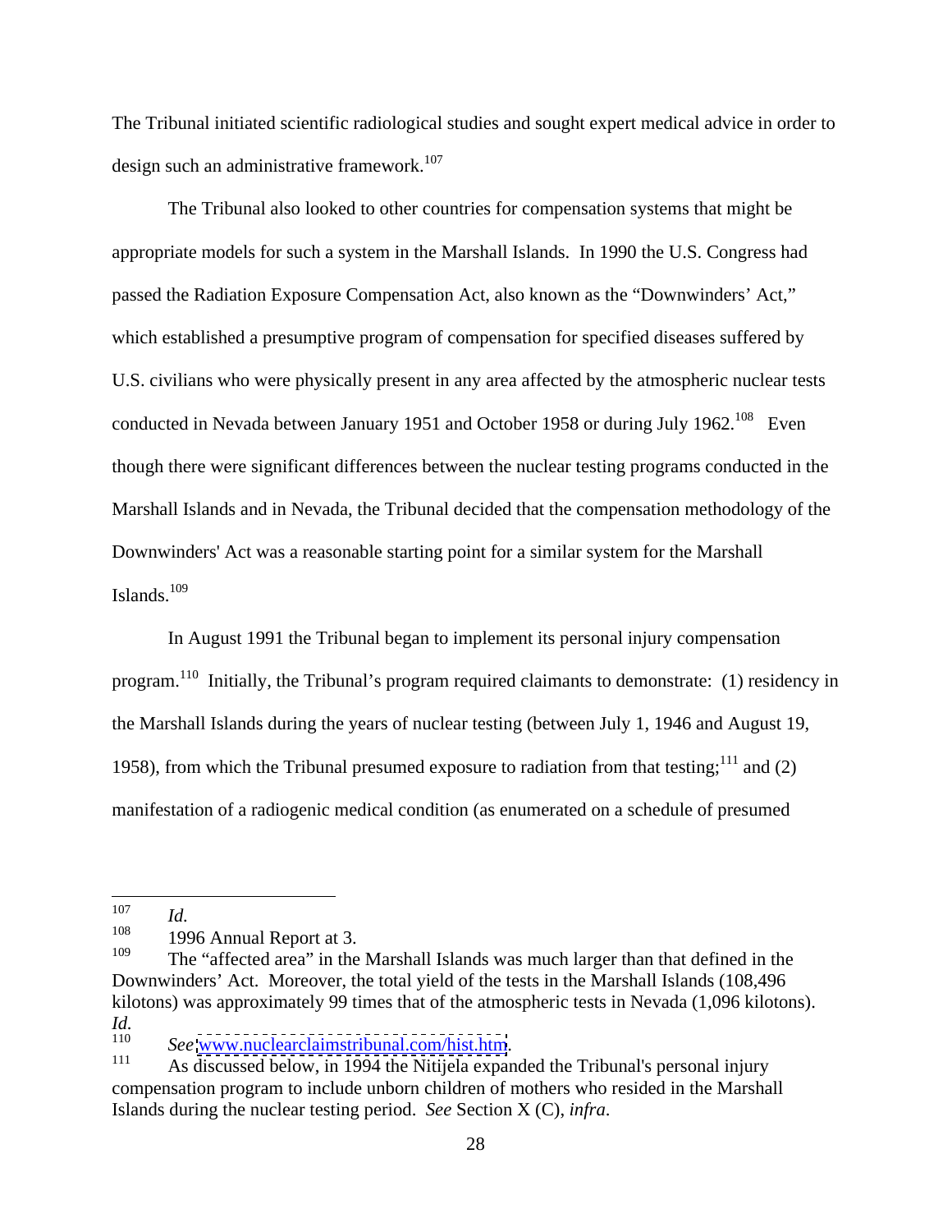The Tribunal initiated scientific radiological studies and sought expert medical advice in order to design such an administrative framework.[107]

The Tribunal also looked to other countries for compensation systems that might be appropriate models for such a system in the Marshall Islands. In 1990 the U.S. Congress had passed the Radiation Exposure Compensation Act, also known as the "Downwinders' Act," which established a presumptive program of compensation for specified diseases suffered by U.S. civilians who were physically present in any area affected by the atmospheric nuclear tests conducted in Nevada between January 1951 and October 1958 or during July 1962.[108] Even though there were significant differences between the nuclear testing programs conducted in the Marshall Islands and in Nevada, the Tribunal decided that the compensation methodology of the Downwinders' Act was a reasonable starting point for a similar system for the Marshall Islands.[109]

In August 1991 the Tribunal began to implement its personal injury compensation program.[110] Initially, the Tribunal's program required claimants to demonstrate: (1) residency in the Marshall Islands during the years of nuclear testing (between July 1, 1946 and August 19, 1958), from which the Tribunal presumed exposure to radiation from that testing;[111] and (2) manifestation of a radiogenic medical condition (as enumerated on a schedule of presumed

---

[107] *Id.*

[108] 1996 Annual Report at 3.

[109] The "affected area" in the Marshall Islands was much larger than that defined in the Downwinders' Act. Moreover, the total yield of the tests in the Marshall Islands (108,496 kilotons) was approximately 99 times that of the atmospheric tests in Nevada (1,096 kilotons). *Id.*

[110] *See* www.nuclearclaimstribunal.com/hist.htm.

[111] As discussed below, in 1994 the Nitijela expanded the Tribunal's personal injury compensation program to include unborn children of mothers who resided in the Marshall Islands during the nuclear testing period. *See* Section X (C), *infra*.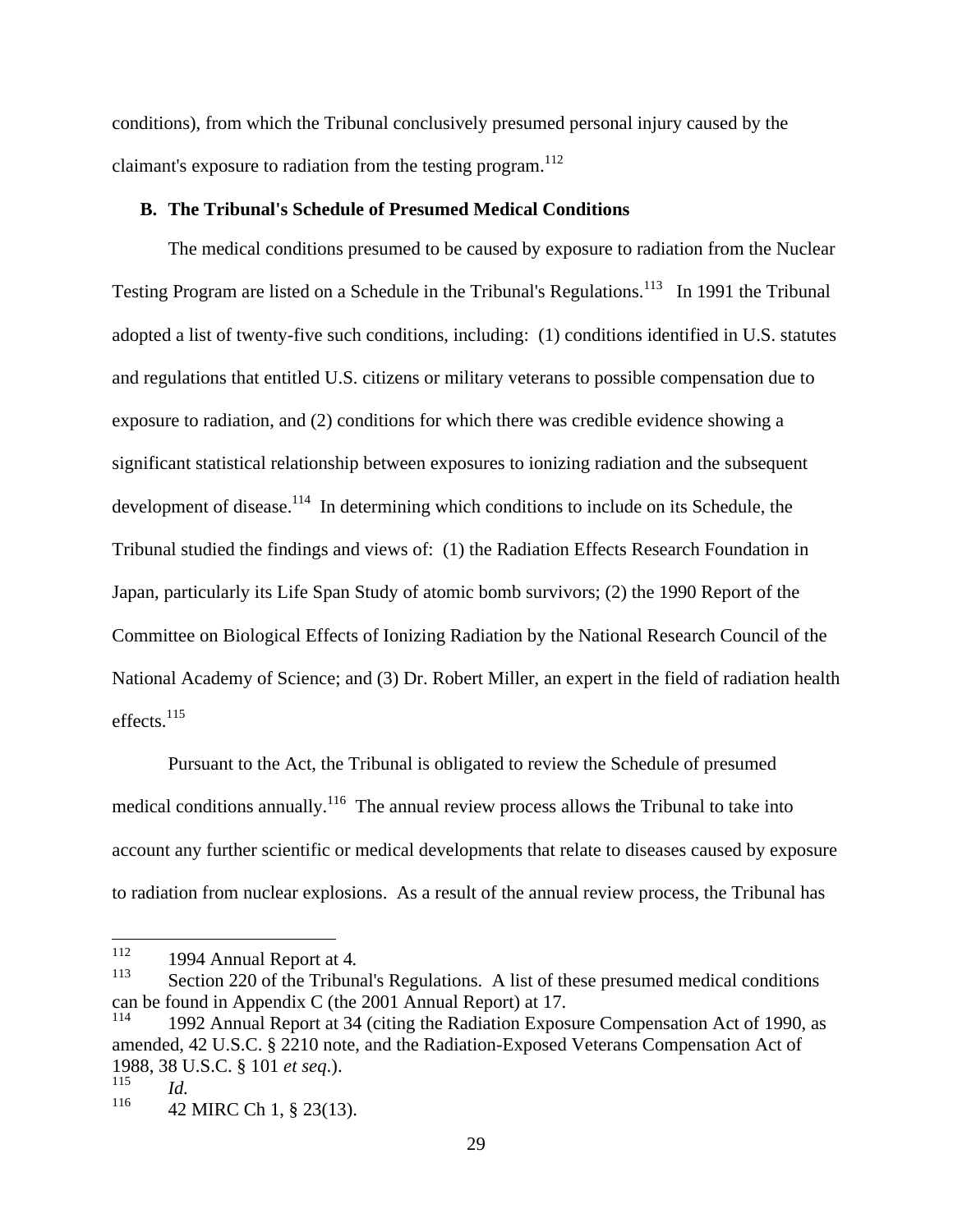conditions), from which the Tribunal conclusively presumed personal injury caused by the claimant's exposure to radiation from the testing program.[112]

### B. The Tribunal's Schedule of Presumed Medical Conditions

The medical conditions presumed to be caused by exposure to radiation from the Nuclear Testing Program are listed on a Schedule in the Tribunal's Regulations.[113] In 1991 the Tribunal adopted a list of twenty-five such conditions, including: (1) conditions identified in U.S. statutes and regulations that entitled U.S. citizens or military veterans to possible compensation due to exposure to radiation, and (2) conditions for which there was credible evidence showing a significant statistical relationship between exposures to ionizing radiation and the subsequent development of disease.[114] In determining which conditions to include on its Schedule, the Tribunal studied the findings and views of: (1) the Radiation Effects Research Foundation in Japan, particularly its Life Span Study of atomic bomb survivors; (2) the 1990 Report of the Committee on Biological Effects of Ionizing Radiation by the National Research Council of the National Academy of Science; and (3) Dr. Robert Miller, an expert in the field of radiation health effects.[115]

Pursuant to the Act, the Tribunal is obligated to review the Schedule of presumed medical conditions annually.[116] The annual review process allows the Tribunal to take into account any further scientific or medical developments that relate to diseases caused by exposure to radiation from nuclear explosions. As a result of the annual review process, the Tribunal has

---

[112] 1994 Annual Report at 4.

[113] Section 220 of the Tribunal's Regulations. A list of these presumed medical conditions can be found in Appendix C (the 2001 Annual Report) at 17.

[114] 1992 Annual Report at 34 (citing the Radiation Exposure Compensation Act of 1990, as amended, 42 U.S.C. § 2210 note, and the Radiation-Exposed Veterans Compensation Act of 1988, 38 U.S.C. § 101 *et seq.*).

[115] *Id.*

[116] 42 MIRC Ch 1, § 23(13).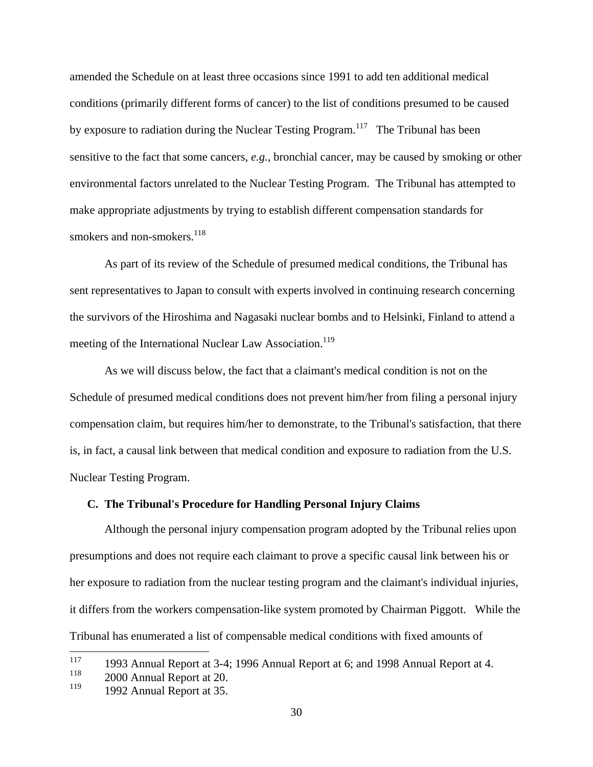amended the Schedule on at least three occasions since 1991 to add ten additional medical conditions (primarily different forms of cancer) to the list of conditions presumed to be caused by exposure to radiation during the Nuclear Testing Program.[117] The Tribunal has been sensitive to the fact that some cancers, *e.g.*, bronchial cancer, may be caused by smoking or other environmental factors unrelated to the Nuclear Testing Program. The Tribunal has attempted to make appropriate adjustments by trying to establish different compensation standards for smokers and non-smokers.[118]

As part of its review of the Schedule of presumed medical conditions, the Tribunal has sent representatives to Japan to consult with experts involved in continuing research concerning the survivors of the Hiroshima and Nagasaki nuclear bombs and to Helsinki, Finland to attend a meeting of the International Nuclear Law Association.[119]

As we will discuss below, the fact that a claimant's medical condition is not on the Schedule of presumed medical conditions does not prevent him/her from filing a personal injury compensation claim, but requires him/her to demonstrate, to the Tribunal's satisfaction, that there is, in fact, a causal link between that medical condition and exposure to radiation from the U.S. Nuclear Testing Program.

### C. The Tribunal's Procedure for Handling Personal Injury Claims

Although the personal injury compensation program adopted by the Tribunal relies upon presumptions and does not require each claimant to prove a specific causal link between his or her exposure to radiation from the nuclear testing program and the claimant's individual injuries, it differs from the workers compensation-like system promoted by Chairman Piggott. While the Tribunal has enumerated a list of compensable medical conditions with fixed amounts of

---

[117] 1993 Annual Report at 3-4; 1996 Annual Report at 6; and 1998 Annual Report at 4.

[118] 2000 Annual Report at 20.

[119] 1992 Annual Report at 35.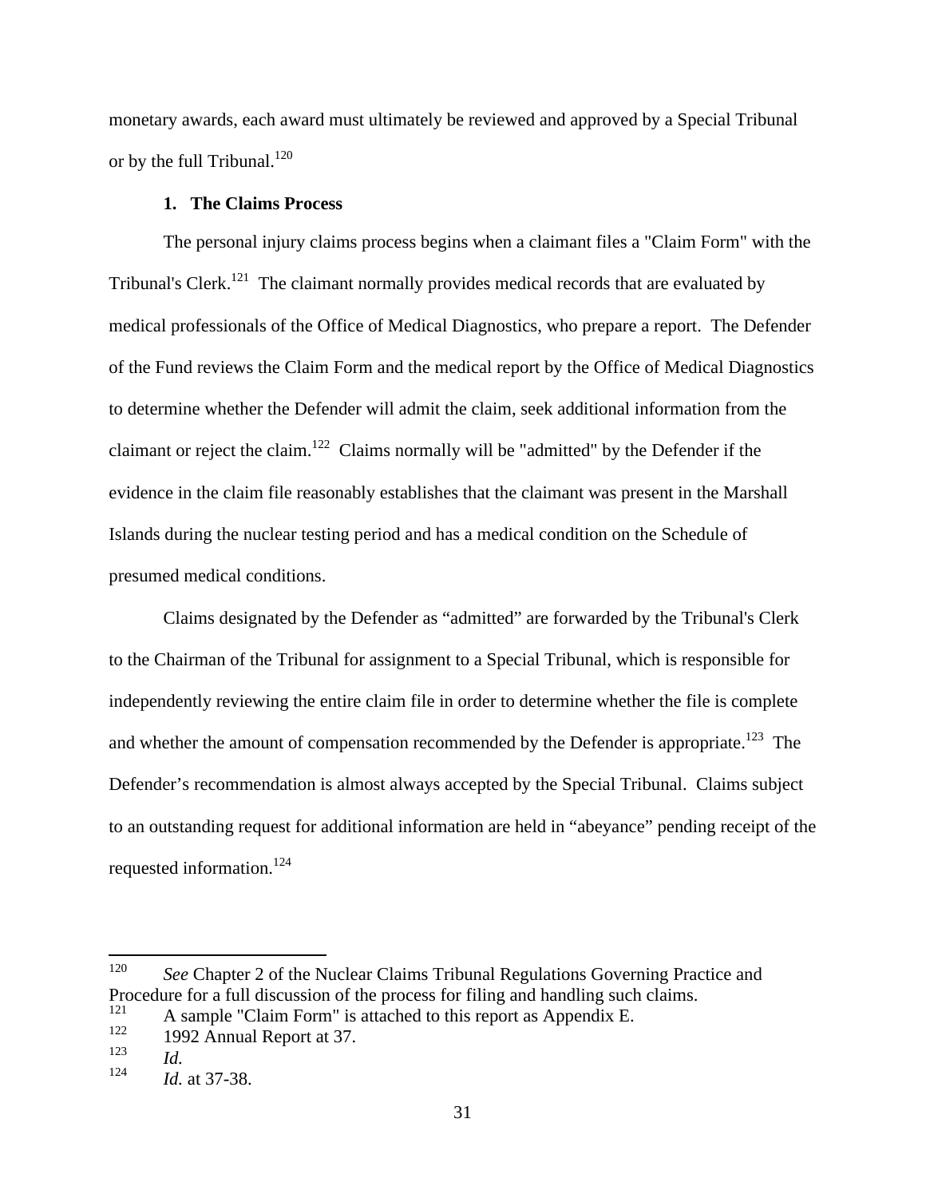monetary awards, each award must ultimately be reviewed and approved by a Special Tribunal or by the full Tribunal.[120]

### 1. The Claims Process

The personal injury claims process begins when a claimant files a "Claim Form" with the Tribunal's Clerk.[121] The claimant normally provides medical records that are evaluated by medical professionals of the Office of Medical Diagnostics, who prepare a report. The Defender of the Fund reviews the Claim Form and the medical report by the Office of Medical Diagnostics to determine whether the Defender will admit the claim, seek additional information from the claimant or reject the claim.[122] Claims normally will be "admitted" by the Defender if the evidence in the claim file reasonably establishes that the claimant was present in the Marshall Islands during the nuclear testing period and has a medical condition on the Schedule of presumed medical conditions.

Claims designated by the Defender as "admitted" are forwarded by the Tribunal's Clerk to the Chairman of the Tribunal for assignment to a Special Tribunal, which is responsible for independently reviewing the entire claim file in order to determine whether the file is complete and whether the amount of compensation recommended by the Defender is appropriate.[123] The Defender's recommendation is almost always accepted by the Special Tribunal. Claims subject to an outstanding request for additional information are held in "abeyance" pending receipt of the requested information.[124]

---

[120] *See* Chapter 2 of the Nuclear Claims Tribunal Regulations Governing Practice and Procedure for a full discussion of the process for filing and handling such claims.

[121] A sample "Claim Form" is attached to this report as Appendix E.

[122] 1992 Annual Report at 37.

[123] *Id.*

[124] *Id.* at 37-38.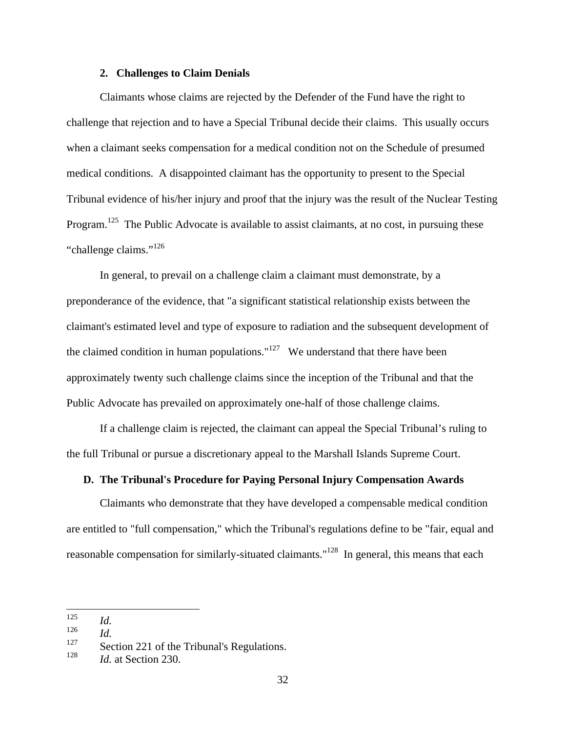### 2. Challenges to Claim Denials

Claimants whose claims are rejected by the Defender of the Fund have the right to challenge that rejection and to have a Special Tribunal decide their claims. This usually occurs when a claimant seeks compensation for a medical condition not on the Schedule of presumed medical conditions. A disappointed claimant has the opportunity to present to the Special Tribunal evidence of his/her injury and proof that the injury was the result of the Nuclear Testing Program.[125] The Public Advocate is available to assist claimants, at no cost, in pursuing these "challenge claims."[126]

In general, to prevail on a challenge claim a claimant must demonstrate, by a preponderance of the evidence, that "a significant statistical relationship exists between the claimant's estimated level and type of exposure to radiation and the subsequent development of the claimed condition in human populations."[127] We understand that there have been approximately twenty such challenge claims since the inception of the Tribunal and that the Public Advocate has prevailed on approximately one-half of those challenge claims.

If a challenge claim is rejected, the claimant can appeal the Special Tribunal's ruling to the full Tribunal or pursue a discretionary appeal to the Marshall Islands Supreme Court.

## D. The Tribunal's Procedure for Paying Personal Injury Compensation Awards

Claimants who demonstrate that they have developed a compensable medical condition are entitled to "full compensation," which the Tribunal's regulations define to be "fair, equal and reasonable compensation for similarly-situated claimants."[128] In general, this means that each

---

[125] *Id.*

[126] *Id.*

[127] Section 221 of the Tribunal's Regulations.

[128] *Id.* at Section 230.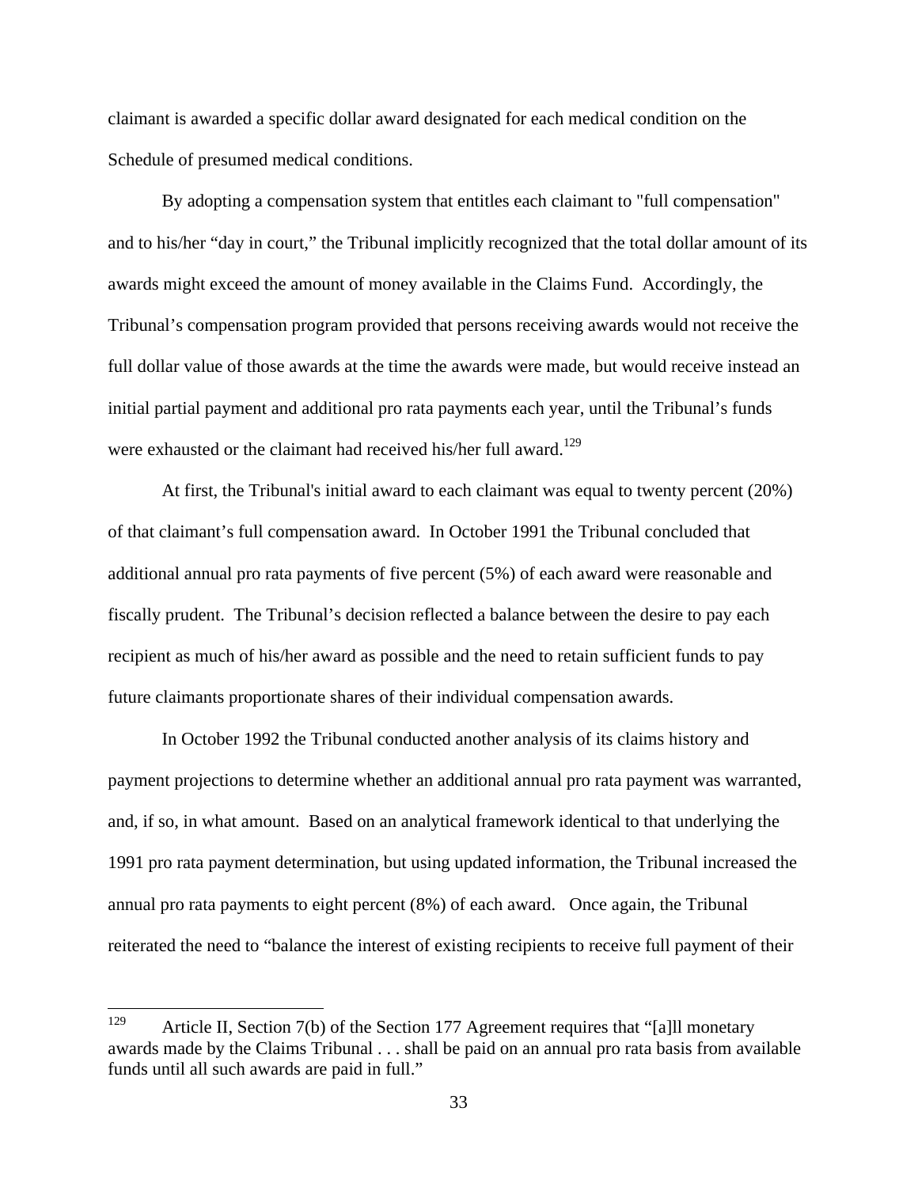claimant is awarded a specific dollar award designated for each medical condition on the Schedule of presumed medical conditions.

By adopting a compensation system that entitles each claimant to "full compensation" and to his/her "day in court," the Tribunal implicitly recognized that the total dollar amount of its awards might exceed the amount of money available in the Claims Fund. Accordingly, the Tribunal's compensation program provided that persons receiving awards would not receive the full dollar value of those awards at the time the awards were made, but would receive instead an initial partial payment and additional pro rata payments each year, until the Tribunal's funds were exhausted or the claimant had received his/her full award.[129]

At first, the Tribunal's initial award to each claimant was equal to twenty percent (20%) of that claimant's full compensation award. In October 1991 the Tribunal concluded that additional annual pro rata payments of five percent (5%) of each award were reasonable and fiscally prudent. The Tribunal's decision reflected a balance between the desire to pay each recipient as much of his/her award as possible and the need to retain sufficient funds to pay future claimants proportionate shares of their individual compensation awards.

In October 1992 the Tribunal conducted another analysis of its claims history and payment projections to determine whether an additional annual pro rata payment was warranted, and, if so, in what amount. Based on an analytical framework identical to that underlying the 1991 pro rata payment determination, but using updated information, the Tribunal increased the annual pro rata payments to eight percent (8%) of each award. Once again, the Tribunal reiterated the need to "balance the interest of existing recipients to receive full payment of their

[129] Article II, Section 7(b) of the Section 177 Agreement requires that "[a]ll monetary awards made by the Claims Tribunal . . . shall be paid on an annual pro rata basis from available funds until all such awards are paid in full."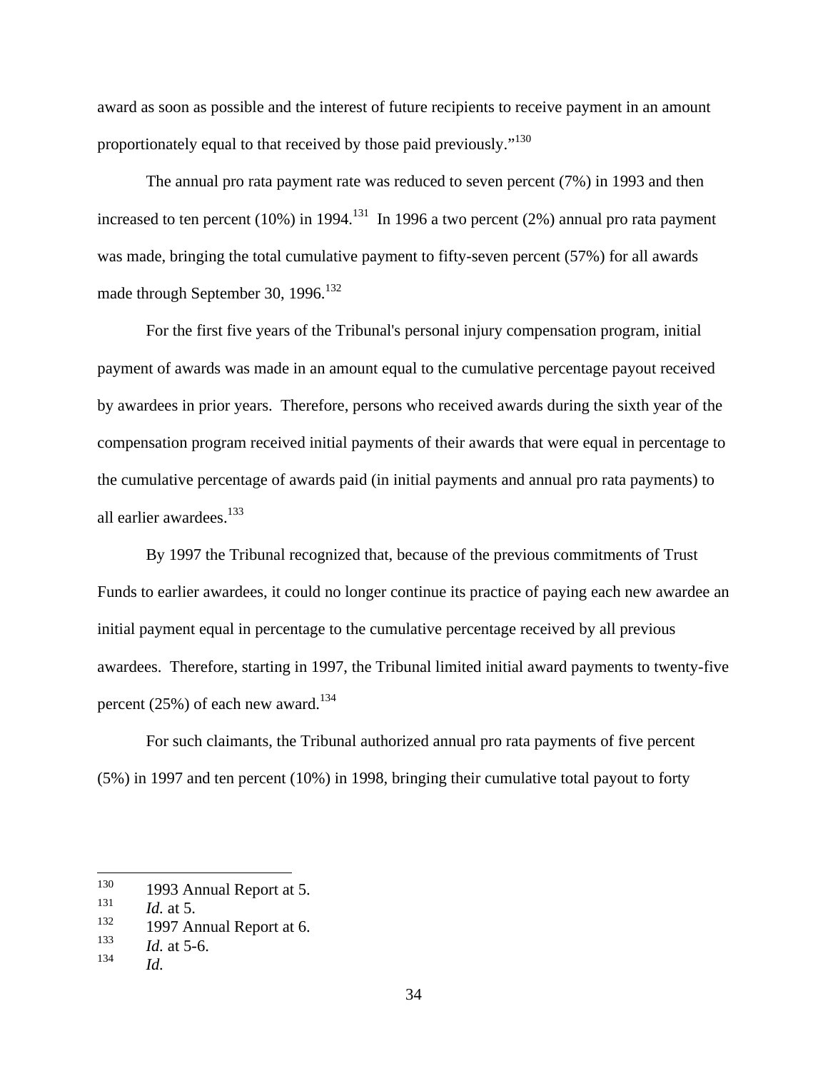award as soon as possible and the interest of future recipients to receive payment in an amount proportionately equal to that received by those paid previously."[130]

The annual pro rata payment rate was reduced to seven percent (7%) in 1993 and then increased to ten percent (10%) in 1994.[131] In 1996 a two percent (2%) annual pro rata payment was made, bringing the total cumulative payment to fifty-seven percent (57%) for all awards made through September 30, 1996.[132]

For the first five years of the Tribunal's personal injury compensation program, initial payment of awards was made in an amount equal to the cumulative percentage payout received by awardees in prior years. Therefore, persons who received awards during the sixth year of the compensation program received initial payments of their awards that were equal in percentage to the cumulative percentage of awards paid (in initial payments and annual pro rata payments) to all earlier awardees.[133]

By 1997 the Tribunal recognized that, because of the previous commitments of Trust Funds to earlier awardees, it could no longer continue its practice of paying each new awardee an initial payment equal in percentage to the cumulative percentage received by all previous awardees. Therefore, starting in 1997, the Tribunal limited initial award payments to twenty-five percent (25%) of each new award.[134]

For such claimants, the Tribunal authorized annual pro rata payments of five percent (5%) in 1997 and ten percent (10%) in 1998, bringing their cumulative total payout to forty

---

[130] 1993 Annual Report at 5.

[131] *Id.* at 5.

[132] 1997 Annual Report at 6.

[133] *Id.* at 5-6.

[134] *Id.*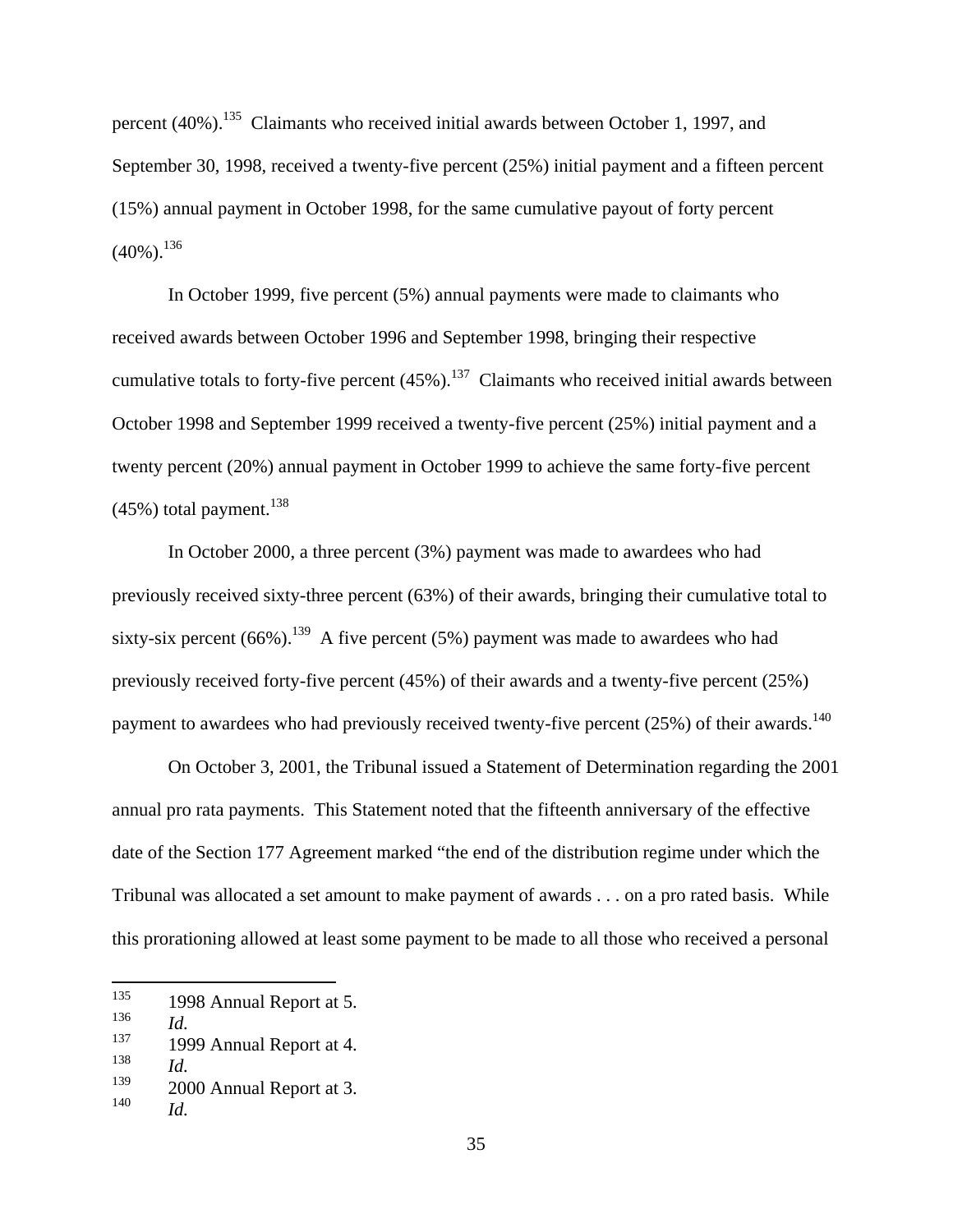percent (40%).[135] Claimants who received initial awards between October 1, 1997, and September 30, 1998, received a twenty-five percent (25%) initial payment and a fifteen percent (15%) annual payment in October 1998, for the same cumulative payout of forty percent (40%).[136]

In October 1999, five percent (5%) annual payments were made to claimants who received awards between October 1996 and September 1998, bringing their respective cumulative totals to forty-five percent (45%).[137] Claimants who received initial awards between October 1998 and September 1999 received a twenty-five percent (25%) initial payment and a twenty percent (20%) annual payment in October 1999 to achieve the same forty-five percent (45%) total payment.[138]

In October 2000, a three percent (3%) payment was made to awardees who had previously received sixty-three percent (63%) of their awards, bringing their cumulative total to sixty-six percent (66%).[139] A five percent (5%) payment was made to awardees who had previously received forty-five percent (45%) of their awards and a twenty-five percent (25%) payment to awardees who had previously received twenty-five percent (25%) of their awards.[140]

On October 3, 2001, the Tribunal issued a Statement of Determination regarding the 2001 annual pro rata payments. This Statement noted that the fifteenth anniversary of the effective date of the Section 177 Agreement marked "the end of the distribution regime under which the Tribunal was allocated a set amount to make payment of awards . . . on a pro rated basis. While this prorationing allowed at least some payment to be made to all those who received a personal

---

[135] 1998 Annual Report at 5.
[136] *Id.*
[137] 1999 Annual Report at 4.
[138] *Id.*
[139] 2000 Annual Report at 3.
[140] *Id.*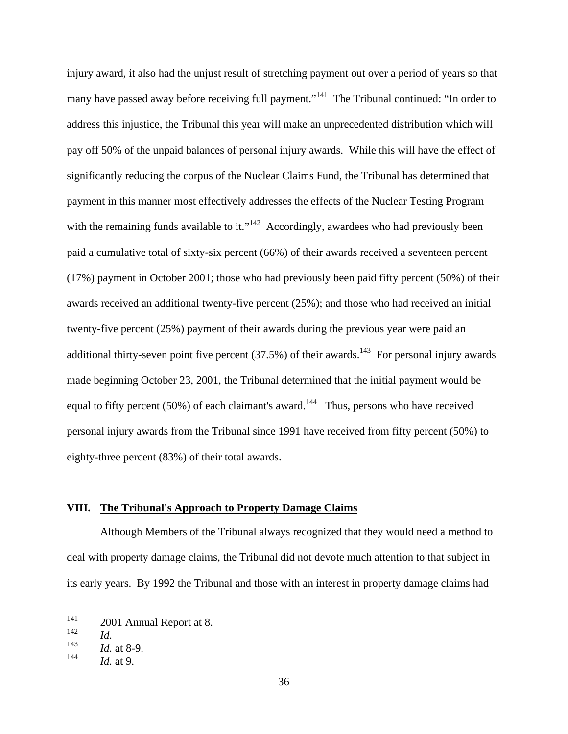injury award, it also had the unjust result of stretching payment out over a period of years so that many have passed away before receiving full payment."[141] The Tribunal continued: "In order to address this injustice, the Tribunal this year will make an unprecedented distribution which will pay off 50% of the unpaid balances of personal injury awards. While this will have the effect of significantly reducing the corpus of the Nuclear Claims Fund, the Tribunal has determined that payment in this manner most effectively addresses the effects of the Nuclear Testing Program with the remaining funds available to it."[142] Accordingly, awardees who had previously been paid a cumulative total of sixty-six percent (66%) of their awards received a seventeen percent (17%) payment in October 2001; those who had previously been paid fifty percent (50%) of their awards received an additional twenty-five percent (25%); and those who had received an initial twenty-five percent (25%) payment of their awards during the previous year were paid an additional thirty-seven point five percent (37.5%) of their awards.[143] For personal injury awards made beginning October 23, 2001, the Tribunal determined that the initial payment would be equal to fifty percent (50%) of each claimant's award.[144] Thus, persons who have received personal injury awards from the Tribunal since 1991 have received from fifty percent (50%) to eighty-three percent (83%) of their total awards.

## VIII. The Tribunal's Approach to Property Damage Claims

Although Members of the Tribunal always recognized that they would need a method to deal with property damage claims, the Tribunal did not devote much attention to that subject in its early years. By 1992 the Tribunal and those with an interest in property damage claims had

---

[141] 2001 Annual Report at 8.

[142] *Id.*

[143] *Id.* at 8-9.

[144] *Id.* at 9.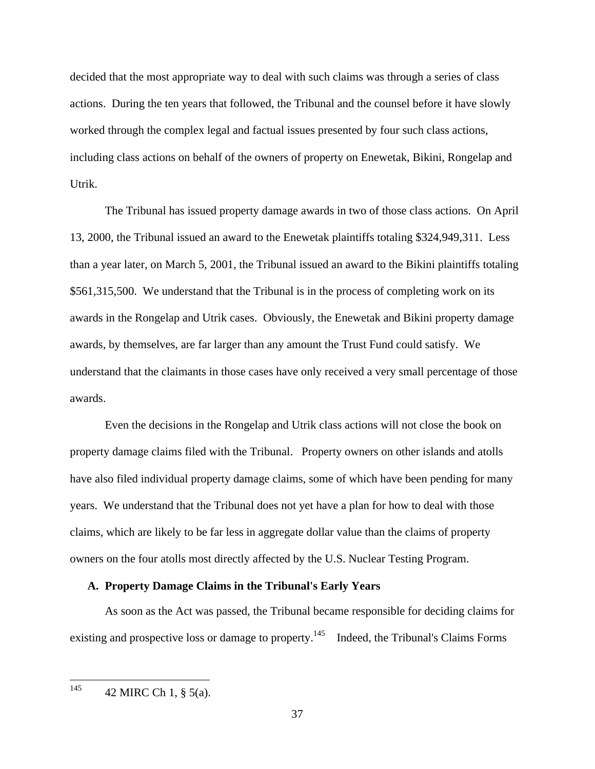decided that the most appropriate way to deal with such claims was through a series of class actions. During the ten years that followed, the Tribunal and the counsel before it have slowly worked through the complex legal and factual issues presented by four such class actions, including class actions on behalf of the owners of property on Enewetak, Bikini, Rongelap and Utrik.

The Tribunal has issued property damage awards in two of those class actions. On April 13, 2000, the Tribunal issued an award to the Enewetak plaintiffs totaling $324,949,311. Less than a year later, on March 5, 2001, the Tribunal issued an award to the Bikini plaintiffs totaling $561,315,500. We understand that the Tribunal is in the process of completing work on its awards in the Rongelap and Utrik cases. Obviously, the Enewetak and Bikini property damage awards, by themselves, are far larger than any amount the Trust Fund could satisfy. We understand that the claimants in those cases have only received a very small percentage of those awards.

Even the decisions in the Rongelap and Utrik class actions will not close the book on property damage claims filed with the Tribunal. Property owners on other islands and atolls have also filed individual property damage claims, some of which have been pending for many years. We understand that the Tribunal does not yet have a plan for how to deal with those claims, which are likely to be far less in aggregate dollar value than the claims of property owners on the four atolls most directly affected by the U.S. Nuclear Testing Program.

### A. Property Damage Claims in the Tribunal's Early Years

As soon as the Act was passed, the Tribunal became responsible for deciding claims for existing and prospective loss or damage to property.[145] Indeed, the Tribunal's Claims Forms

[145] 42 MIRC Ch 1, § 5(a).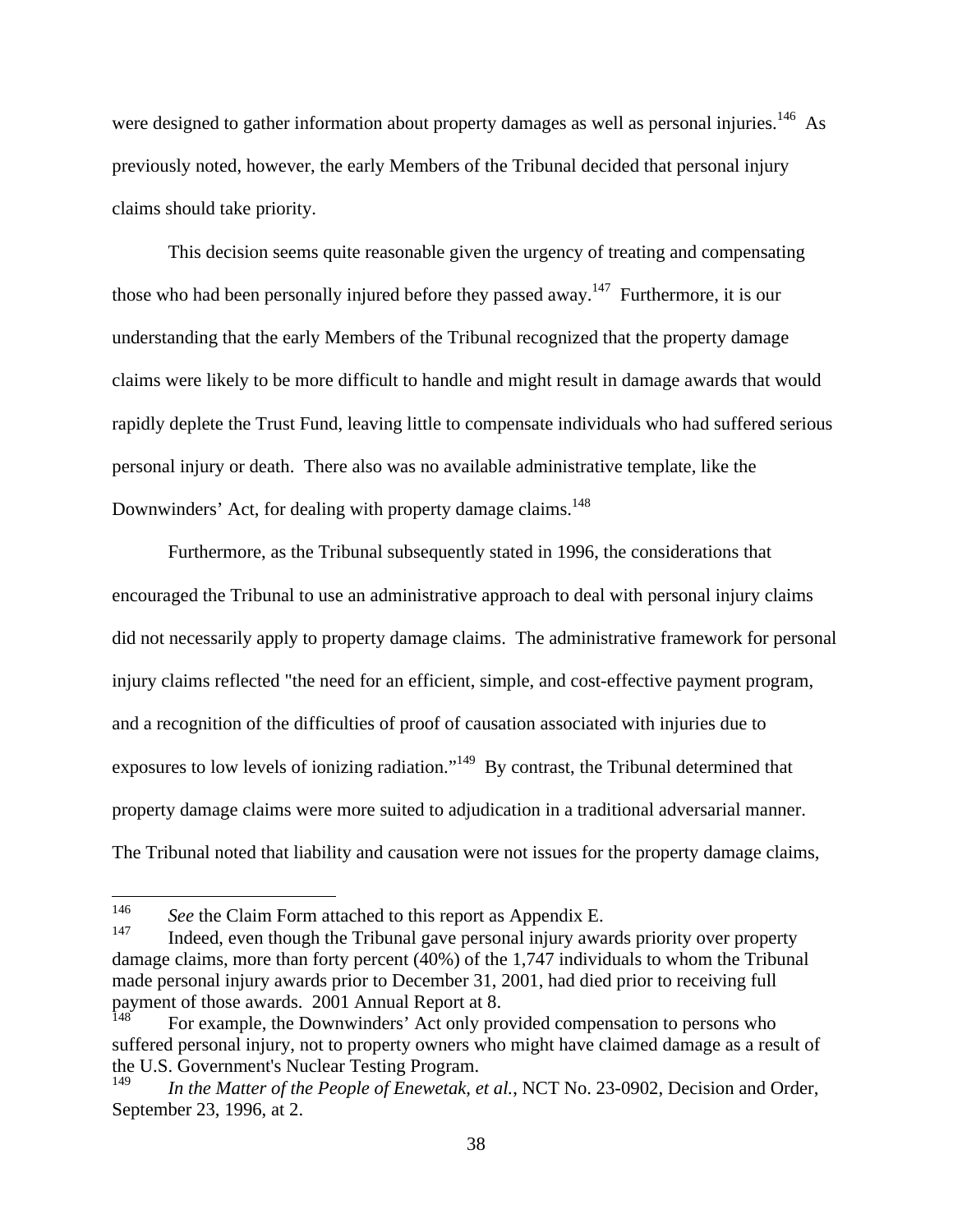were designed to gather information about property damages as well as personal injuries.[146] As previously noted, however, the early Members of the Tribunal decided that personal injury claims should take priority.

This decision seems quite reasonable given the urgency of treating and compensating those who had been personally injured before they passed away.[147] Furthermore, it is our understanding that the early Members of the Tribunal recognized that the property damage claims were likely to be more difficult to handle and might result in damage awards that would rapidly deplete the Trust Fund, leaving little to compensate individuals who had suffered serious personal injury or death. There also was no available administrative template, like the Downwinders' Act, for dealing with property damage claims.[148]

Furthermore, as the Tribunal subsequently stated in 1996, the considerations that encouraged the Tribunal to use an administrative approach to deal with personal injury claims did not necessarily apply to property damage claims. The administrative framework for personal injury claims reflected "the need for an efficient, simple, and cost-effective payment program, and a recognition of the difficulties of proof of causation associated with injuries due to exposures to low levels of ionizing radiation."[149] By contrast, the Tribunal determined that property damage claims were more suited to adjudication in a traditional adversarial manner. The Tribunal noted that liability and causation were not issues for the property damage claims,

---

[146] *See* the Claim Form attached to this report as Appendix E.

[147] Indeed, even though the Tribunal gave personal injury awards priority over property damage claims, more than forty percent (40%) of the 1,747 individuals to whom the Tribunal made personal injury awards prior to December 31, 2001, had died prior to receiving full payment of those awards. 2001 Annual Report at 8.

[148] For example, the Downwinders' Act only provided compensation to persons who suffered personal injury, not to property owners who might have claimed damage as a result of the U.S. Government's Nuclear Testing Program.

[149] *In the Matter of the People of Enewetak, et al.*, NCT No. 23-0902, Decision and Order, September 23, 1996, at 2.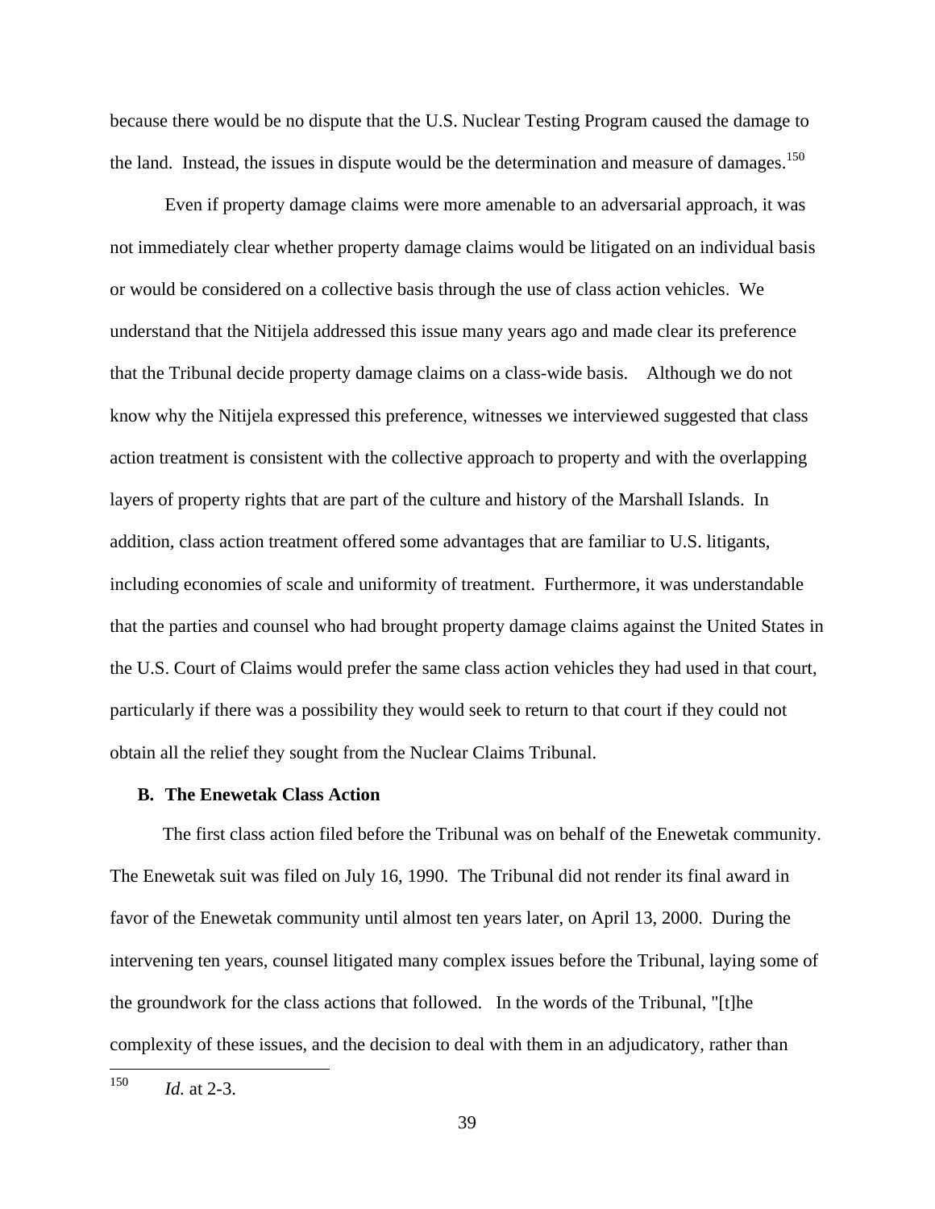because there would be no dispute that the U.S. Nuclear Testing Program caused the damage to the land. Instead, the issues in dispute would be the determination and measure of damages.[150]

Even if property damage claims were more amenable to an adversarial approach, it was not immediately clear whether property damage claims would be litigated on an individual basis or would be considered on a collective basis through the use of class action vehicles. We understand that the Nitijela addressed this issue many years ago and made clear its preference that the Tribunal decide property damage claims on a class-wide basis. Although we do not know why the Nitijela expressed this preference, witnesses we interviewed suggested that class action treatment is consistent with the collective approach to property and with the overlapping layers of property rights that are part of the culture and history of the Marshall Islands. In addition, class action treatment offered some advantages that are familiar to U.S. litigants, including economies of scale and uniformity of treatment. Furthermore, it was understandable that the parties and counsel who had brought property damage claims against the United States in the U.S. Court of Claims would prefer the same class action vehicles they had used in that court, particularly if there was a possibility they would seek to return to that court if they could not obtain all the relief they sought from the Nuclear Claims Tribunal.

### B. The Enewetak Class Action

The first class action filed before the Tribunal was on behalf of the Enewetak community. The Enewetak suit was filed on July 16, 1990. The Tribunal did not render its final award in favor of the Enewetak community until almost ten years later, on April 13, 2000. During the intervening ten years, counsel litigated many complex issues before the Tribunal, laying some of the groundwork for the class actions that followed. In the words of the Tribunal, "[t]he complexity of these issues, and the decision to deal with them in an adjudicatory, rather than

---

[150] *Id.* at 2-3.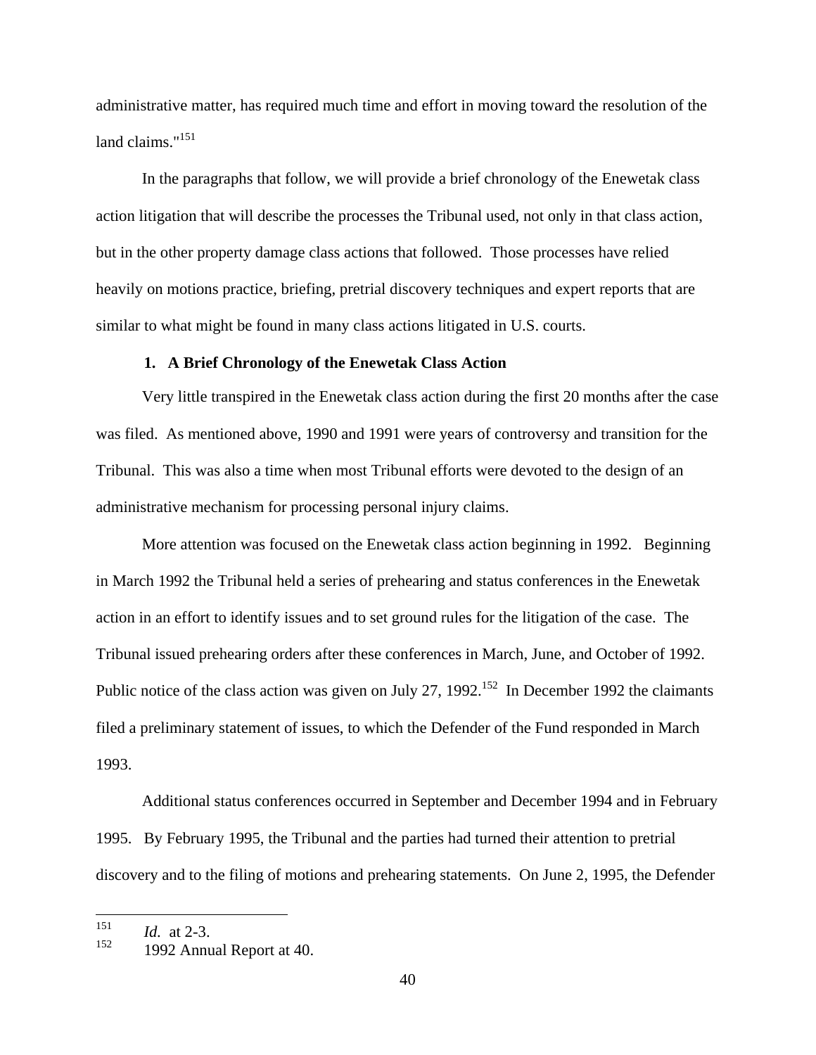administrative matter, has required much time and effort in moving toward the resolution of the land claims."[151]

In the paragraphs that follow, we will provide a brief chronology of the Enewetak class action litigation that will describe the processes the Tribunal used, not only in that class action, but in the other property damage class actions that followed. Those processes have relied heavily on motions practice, briefing, pretrial discovery techniques and expert reports that are similar to what might be found in many class actions litigated in U.S. courts.

### 1. A Brief Chronology of the Enewetak Class Action

Very little transpired in the Enewetak class action during the first 20 months after the case was filed. As mentioned above, 1990 and 1991 were years of controversy and transition for the Tribunal. This was also a time when most Tribunal efforts were devoted to the design of an administrative mechanism for processing personal injury claims.

More attention was focused on the Enewetak class action beginning in 1992. Beginning in March 1992 the Tribunal held a series of prehearing and status conferences in the Enewetak action in an effort to identify issues and to set ground rules for the litigation of the case. The Tribunal issued prehearing orders after these conferences in March, June, and October of 1992. Public notice of the class action was given on July 27, 1992.[152] In December 1992 the claimants filed a preliminary statement of issues, to which the Defender of the Fund responded in March 1993.

Additional status conferences occurred in September and December 1994 and in February 1995. By February 1995, the Tribunal and the parties had turned their attention to pretrial discovery and to the filing of motions and prehearing statements. On June 2, 1995, the Defender

---

[151] *Id.* at 2-3.

[152] 1992 Annual Report at 40.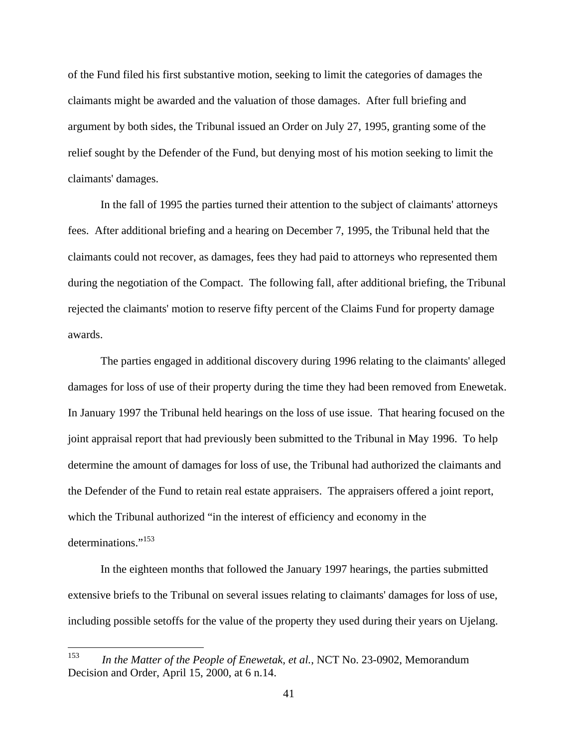of the Fund filed his first substantive motion, seeking to limit the categories of damages the claimants might be awarded and the valuation of those damages. After full briefing and argument by both sides, the Tribunal issued an Order on July 27, 1995, granting some of the relief sought by the Defender of the Fund, but denying most of his motion seeking to limit the claimants' damages.

In the fall of 1995 the parties turned their attention to the subject of claimants' attorneys fees. After additional briefing and a hearing on December 7, 1995, the Tribunal held that the claimants could not recover, as damages, fees they had paid to attorneys who represented them during the negotiation of the Compact. The following fall, after additional briefing, the Tribunal rejected the claimants' motion to reserve fifty percent of the Claims Fund for property damage awards.

The parties engaged in additional discovery during 1996 relating to the claimants' alleged damages for loss of use of their property during the time they had been removed from Enewetak. In January 1997 the Tribunal held hearings on the loss of use issue. That hearing focused on the joint appraisal report that had previously been submitted to the Tribunal in May 1996. To help determine the amount of damages for loss of use, the Tribunal had authorized the claimants and the Defender of the Fund to retain real estate appraisers. The appraisers offered a joint report, which the Tribunal authorized "in the interest of efficiency and economy in the determinations."[153]

In the eighteen months that followed the January 1997 hearings, the parties submitted extensive briefs to the Tribunal on several issues relating to claimants' damages for loss of use, including possible setoffs for the value of the property they used during their years on Ujelang.

---

[153] *In the Matter of the People of Enewetak, et al.*, NCT No. 23-0902, Memorandum Decision and Order, April 15, 2000, at 6 n.14.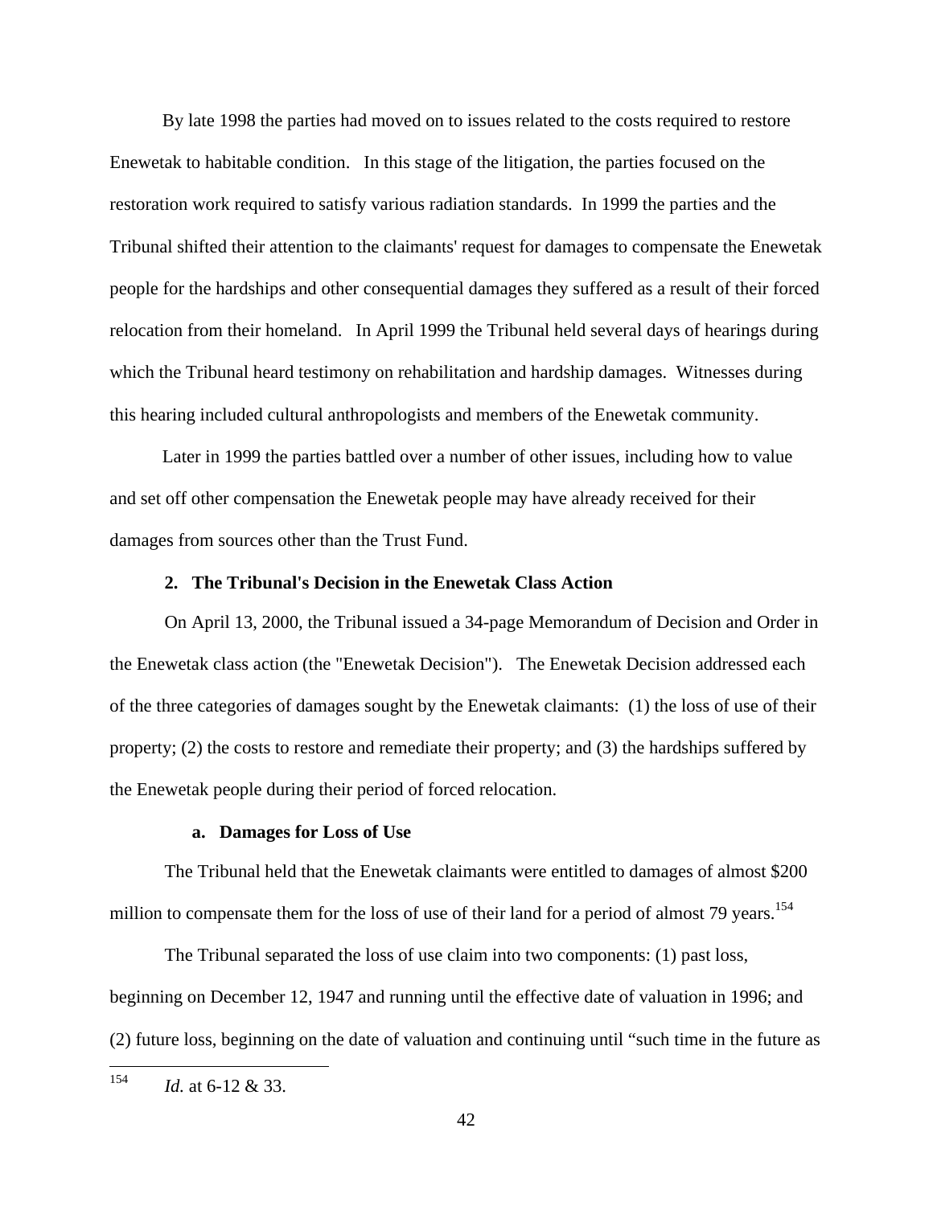By late 1998 the parties had moved on to issues related to the costs required to restore Enewetak to habitable condition. In this stage of the litigation, the parties focused on the restoration work required to satisfy various radiation standards. In 1999 the parties and the Tribunal shifted their attention to the claimants' request for damages to compensate the Enewetak people for the hardships and other consequential damages they suffered as a result of their forced relocation from their homeland. In April 1999 the Tribunal held several days of hearings during which the Tribunal heard testimony on rehabilitation and hardship damages. Witnesses during this hearing included cultural anthropologists and members of the Enewetak community.

Later in 1999 the parties battled over a number of other issues, including how to value and set off other compensation the Enewetak people may have already received for their damages from sources other than the Trust Fund.

### 2. The Tribunal's Decision in the Enewetak Class Action

On April 13, 2000, the Tribunal issued a 34-page Memorandum of Decision and Order in the Enewetak class action (the "Enewetak Decision"). The Enewetak Decision addressed each of the three categories of damages sought by the Enewetak claimants: (1) the loss of use of their property; (2) the costs to restore and remediate their property; and (3) the hardships suffered by the Enewetak people during their period of forced relocation.

#### a. Damages for Loss of Use

The Tribunal held that the Enewetak claimants were entitled to damages of almost $200 million to compensate them for the loss of use of their land for a period of almost 79 years.[154]

The Tribunal separated the loss of use claim into two components: (1) past loss, beginning on December 12, 1947 and running until the effective date of valuation in 1996; and (2) future loss, beginning on the date of valuation and continuing until "such time in the future as

---

[154] *Id.* at 6-12 & 33.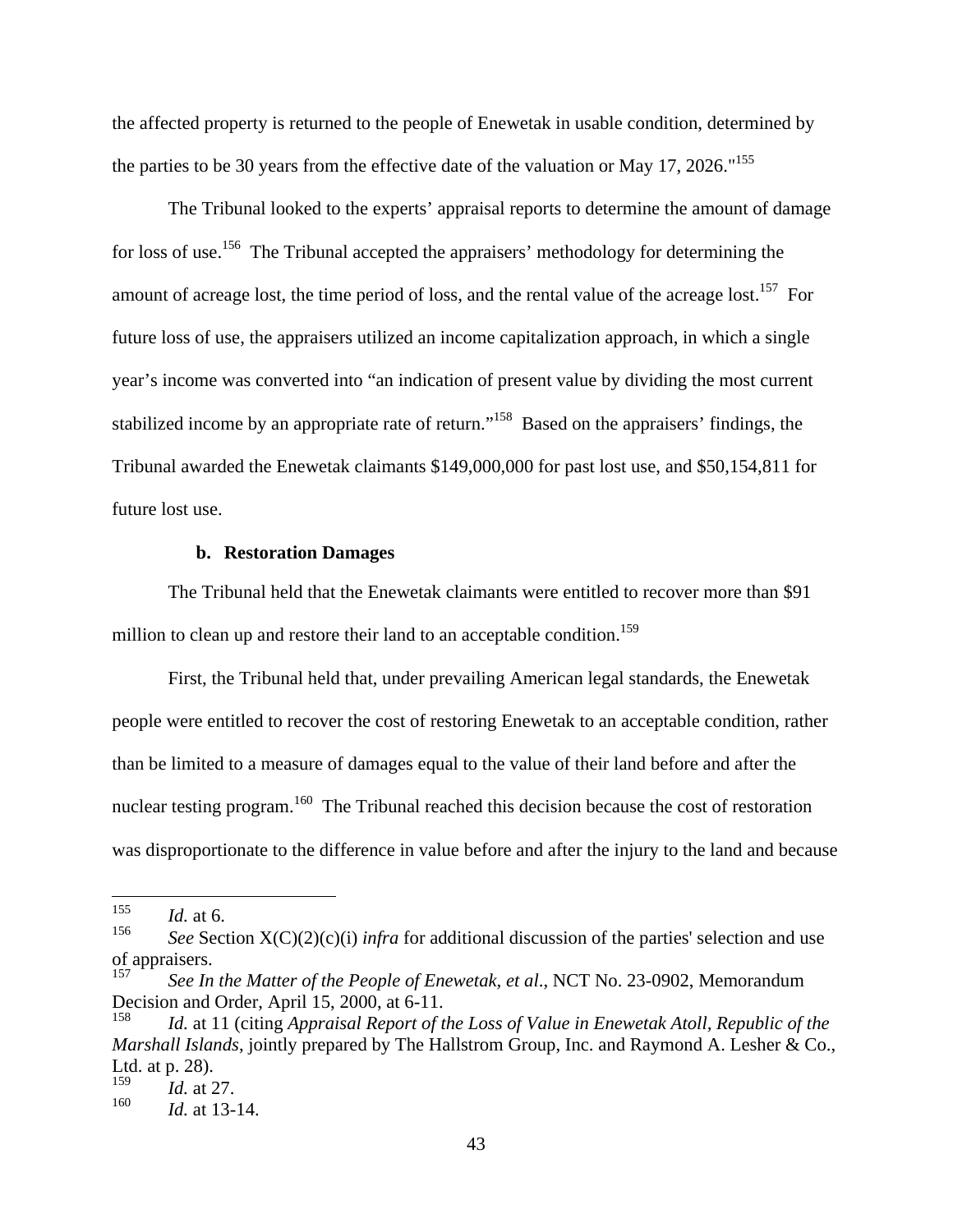the affected property is returned to the people of Enewetak in usable condition, determined by the parties to be 30 years from the effective date of the valuation or May 17, 2026."[155]

The Tribunal looked to the experts' appraisal reports to determine the amount of damage for loss of use.[156] The Tribunal accepted the appraisers' methodology for determining the amount of acreage lost, the time period of loss, and the rental value of the acreage lost.[157] For future loss of use, the appraisers utilized an income capitalization approach, in which a single year's income was converted into "an indication of present value by dividing the most current stabilized income by an appropriate rate of return."[158] Based on the appraisers' findings, the Tribunal awarded the Enewetak claimants $149,000,000 for past lost use, and $50,154,811 for future lost use.

**b. Restoration Damages**

The Tribunal held that the Enewetak claimants were entitled to recover more than $91 million to clean up and restore their land to an acceptable condition.[159]

First, the Tribunal held that, under prevailing American legal standards, the Enewetak people were entitled to recover the cost of restoring Enewetak to an acceptable condition, rather than be limited to a measure of damages equal to the value of their land before and after the nuclear testing program.[160] The Tribunal reached this decision because the cost of restoration was disproportionate to the difference in value before and after the injury to the land and because

---

[155] *Id.* at 6.

[156] *See* Section X(C)(2)(c)(i) *infra* for additional discussion of the parties' selection and use of appraisers.

[157] *See In the Matter of the People of Enewetak, et al.*, NCT No. 23-0902, Memorandum Decision and Order, April 15, 2000, at 6-11.

[158] *Id.* at 11 (citing *Appraisal Report of the Loss of Value in Enewetak Atoll, Republic of the Marshall Islands*, jointly prepared by The Hallstrom Group, Inc. and Raymond A. Lesher & Co., Ltd. at p. 28).

[159] *Id.* at 27.

[160] *Id.* at 13-14.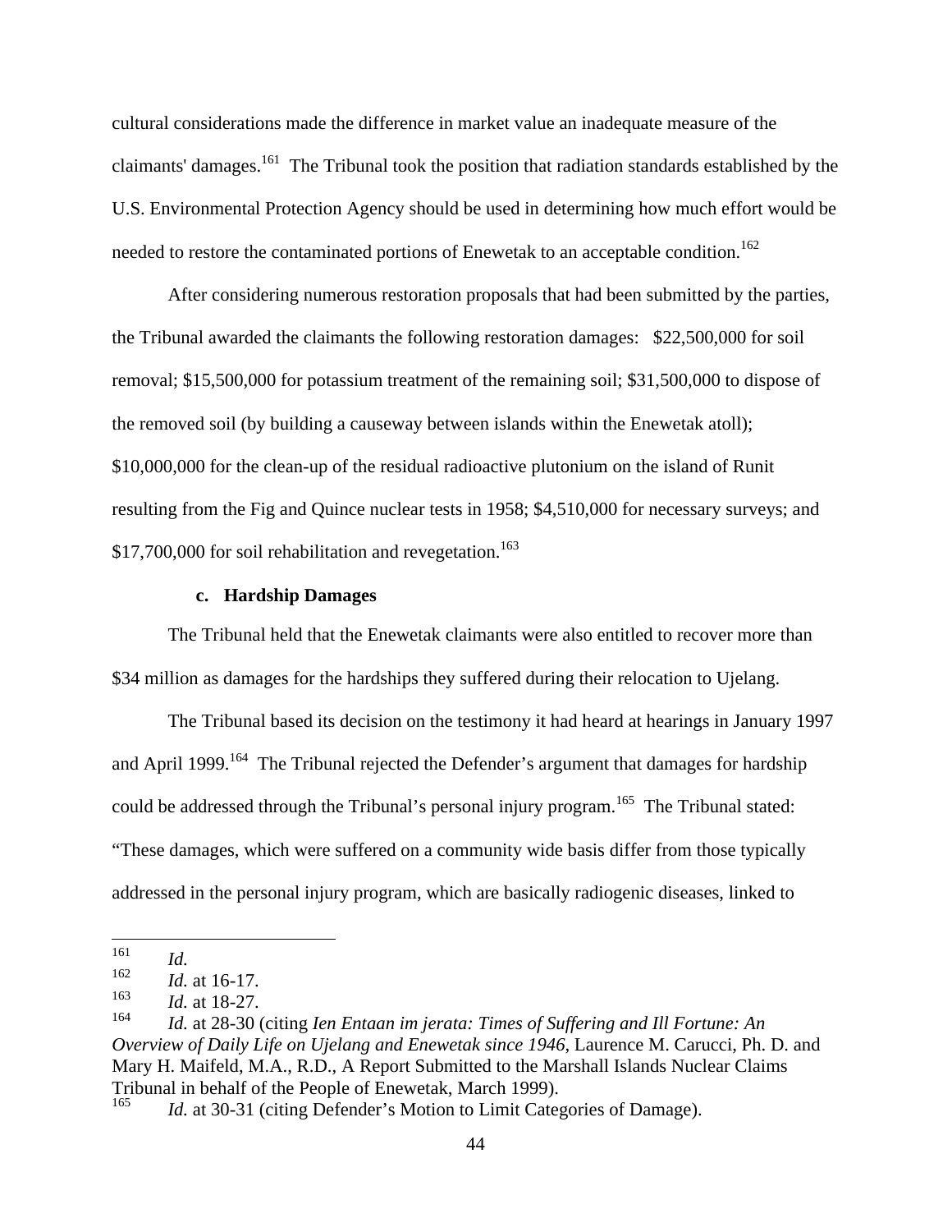cultural considerations made the difference in market value an inadequate measure of the claimants' damages.[161] The Tribunal took the position that radiation standards established by the U.S. Environmental Protection Agency should be used in determining how much effort would be needed to restore the contaminated portions of Enewetak to an acceptable condition.[162]

After considering numerous restoration proposals that had been submitted by the parties, the Tribunal awarded the claimants the following restoration damages: $22,500,000 for soil removal; $15,500,000 for potassium treatment of the remaining soil; $31,500,000 to dispose of the removed soil (by building a causeway between islands within the Enewetak atoll); $10,000,000 for the clean-up of the residual radioactive plutonium on the island of Runit resulting from the Fig and Quince nuclear tests in 1958; $4,510,000 for necessary surveys; and $17,700,000 for soil rehabilitation and revegetation.[163]

### c. Hardship Damages

The Tribunal held that the Enewetak claimants were also entitled to recover more than $34 million as damages for the hardships they suffered during their relocation to Ujelang.

The Tribunal based its decision on the testimony it had heard at hearings in January 1997 and April 1999.[164] The Tribunal rejected the Defender's argument that damages for hardship could be addressed through the Tribunal's personal injury program.[165] The Tribunal stated: "These damages, which were suffered on a community wide basis differ from those typically addressed in the personal injury program, which are basically radiogenic diseases, linked to

---

[161] *Id.*

[162] *Id.* at 16-17.

[163] *Id.* at 18-27.

[164] *Id.* at 28-30 (citing *Ien Entaan im jerata: Times of Suffering and Ill Fortune: An Overview of Daily Life on Ujelang and Enewetak since 1946*, Laurence M. Carucci, Ph. D. and Mary H. Maifeld, M.A., R.D., A Report Submitted to the Marshall Islands Nuclear Claims Tribunal in behalf of the People of Enewetak, March 1999).

[165] *Id.* at 30-31 (citing Defender's Motion to Limit Categories of Damage).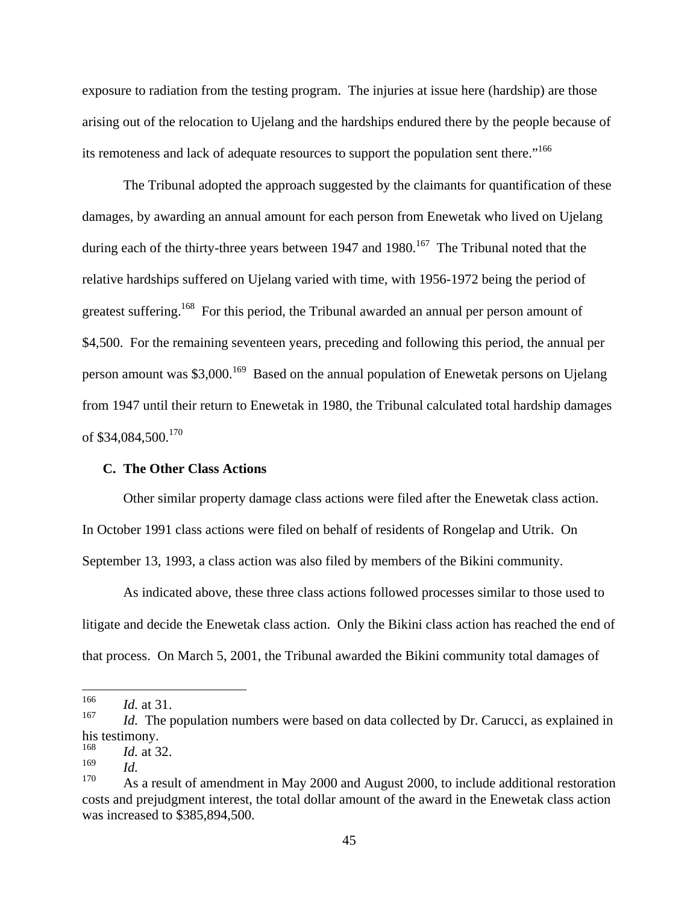exposure to radiation from the testing program. The injuries at issue here (hardship) are those arising out of the relocation to Ujelang and the hardships endured there by the people because of its remoteness and lack of adequate resources to support the population sent there."[166]

The Tribunal adopted the approach suggested by the claimants for quantification of these damages, by awarding an annual amount for each person from Enewetak who lived on Ujelang during each of the thirty-three years between 1947 and 1980.[167] The Tribunal noted that the relative hardships suffered on Ujelang varied with time, with 1956-1972 being the period of greatest suffering.[168] For this period, the Tribunal awarded an annual per person amount of $4,500. For the remaining seventeen years, preceding and following this period, the annual per person amount was $3,000.[169] Based on the annual population of Enewetak persons on Ujelang from 1947 until their return to Enewetak in 1980, the Tribunal calculated total hardship damages of $34,084,500.[170]

### C. The Other Class Actions

Other similar property damage class actions were filed after the Enewetak class action. In October 1991 class actions were filed on behalf of residents of Rongelap and Utrik. On September 13, 1993, a class action was also filed by members of the Bikini community.

As indicated above, these three class actions followed processes similar to those used to litigate and decide the Enewetak class action. Only the Bikini class action has reached the end of that process. On March 5, 2001, the Tribunal awarded the Bikini community total damages of

---

[166] *Id.* at 31.

[167] *Id.* The population numbers were based on data collected by Dr. Carucci, as explained in his testimony.

[168] *Id.* at 32.

[169] *Id.*

[170] As a result of amendment in May 2000 and August 2000, to include additional restoration costs and prejudgment interest, the total dollar amount of the award in the Enewetak class action was increased to $385,894,500.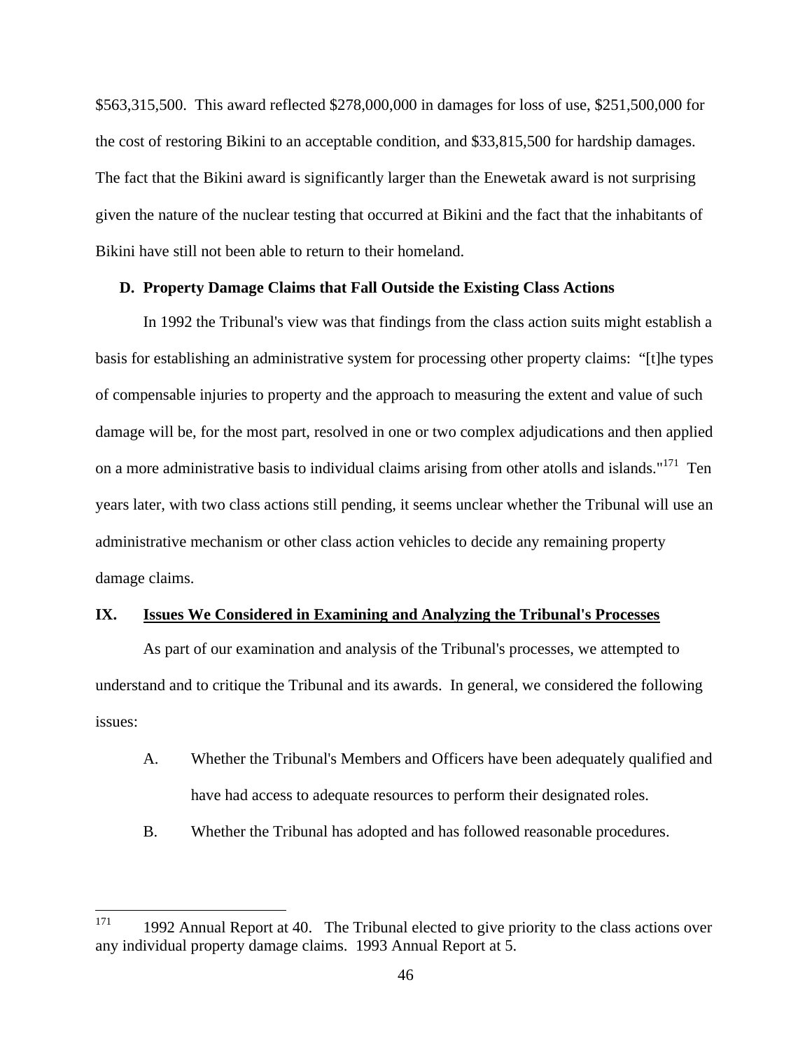$563,315,500. This award reflected $278,000,000 in damages for loss of use, $251,500,000 for the cost of restoring Bikini to an acceptable condition, and $33,815,500 for hardship damages. The fact that the Bikini award is significantly larger than the Enewetak award is not surprising given the nature of the nuclear testing that occurred at Bikini and the fact that the inhabitants of Bikini have still not been able to return to their homeland.

### D. Property Damage Claims that Fall Outside the Existing Class Actions

In 1992 the Tribunal's view was that findings from the class action suits might establish a basis for establishing an administrative system for processing other property claims: "[t]he types of compensable injuries to property and the approach to measuring the extent and value of such damage will be, for the most part, resolved in one or two complex adjudications and then applied on a more administrative basis to individual claims arising from other atolls and islands."[171] Ten years later, with two class actions still pending, it seems unclear whether the Tribunal will use an administrative mechanism or other class action vehicles to decide any remaining property damage claims.

## IX. Issues We Considered in Examining and Analyzing the Tribunal's Processes

As part of our examination and analysis of the Tribunal's processes, we attempted to understand and to critique the Tribunal and its awards. In general, we considered the following issues:

A. Whether the Tribunal's Members and Officers have been adequately qualified and have had access to adequate resources to perform their designated roles.

B. Whether the Tribunal has adopted and has followed reasonable procedures.

---

[171] 1992 Annual Report at 40. The Tribunal elected to give priority to the class actions over any individual property damage claims. 1993 Annual Report at 5.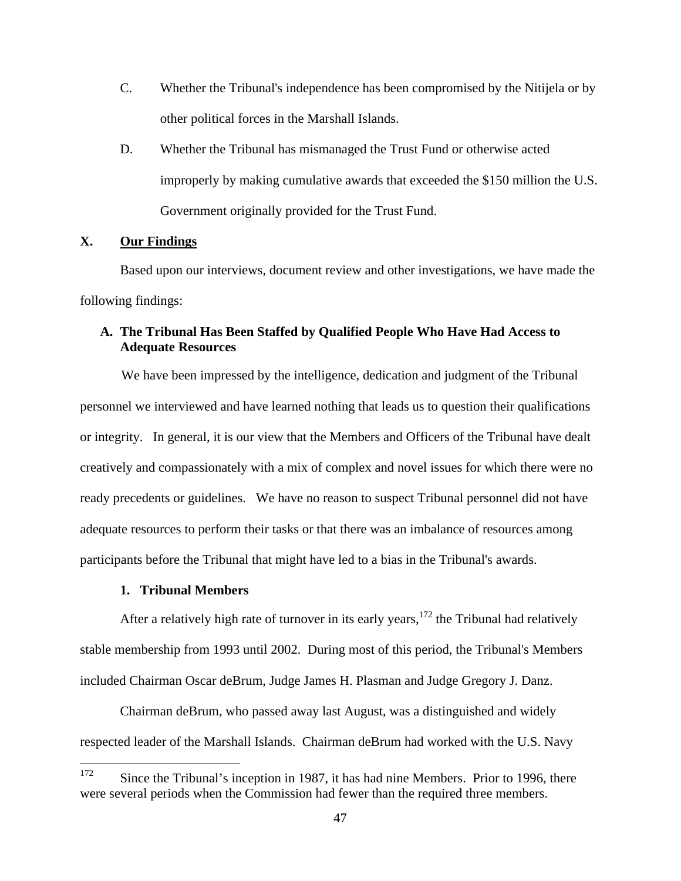C. Whether the Tribunal's independence has been compromised by the Nitijela or by other political forces in the Marshall Islands.

D. Whether the Tribunal has mismanaged the Trust Fund or otherwise acted improperly by making cumulative awards that exceeded the $150 million the U.S. Government originally provided for the Trust Fund.

## X. Our Findings

Based upon our interviews, document review and other investigations, we have made the following findings:

### A. The Tribunal Has Been Staffed by Qualified People Who Have Had Access to Adequate Resources

We have been impressed by the intelligence, dedication and judgment of the Tribunal personnel we interviewed and have learned nothing that leads us to question their qualifications or integrity. In general, it is our view that the Members and Officers of the Tribunal have dealt creatively and compassionately with a mix of complex and novel issues for which there were no ready precedents or guidelines. We have no reason to suspect Tribunal personnel did not have adequate resources to perform their tasks or that there was an imbalance of resources among participants before the Tribunal that might have led to a bias in the Tribunal's awards.

#### 1. Tribunal Members

After a relatively high rate of turnover in its early years,[172] the Tribunal had relatively stable membership from 1993 until 2002. During most of this period, the Tribunal's Members included Chairman Oscar deBrum, Judge James H. Plasman and Judge Gregory J. Danz.

Chairman deBrum, who passed away last August, was a distinguished and widely respected leader of the Marshall Islands. Chairman deBrum had worked with the U.S. Navy

---

[172] Since the Tribunal's inception in 1987, it has had nine Members. Prior to 1996, there were several periods when the Commission had fewer than the required three members.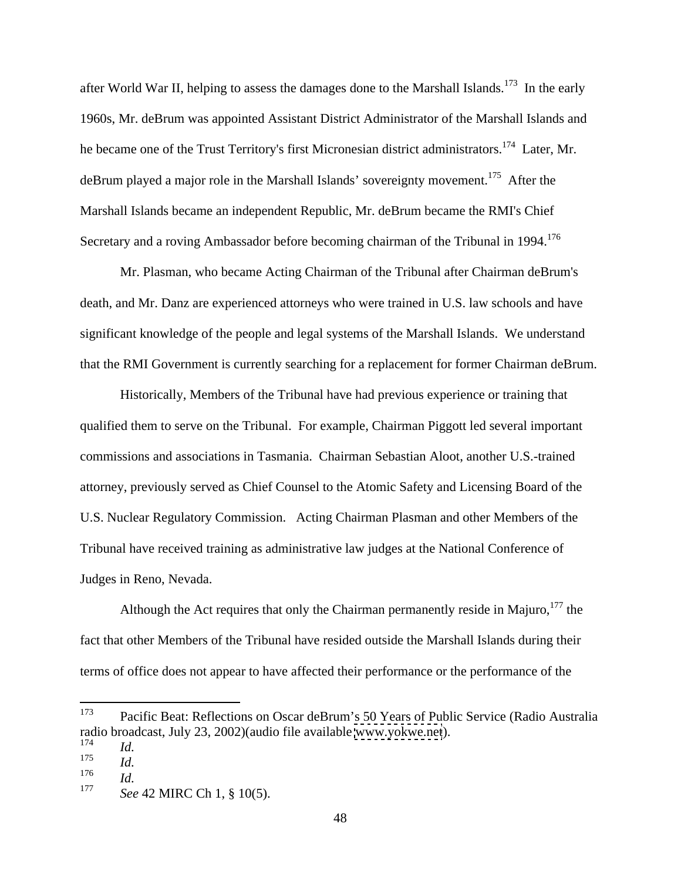after World War II, helping to assess the damages done to the Marshall Islands.[173] In the early 1960s, Mr. deBrum was appointed Assistant District Administrator of the Marshall Islands and he became one of the Trust Territory's first Micronesian district administrators.[174] Later, Mr. deBrum played a major role in the Marshall Islands' sovereignty movement.[175] After the Marshall Islands became an independent Republic, Mr. deBrum became the RMI's Chief Secretary and a roving Ambassador before becoming chairman of the Tribunal in 1994.[176]

Mr. Plasman, who became Acting Chairman of the Tribunal after Chairman deBrum's death, and Mr. Danz are experienced attorneys who were trained in U.S. law schools and have significant knowledge of the people and legal systems of the Marshall Islands. We understand that the RMI Government is currently searching for a replacement for former Chairman deBrum.

Historically, Members of the Tribunal have had previous experience or training that qualified them to serve on the Tribunal. For example, Chairman Piggott led several important commissions and associations in Tasmania. Chairman Sebastian Aloot, another U.S.-trained attorney, previously served as Chief Counsel to the Atomic Safety and Licensing Board of the U.S. Nuclear Regulatory Commission. Acting Chairman Plasman and other Members of the Tribunal have received training as administrative law judges at the National Conference of Judges in Reno, Nevada.

Although the Act requires that only the Chairman permanently reside in Majuro,[177] the fact that other Members of the Tribunal have resided outside the Marshall Islands during their terms of office does not appear to have affected their performance or the performance of the

---

173 Pacific Beat: Reflections on Oscar deBrum's 50 Years of Public Service (Radio Australia radio broadcast, July 23, 2002)(audio file available www.yokwe.net).

174 *Id.*

175 *Id.*

176 *Id.*

177 *See* 42 MIRC Ch 1, § 10(5).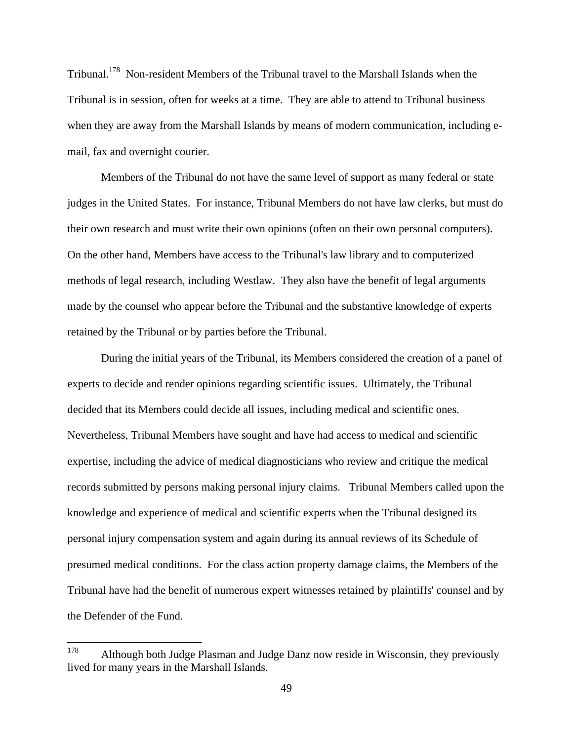Tribunal.[178] Non-resident Members of the Tribunal travel to the Marshall Islands when the Tribunal is in session, often for weeks at a time. They are able to attend to Tribunal business when they are away from the Marshall Islands by means of modern communication, including e-mail, fax and overnight courier.

Members of the Tribunal do not have the same level of support as many federal or state judges in the United States. For instance, Tribunal Members do not have law clerks, but must do their own research and must write their own opinions (often on their own personal computers). On the other hand, Members have access to the Tribunal's law library and to computerized methods of legal research, including Westlaw. They also have the benefit of legal arguments made by the counsel who appear before the Tribunal and the substantive knowledge of experts retained by the Tribunal or by parties before the Tribunal.

During the initial years of the Tribunal, its Members considered the creation of a panel of experts to decide and render opinions regarding scientific issues. Ultimately, the Tribunal decided that its Members could decide all issues, including medical and scientific ones. Nevertheless, Tribunal Members have sought and have had access to medical and scientific expertise, including the advice of medical diagnosticians who review and critique the medical records submitted by persons making personal injury claims. Tribunal Members called upon the knowledge and experience of medical and scientific experts when the Tribunal designed its personal injury compensation system and again during its annual reviews of its Schedule of presumed medical conditions. For the class action property damage claims, the Members of the Tribunal have had the benefit of numerous expert witnesses retained by plaintiffs' counsel and by the Defender of the Fund.

---

[178] Although both Judge Plasman and Judge Danz now reside in Wisconsin, they previously lived for many years in the Marshall Islands.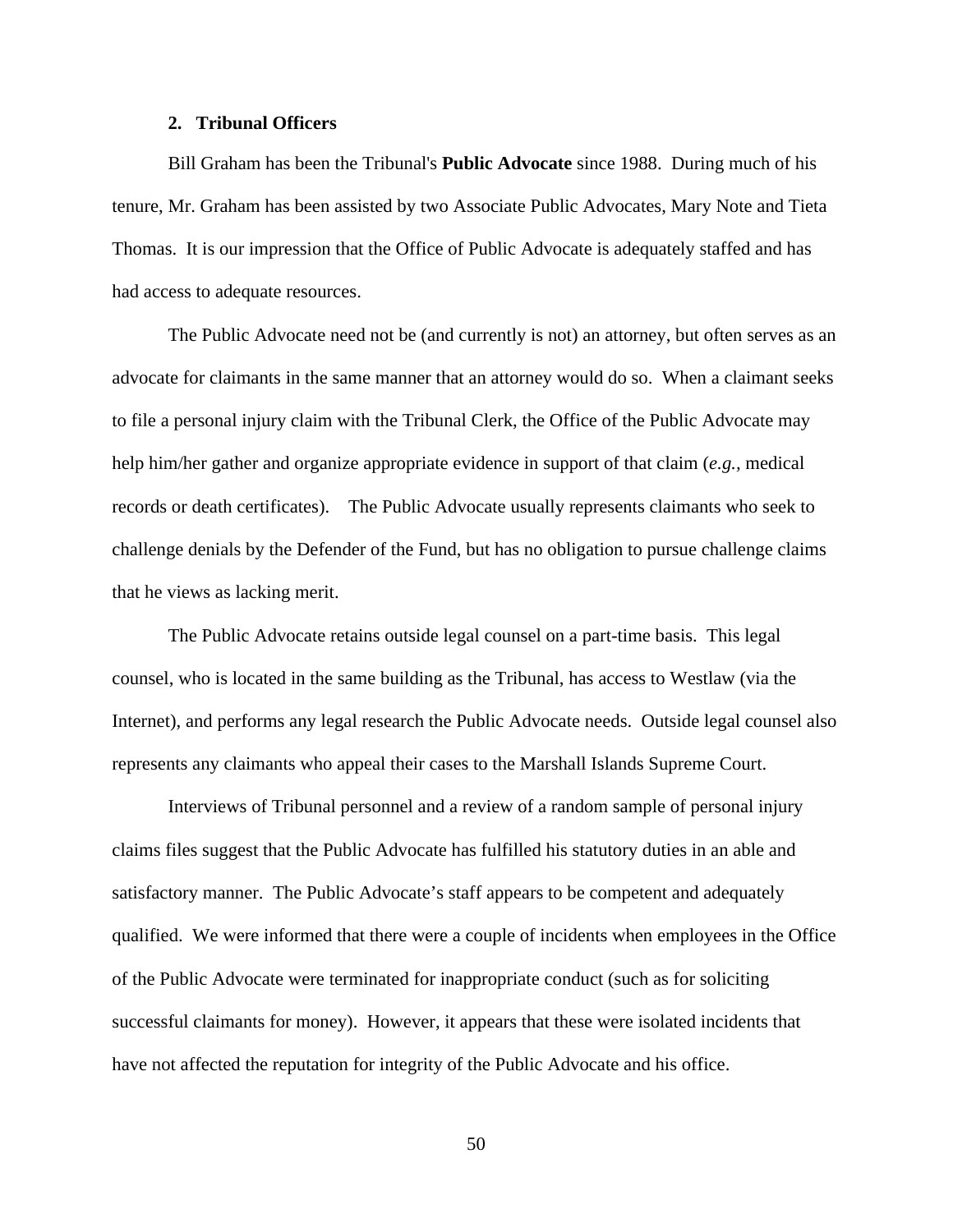### 2. Tribunal Officers

Bill Graham has been the Tribunal's **Public Advocate** since 1988. During much of his tenure, Mr. Graham has been assisted by two Associate Public Advocates, Mary Note and Tieta Thomas. It is our impression that the Office of Public Advocate is adequately staffed and has had access to adequate resources.

The Public Advocate need not be (and currently is not) an attorney, but often serves as an advocate for claimants in the same manner that an attorney would do so. When a claimant seeks to file a personal injury claim with the Tribunal Clerk, the Office of the Public Advocate may help him/her gather and organize appropriate evidence in support of that claim (*e.g.*, medical records or death certificates). The Public Advocate usually represents claimants who seek to challenge denials by the Defender of the Fund, but has no obligation to pursue challenge claims that he views as lacking merit.

The Public Advocate retains outside legal counsel on a part-time basis. This legal counsel, who is located in the same building as the Tribunal, has access to Westlaw (via the Internet), and performs any legal research the Public Advocate needs. Outside legal counsel also represents any claimants who appeal their cases to the Marshall Islands Supreme Court.

Interviews of Tribunal personnel and a review of a random sample of personal injury claims files suggest that the Public Advocate has fulfilled his statutory duties in an able and satisfactory manner. The Public Advocate's staff appears to be competent and adequately qualified. We were informed that there were a couple of incidents when employees in the Office of the Public Advocate were terminated for inappropriate conduct (such as for soliciting successful claimants for money). However, it appears that these were isolated incidents that have not affected the reputation for integrity of the Public Advocate and his office.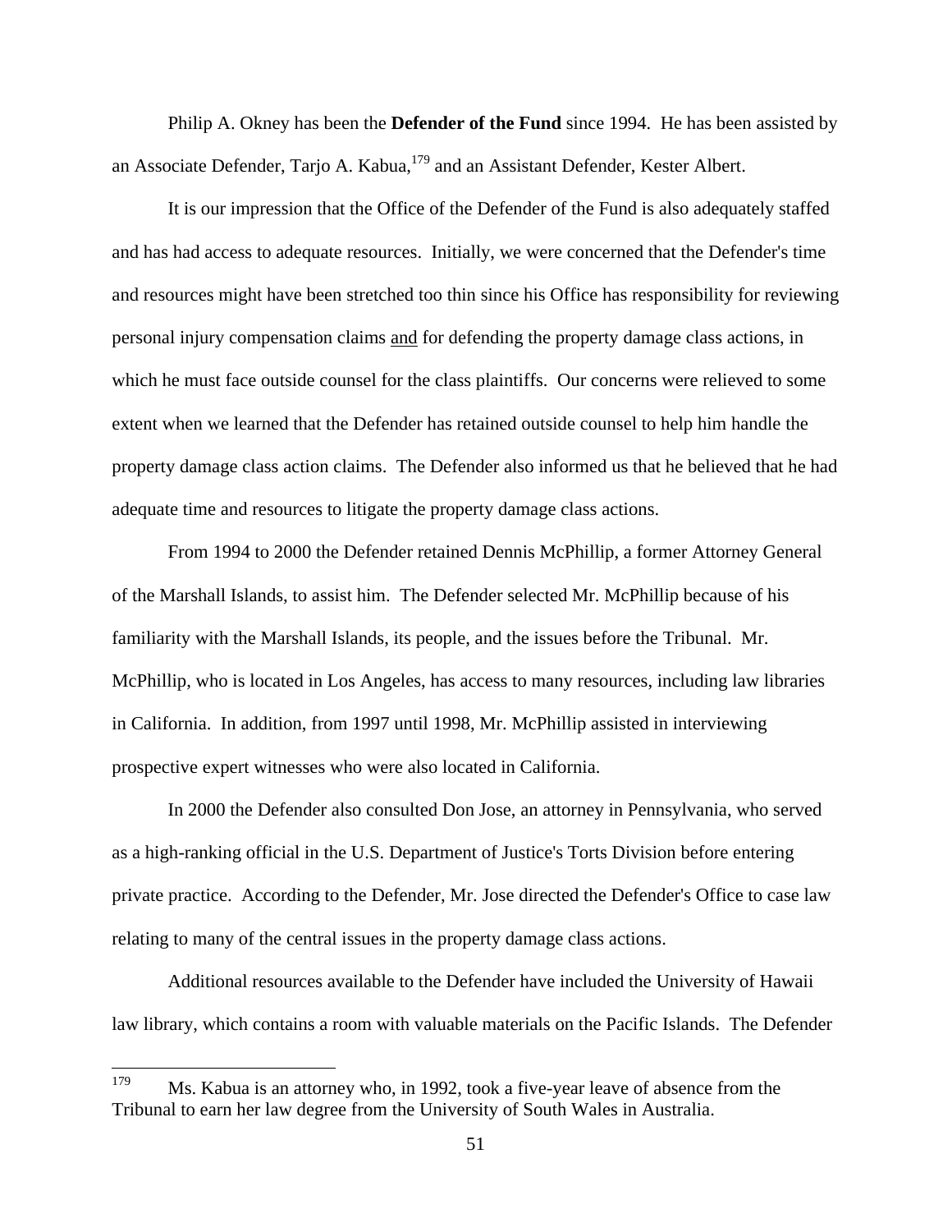Philip A. Okney has been the **Defender of the Fund** since 1994. He has been assisted by an Associate Defender, Tarjo A. Kabua,[179] and an Assistant Defender, Kester Albert.

It is our impression that the Office of the Defender of the Fund is also adequately staffed and has had access to adequate resources. Initially, we were concerned that the Defender's time and resources might have been stretched too thin since his Office has responsibility for reviewing personal injury compensation claims <u>and</u> for defending the property damage class actions, in which he must face outside counsel for the class plaintiffs. Our concerns were relieved to some extent when we learned that the Defender has retained outside counsel to help him handle the property damage class action claims. The Defender also informed us that he believed that he had adequate time and resources to litigate the property damage class actions.

From 1994 to 2000 the Defender retained Dennis McPhillip, a former Attorney General of the Marshall Islands, to assist him. The Defender selected Mr. McPhillip because of his familiarity with the Marshall Islands, its people, and the issues before the Tribunal. Mr. McPhillip, who is located in Los Angeles, has access to many resources, including law libraries in California. In addition, from 1997 until 1998, Mr. McPhillip assisted in interviewing prospective expert witnesses who were also located in California.

In 2000 the Defender also consulted Don Jose, an attorney in Pennsylvania, who served as a high-ranking official in the U.S. Department of Justice's Torts Division before entering private practice. According to the Defender, Mr. Jose directed the Defender's Office to case law relating to many of the central issues in the property damage class actions.

Additional resources available to the Defender have included the University of Hawaii law library, which contains a room with valuable materials on the Pacific Islands. The Defender

---

[179] Ms. Kabua is an attorney who, in 1992, took a five-year leave of absence from the Tribunal to earn her law degree from the University of South Wales in Australia.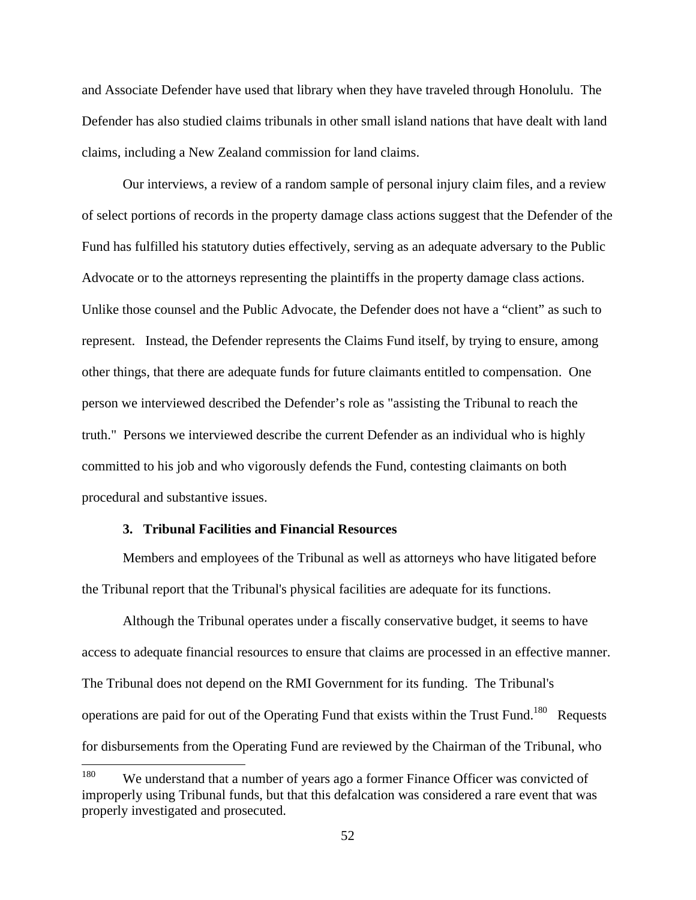and Associate Defender have used that library when they have traveled through Honolulu. The Defender has also studied claims tribunals in other small island nations that have dealt with land claims, including a New Zealand commission for land claims.

Our interviews, a review of a random sample of personal injury claim files, and a review of select portions of records in the property damage class actions suggest that the Defender of the Fund has fulfilled his statutory duties effectively, serving as an adequate adversary to the Public Advocate or to the attorneys representing the plaintiffs in the property damage class actions. Unlike those counsel and the Public Advocate, the Defender does not have a "client" as such to represent. Instead, the Defender represents the Claims Fund itself, by trying to ensure, among other things, that there are adequate funds for future claimants entitled to compensation. One person we interviewed described the Defender's role as "assisting the Tribunal to reach the truth." Persons we interviewed describe the current Defender as an individual who is highly committed to his job and who vigorously defends the Fund, contesting claimants on both procedural and substantive issues.

### 3. Tribunal Facilities and Financial Resources

Members and employees of the Tribunal as well as attorneys who have litigated before the Tribunal report that the Tribunal's physical facilities are adequate for its functions.

Although the Tribunal operates under a fiscally conservative budget, it seems to have access to adequate financial resources to ensure that claims are processed in an effective manner. The Tribunal does not depend on the RMI Government for its funding. The Tribunal's operations are paid for out of the Operating Fund that exists within the Trust Fund.[180] Requests for disbursements from the Operating Fund are reviewed by the Chairman of the Tribunal, who

---

[180] We understand that a number of years ago a former Finance Officer was convicted of improperly using Tribunal funds, but that this defalcation was considered a rare event that was properly investigated and prosecuted.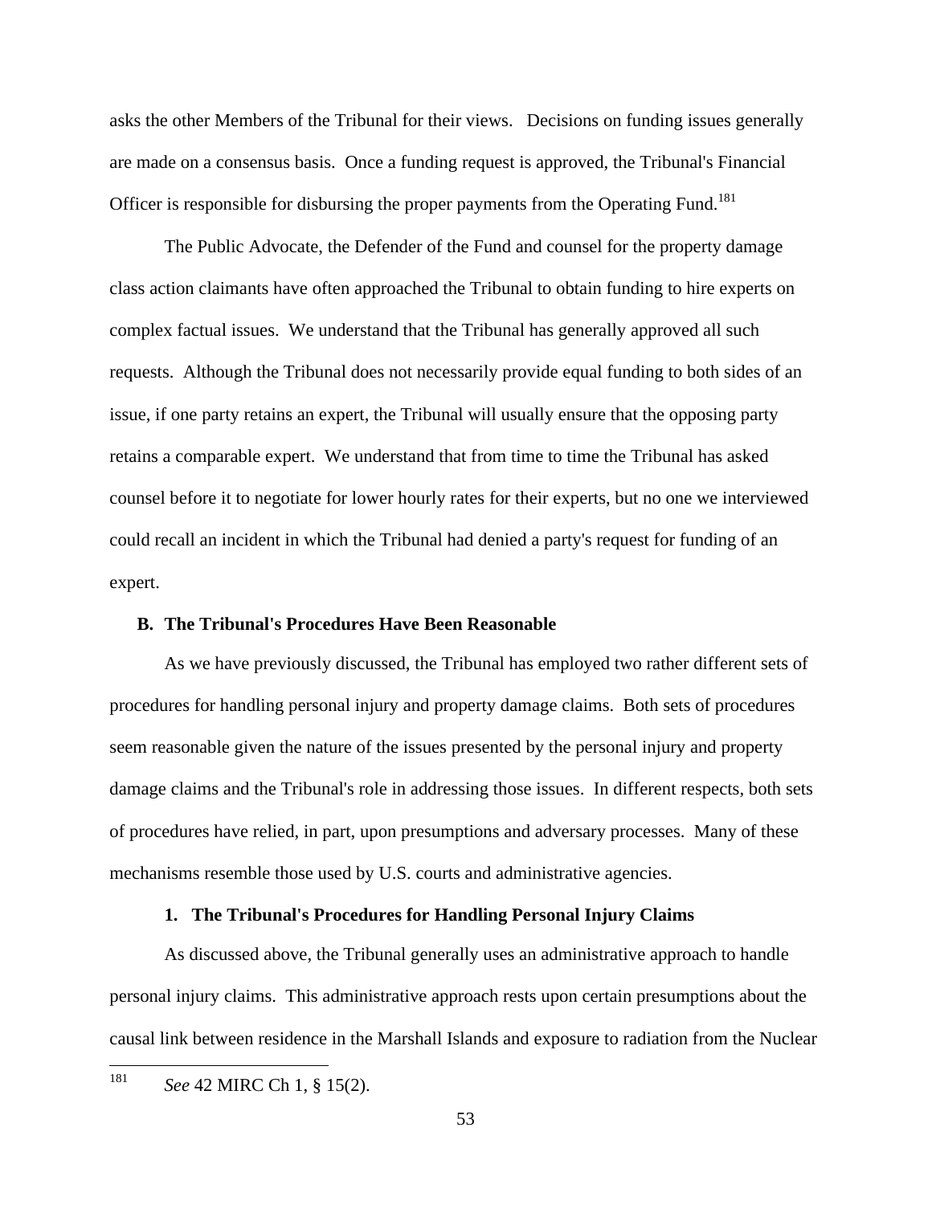asks the other Members of the Tribunal for their views. Decisions on funding issues generally are made on a consensus basis. Once a funding request is approved, the Tribunal's Financial Officer is responsible for disbursing the proper payments from the Operating Fund.[181]

The Public Advocate, the Defender of the Fund and counsel for the property damage class action claimants have often approached the Tribunal to obtain funding to hire experts on complex factual issues. We understand that the Tribunal has generally approved all such requests. Although the Tribunal does not necessarily provide equal funding to both sides of an issue, if one party retains an expert, the Tribunal will usually ensure that the opposing party retains a comparable expert. We understand that from time to time the Tribunal has asked counsel before it to negotiate for lower hourly rates for their experts, but no one we interviewed could recall an incident in which the Tribunal had denied a party's request for funding of an expert.

### B. The Tribunal's Procedures Have Been Reasonable

As we have previously discussed, the Tribunal has employed two rather different sets of procedures for handling personal injury and property damage claims. Both sets of procedures seem reasonable given the nature of the issues presented by the personal injury and property damage claims and the Tribunal's role in addressing those issues. In different respects, both sets of procedures have relied, in part, upon presumptions and adversary processes. Many of these mechanisms resemble those used by U.S. courts and administrative agencies.

#### 1. The Tribunal's Procedures for Handling Personal Injury Claims

As discussed above, the Tribunal generally uses an administrative approach to handle personal injury claims. This administrative approach rests upon certain presumptions about the causal link between residence in the Marshall Islands and exposure to radiation from the Nuclear

---

[181] *See* 42 MIRC Ch 1, § 15(2).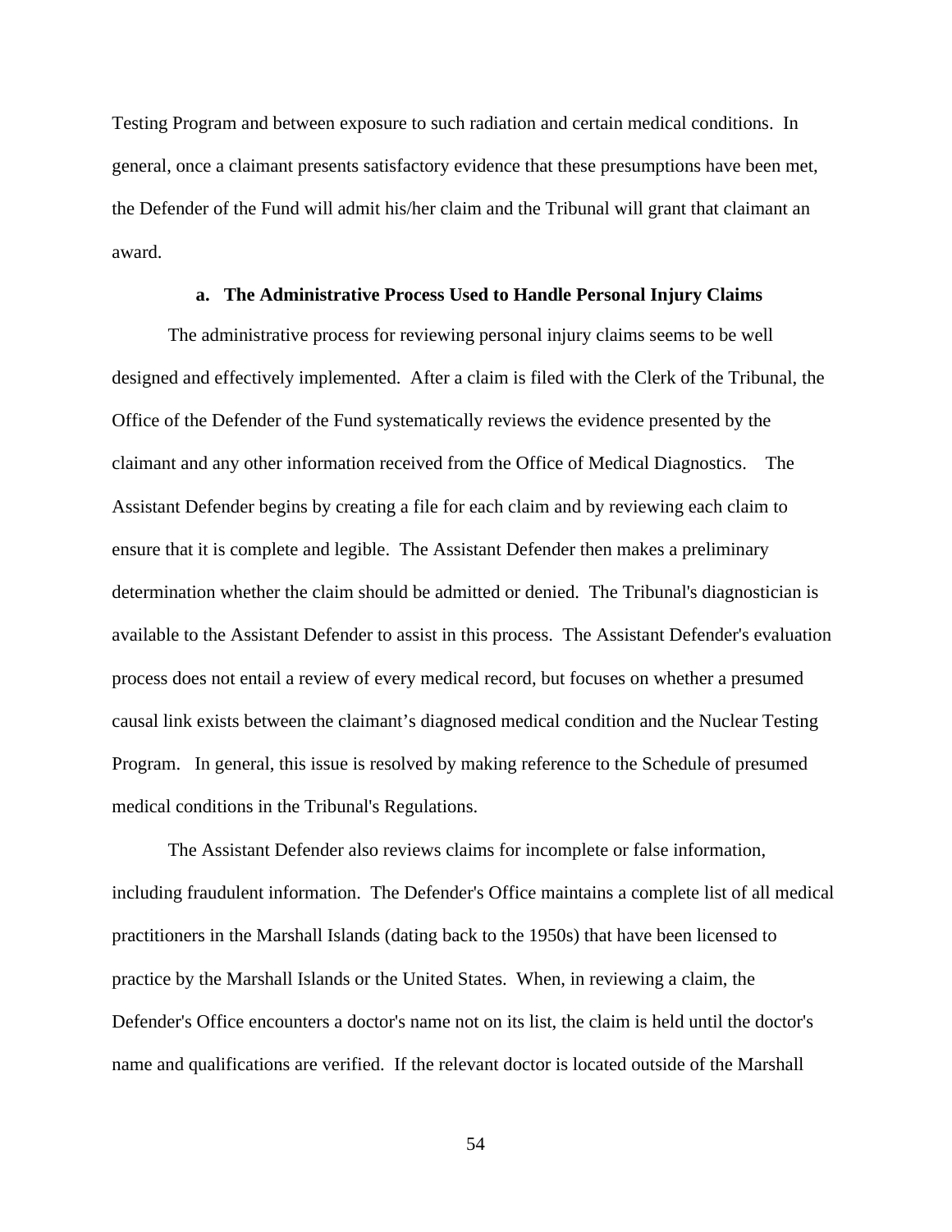Testing Program and between exposure to such radiation and certain medical conditions. In general, once a claimant presents satisfactory evidence that these presumptions have been met, the Defender of the Fund will admit his/her claim and the Tribunal will grant that claimant an award.

#### a. The Administrative Process Used to Handle Personal Injury Claims

The administrative process for reviewing personal injury claims seems to be well designed and effectively implemented. After a claim is filed with the Clerk of the Tribunal, the Office of the Defender of the Fund systematically reviews the evidence presented by the claimant and any other information received from the Office of Medical Diagnostics. The Assistant Defender begins by creating a file for each claim and by reviewing each claim to ensure that it is complete and legible. The Assistant Defender then makes a preliminary determination whether the claim should be admitted or denied. The Tribunal's diagnostician is available to the Assistant Defender to assist in this process. The Assistant Defender's evaluation process does not entail a review of every medical record, but focuses on whether a presumed causal link exists between the claimant's diagnosed medical condition and the Nuclear Testing Program. In general, this issue is resolved by making reference to the Schedule of presumed medical conditions in the Tribunal's Regulations.

The Assistant Defender also reviews claims for incomplete or false information, including fraudulent information. The Defender's Office maintains a complete list of all medical practitioners in the Marshall Islands (dating back to the 1950s) that have been licensed to practice by the Marshall Islands or the United States. When, in reviewing a claim, the Defender's Office encounters a doctor's name not on its list, the claim is held until the doctor's name and qualifications are verified. If the relevant doctor is located outside of the Marshall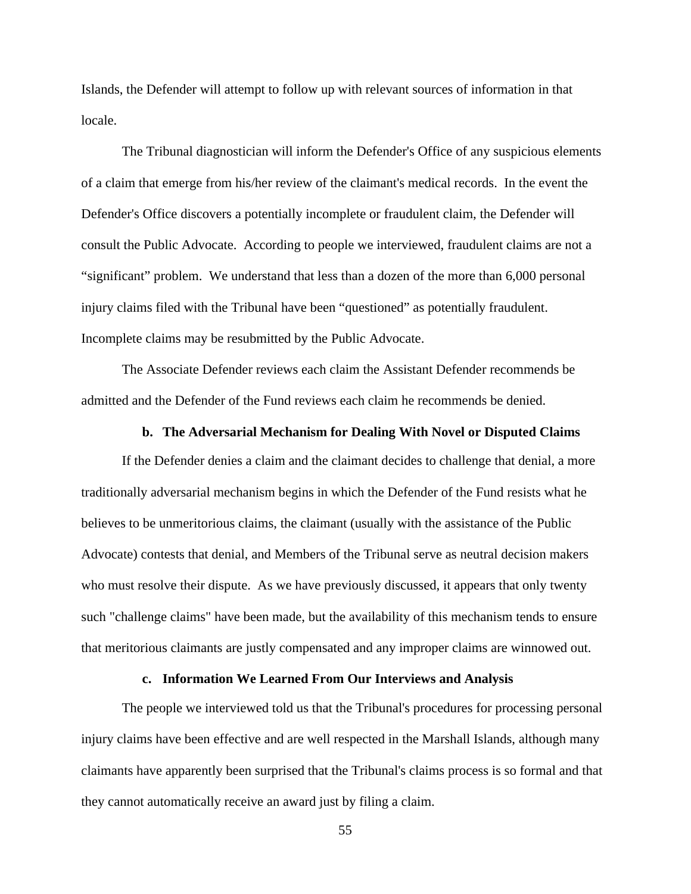Islands, the Defender will attempt to follow up with relevant sources of information in that locale.

The Tribunal diagnostician will inform the Defender's Office of any suspicious elements of a claim that emerge from his/her review of the claimant's medical records. In the event the Defender's Office discovers a potentially incomplete or fraudulent claim, the Defender will consult the Public Advocate. According to people we interviewed, fraudulent claims are not a "significant" problem. We understand that less than a dozen of the more than 6,000 personal injury claims filed with the Tribunal have been "questioned" as potentially fraudulent. Incomplete claims may be resubmitted by the Public Advocate.

The Associate Defender reviews each claim the Assistant Defender recommends be admitted and the Defender of the Fund reviews each claim he recommends be denied.

### b. The Adversarial Mechanism for Dealing With Novel or Disputed Claims

If the Defender denies a claim and the claimant decides to challenge that denial, a more traditionally adversarial mechanism begins in which the Defender of the Fund resists what he believes to be unmeritorious claims, the claimant (usually with the assistance of the Public Advocate) contests that denial, and Members of the Tribunal serve as neutral decision makers who must resolve their dispute. As we have previously discussed, it appears that only twenty such "challenge claims" have been made, but the availability of this mechanism tends to ensure that meritorious claimants are justly compensated and any improper claims are winnowed out.

### c. Information We Learned From Our Interviews and Analysis

The people we interviewed told us that the Tribunal's procedures for processing personal injury claims have been effective and are well respected in the Marshall Islands, although many claimants have apparently been surprised that the Tribunal's claims process is so formal and that they cannot automatically receive an award just by filing a claim.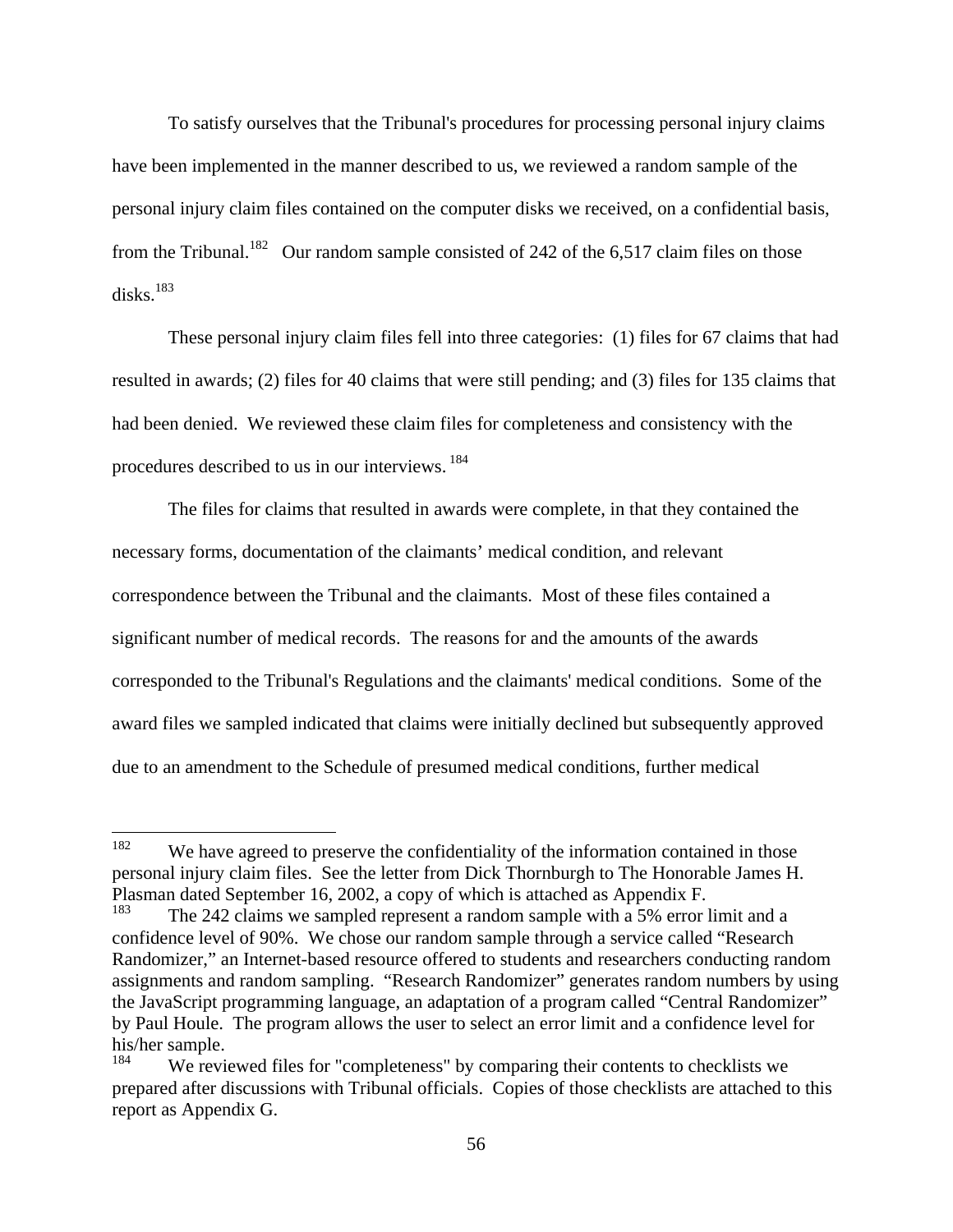To satisfy ourselves that the Tribunal's procedures for processing personal injury claims have been implemented in the manner described to us, we reviewed a random sample of the personal injury claim files contained on the computer disks we received, on a confidential basis, from the Tribunal.[182] Our random sample consisted of 242 of the 6,517 claim files on those disks.[183]

These personal injury claim files fell into three categories: (1) files for 67 claims that had resulted in awards; (2) files for 40 claims that were still pending; and (3) files for 135 claims that had been denied. We reviewed these claim files for completeness and consistency with the procedures described to us in our interviews.[184]

The files for claims that resulted in awards were complete, in that they contained the necessary forms, documentation of the claimants' medical condition, and relevant correspondence between the Tribunal and the claimants. Most of these files contained a significant number of medical records. The reasons for and the amounts of the awards corresponded to the Tribunal's Regulations and the claimants' medical conditions. Some of the award files we sampled indicated that claims were initially declined but subsequently approved due to an amendment to the Schedule of presumed medical conditions, further medical

---

[182] We have agreed to preserve the confidentiality of the information contained in those personal injury claim files. See the letter from Dick Thornburgh to The Honorable James H. Plasman dated September 16, 2002, a copy of which is attached as Appendix F.

[183] The 242 claims we sampled represent a random sample with a 5% error limit and a confidence level of 90%. We chose our random sample through a service called "Research Randomizer," an Internet-based resource offered to students and researchers conducting random assignments and random sampling. "Research Randomizer" generates random numbers by using the JavaScript programming language, an adaptation of a program called "Central Randomizer" by Paul Houle. The program allows the user to select an error limit and a confidence level for his/her sample.

[184] We reviewed files for "completeness" by comparing their contents to checklists we prepared after discussions with Tribunal officials. Copies of those checklists are attached to this report as Appendix G.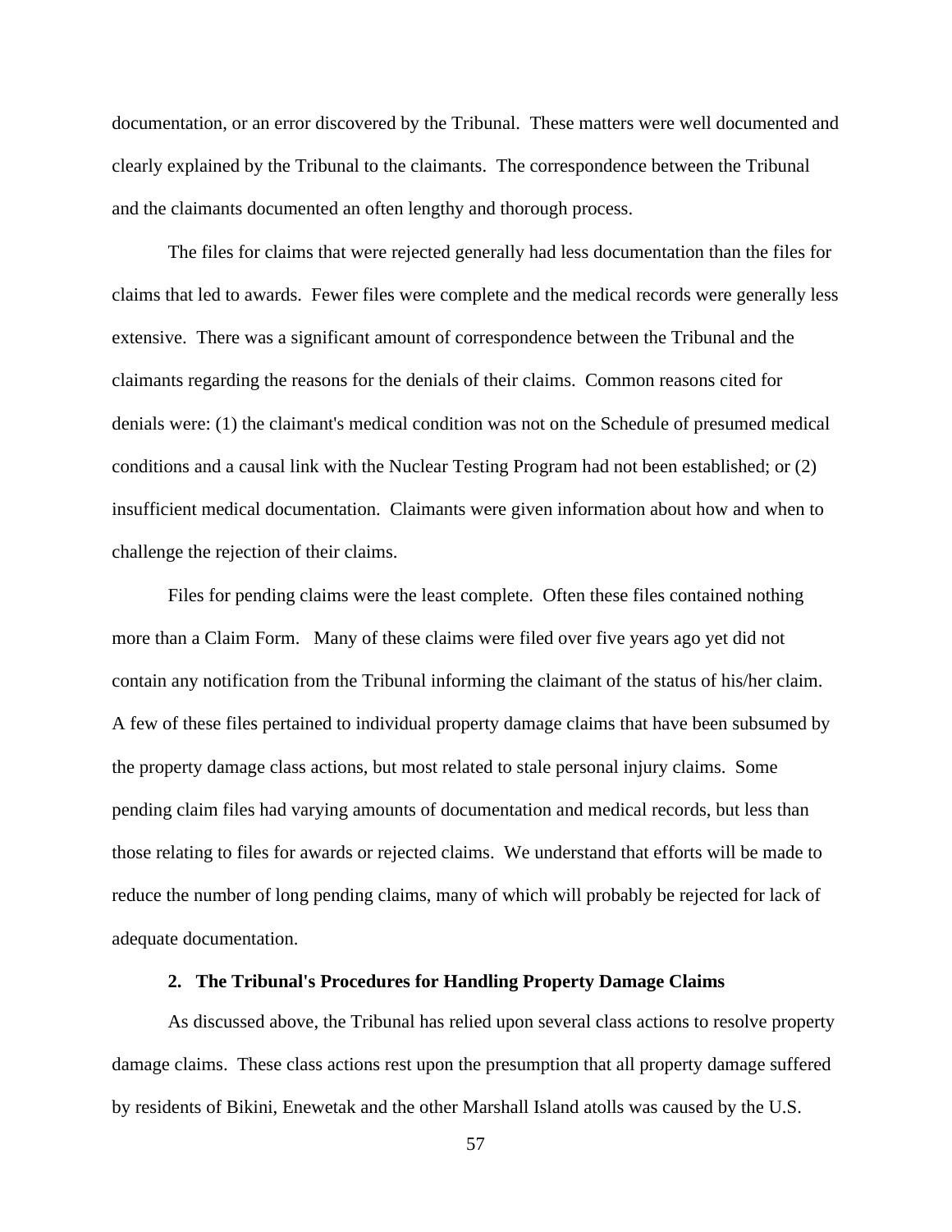documentation, or an error discovered by the Tribunal. These matters were well documented and clearly explained by the Tribunal to the claimants. The correspondence between the Tribunal and the claimants documented an often lengthy and thorough process.

The files for claims that were rejected generally had less documentation than the files for claims that led to awards. Fewer files were complete and the medical records were generally less extensive. There was a significant amount of correspondence between the Tribunal and the claimants regarding the reasons for the denials of their claims. Common reasons cited for denials were: (1) the claimant's medical condition was not on the Schedule of presumed medical conditions and a causal link with the Nuclear Testing Program had not been established; or (2) insufficient medical documentation. Claimants were given information about how and when to challenge the rejection of their claims.

Files for pending claims were the least complete. Often these files contained nothing more than a Claim Form. Many of these claims were filed over five years ago yet did not contain any notification from the Tribunal informing the claimant of the status of his/her claim. A few of these files pertained to individual property damage claims that have been subsumed by the property damage class actions, but most related to stale personal injury claims. Some pending claim files had varying amounts of documentation and medical records, but less than those relating to files for awards or rejected claims. We understand that efforts will be made to reduce the number of long pending claims, many of which will probably be rejected for lack of adequate documentation.

### 2. The Tribunal's Procedures for Handling Property Damage Claims

As discussed above, the Tribunal has relied upon several class actions to resolve property damage claims. These class actions rest upon the presumption that all property damage suffered by residents of Bikini, Enewetak and the other Marshall Island atolls was caused by the U.S.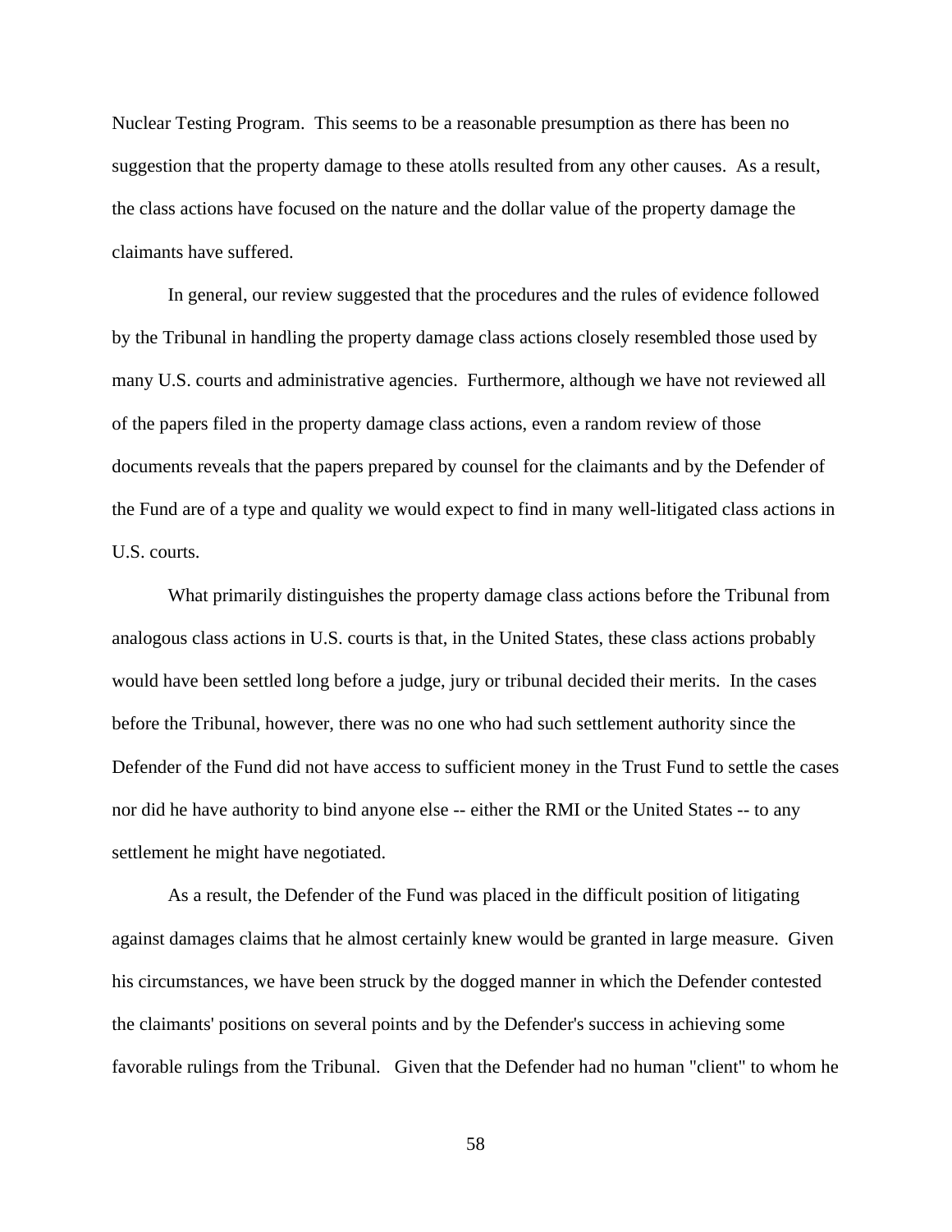Nuclear Testing Program. This seems to be a reasonable presumption as there has been no suggestion that the property damage to these atolls resulted from any other causes. As a result, the class actions have focused on the nature and the dollar value of the property damage the claimants have suffered.

In general, our review suggested that the procedures and the rules of evidence followed by the Tribunal in handling the property damage class actions closely resembled those used by many U.S. courts and administrative agencies. Furthermore, although we have not reviewed all of the papers filed in the property damage class actions, even a random review of those documents reveals that the papers prepared by counsel for the claimants and by the Defender of the Fund are of a type and quality we would expect to find in many well-litigated class actions in U.S. courts.

What primarily distinguishes the property damage class actions before the Tribunal from analogous class actions in U.S. courts is that, in the United States, these class actions probably would have been settled long before a judge, jury or tribunal decided their merits. In the cases before the Tribunal, however, there was no one who had such settlement authority since the Defender of the Fund did not have access to sufficient money in the Trust Fund to settle the cases nor did he have authority to bind anyone else -- either the RMI or the United States -- to any settlement he might have negotiated.

As a result, the Defender of the Fund was placed in the difficult position of litigating against damages claims that he almost certainly knew would be granted in large measure. Given his circumstances, we have been struck by the dogged manner in which the Defender contested the claimants' positions on several points and by the Defender's success in achieving some favorable rulings from the Tribunal. Given that the Defender had no human "client" to whom he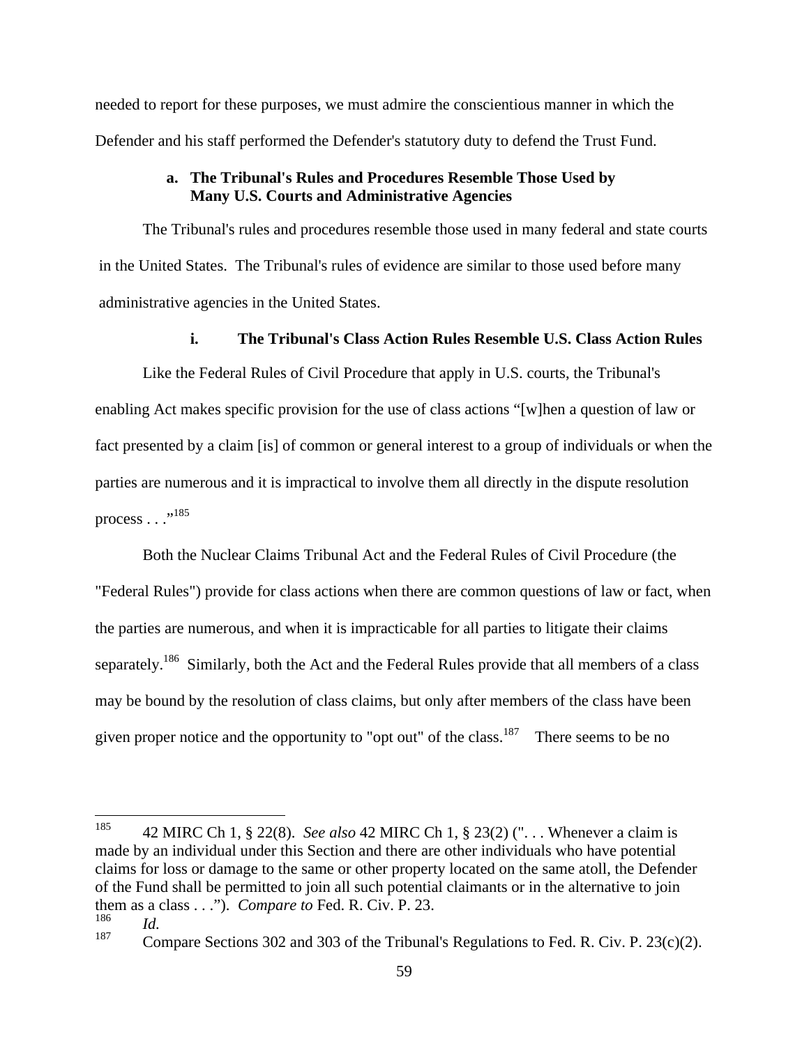needed to report for these purposes, we must admire the conscientious manner in which the Defender and his staff performed the Defender's statutory duty to defend the Trust Fund.

### a. The Tribunal's Rules and Procedures Resemble Those Used by Many U.S. Courts and Administrative Agencies

The Tribunal's rules and procedures resemble those used in many federal and state courts in the United States. The Tribunal's rules of evidence are similar to those used before many administrative agencies in the United States.

#### i. The Tribunal's Class Action Rules Resemble U.S. Class Action Rules

Like the Federal Rules of Civil Procedure that apply in U.S. courts, the Tribunal's enabling Act makes specific provision for the use of class actions "[w]hen a question of law or fact presented by a claim [is] of common or general interest to a group of individuals or when the parties are numerous and it is impractical to involve them all directly in the dispute resolution process . . ."[185]

Both the Nuclear Claims Tribunal Act and the Federal Rules of Civil Procedure (the "Federal Rules") provide for class actions when there are common questions of law or fact, when the parties are numerous, and when it is impracticable for all parties to litigate their claims separately.[186] Similarly, both the Act and the Federal Rules provide that all members of a class may be bound by the resolution of class claims, but only after members of the class have been given proper notice and the opportunity to "opt out" of the class.[187] There seems to be no

---

[185] 42 MIRC Ch 1, § 22(8). *See also* 42 MIRC Ch 1, § 23(2) (". . . Whenever a claim is made by an individual under this Section and there are other individuals who have potential claims for loss or damage to the same or other property located on the same atoll, the Defender of the Fund shall be permitted to join all such potential claimants or in the alternative to join them as a class . . ."). *Compare to* Fed. R. Civ. P. 23.

[186] *Id.*

[187] Compare Sections 302 and 303 of the Tribunal's Regulations to Fed. R. Civ. P. 23(c)(2).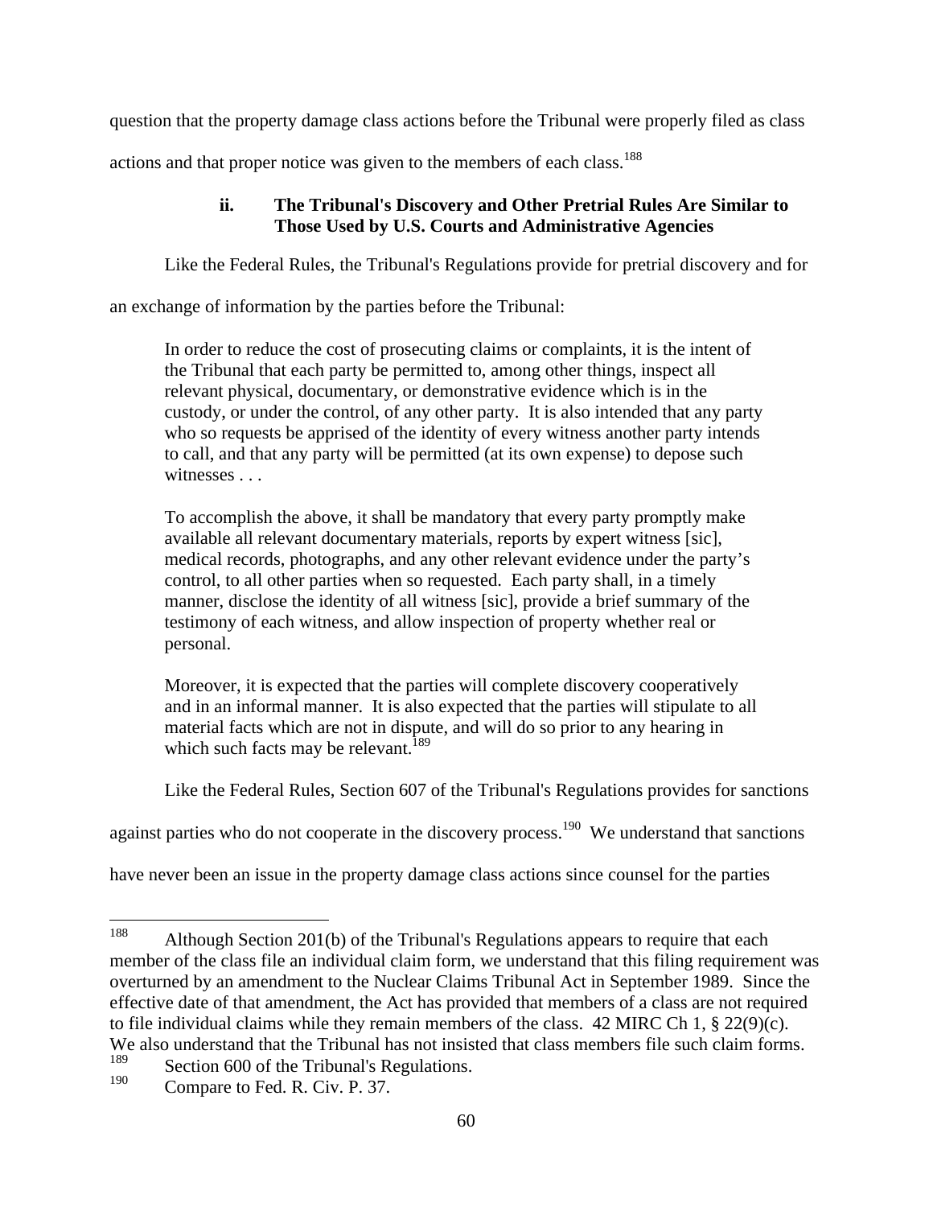question that the property damage class actions before the Tribunal were properly filed as class actions and that proper notice was given to the members of each class.[188]

#### ii. The Tribunal's Discovery and Other Pretrial Rules Are Similar to Those Used by U.S. Courts and Administrative Agencies

Like the Federal Rules, the Tribunal's Regulations provide for pretrial discovery and for an exchange of information by the parties before the Tribunal:

> In order to reduce the cost of prosecuting claims or complaints, it is the intent of the Tribunal that each party be permitted to, among other things, inspect all relevant physical, documentary, or demonstrative evidence which is in the custody, or under the control, of any other party. It is also intended that any party who so requests be apprised of the identity of every witness another party intends to call, and that any party will be permitted (at its own expense) to depose such witnesses . . .
>
> To accomplish the above, it shall be mandatory that every party promptly make available all relevant documentary materials, reports by expert witness [sic], medical records, photographs, and any other relevant evidence under the party's control, to all other parties when so requested. Each party shall, in a timely manner, disclose the identity of all witness [sic], provide a brief summary of the testimony of each witness, and allow inspection of property whether real or personal.
>
> Moreover, it is expected that the parties will complete discovery cooperatively and in an informal manner. It is also expected that the parties will stipulate to all material facts which are not in dispute, and will do so prior to any hearing in which such facts may be relevant.[189]

Like the Federal Rules, Section 607 of the Tribunal's Regulations provides for sanctions against parties who do not cooperate in the discovery process.[190] We understand that sanctions have never been an issue in the property damage class actions since counsel for the parties

---

[188] Although Section 201(b) of the Tribunal's Regulations appears to require that each member of the class file an individual claim form, we understand that this filing requirement was overturned by an amendment to the Nuclear Claims Tribunal Act in September 1989. Since the effective date of that amendment, the Act has provided that members of a class are not required to file individual claims while they remain members of the class. 42 MIRC Ch 1, § 22(9)(c). We also understand that the Tribunal has not insisted that class members file such claim forms.

[189] Section 600 of the Tribunal's Regulations.

[190] Compare to Fed. R. Civ. P. 37.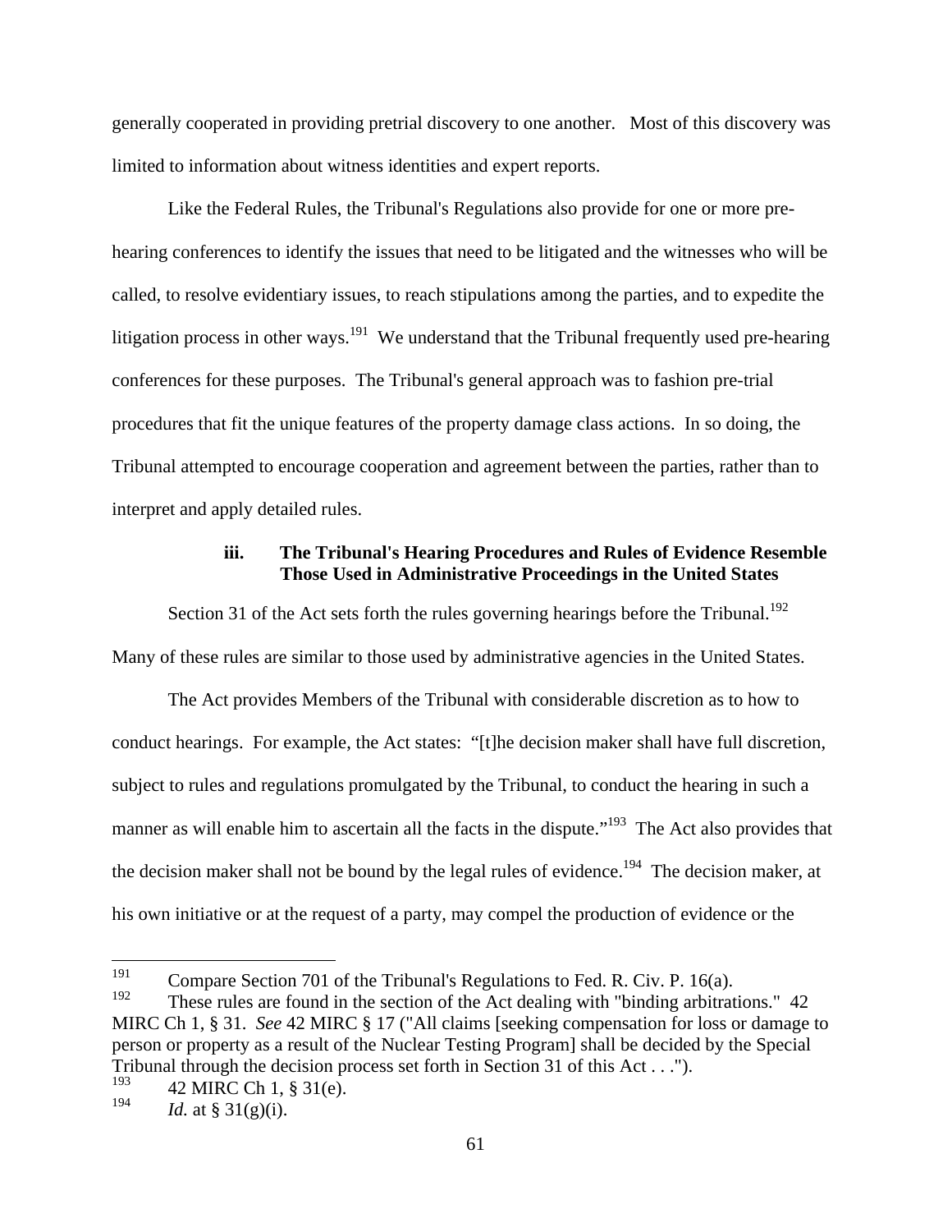generally cooperated in providing pretrial discovery to one another. Most of this discovery was limited to information about witness identities and expert reports.

Like the Federal Rules, the Tribunal's Regulations also provide for one or more pre-hearing conferences to identify the issues that need to be litigated and the witnesses who will be called, to resolve evidentiary issues, to reach stipulations among the parties, and to expedite the litigation process in other ways.[191] We understand that the Tribunal frequently used pre-hearing conferences for these purposes. The Tribunal's general approach was to fashion pre-trial procedures that fit the unique features of the property damage class actions. In so doing, the Tribunal attempted to encourage cooperation and agreement between the parties, rather than to interpret and apply detailed rules.

#### iii. The Tribunal's Hearing Procedures and Rules of Evidence Resemble Those Used in Administrative Proceedings in the United States

Section 31 of the Act sets forth the rules governing hearings before the Tribunal.[192] Many of these rules are similar to those used by administrative agencies in the United States.

The Act provides Members of the Tribunal with considerable discretion as to how to conduct hearings. For example, the Act states: "[t]he decision maker shall have full discretion, subject to rules and regulations promulgated by the Tribunal, to conduct the hearing in such a manner as will enable him to ascertain all the facts in the dispute."[193] The Act also provides that the decision maker shall not be bound by the legal rules of evidence.[194] The decision maker, at his own initiative or at the request of a party, may compel the production of evidence or the

---

[191] Compare Section 701 of the Tribunal's Regulations to Fed. R. Civ. P. 16(a).

[192] These rules are found in the section of the Act dealing with "binding arbitrations." 42 MIRC Ch 1, § 31. *See* 42 MIRC § 17 ("All claims [seeking compensation for loss or damage to person or property as a result of the Nuclear Testing Program] shall be decided by the Special Tribunal through the decision process set forth in Section 31 of this Act . . .").

[193] 42 MIRC Ch 1, § 31(e).

[194] *Id.* at § 31(g)(i).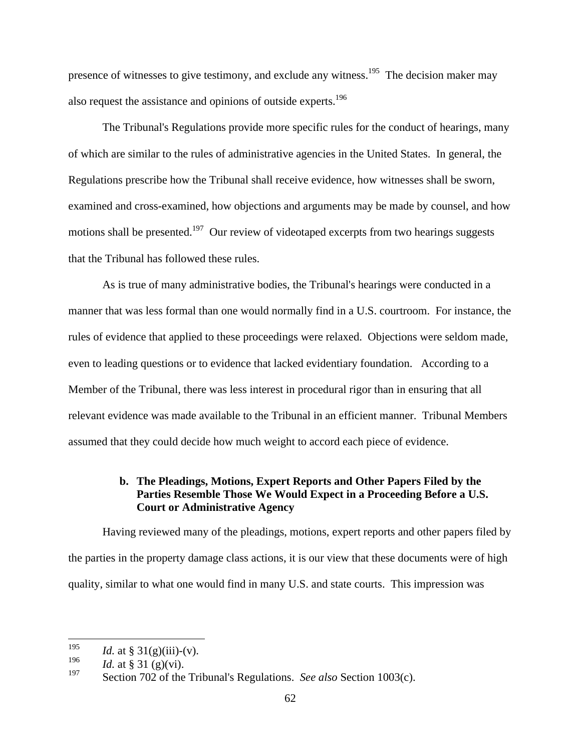presence of witnesses to give testimony, and exclude any witness.[195] The decision maker may also request the assistance and opinions of outside experts.[196]

The Tribunal's Regulations provide more specific rules for the conduct of hearings, many of which are similar to the rules of administrative agencies in the United States. In general, the Regulations prescribe how the Tribunal shall receive evidence, how witnesses shall be sworn, examined and cross-examined, how objections and arguments may be made by counsel, and how motions shall be presented.[197] Our review of videotaped excerpts from two hearings suggests that the Tribunal has followed these rules.

As is true of many administrative bodies, the Tribunal's hearings were conducted in a manner that was less formal than one would normally find in a U.S. courtroom. For instance, the rules of evidence that applied to these proceedings were relaxed. Objections were seldom made, even to leading questions or to evidence that lacked evidentiary foundation. According to a Member of the Tribunal, there was less interest in procedural rigor than in ensuring that all relevant evidence was made available to the Tribunal in an efficient manner. Tribunal Members assumed that they could decide how much weight to accord each piece of evidence.

#### b. The Pleadings, Motions, Expert Reports and Other Papers Filed by the Parties Resemble Those We Would Expect in a Proceeding Before a U.S. Court or Administrative Agency

Having reviewed many of the pleadings, motions, expert reports and other papers filed by the parties in the property damage class actions, it is our view that these documents were of high quality, similar to what one would find in many U.S. and state courts. This impression was

---

[195] *Id.* at § 31(g)(iii)-(v).

[196] *Id.* at § 31 (g)(vi).

[197] Section 702 of the Tribunal's Regulations. *See also* Section 1003(c).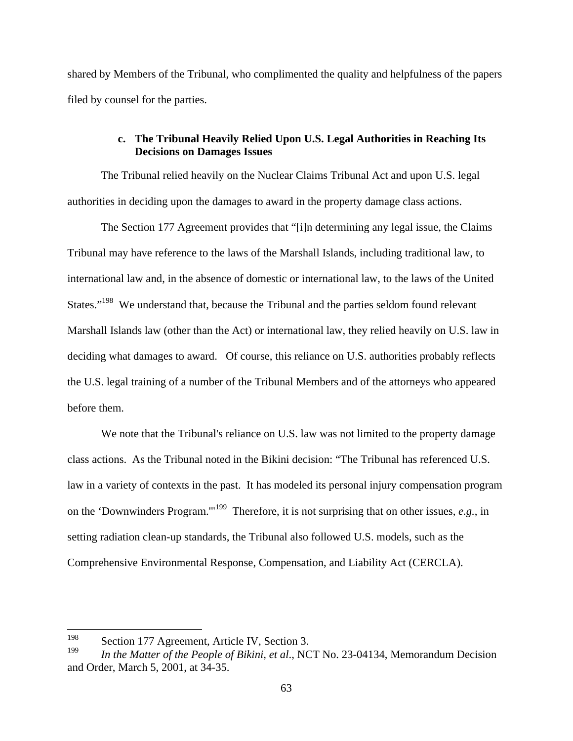shared by Members of the Tribunal, who complimented the quality and helpfulness of the papers filed by counsel for the parties.

#### c. The Tribunal Heavily Relied Upon U.S. Legal Authorities in Reaching Its Decisions on Damages Issues

The Tribunal relied heavily on the Nuclear Claims Tribunal Act and upon U.S. legal authorities in deciding upon the damages to award in the property damage class actions.

The Section 177 Agreement provides that "[i]n determining any legal issue, the Claims Tribunal may have reference to the laws of the Marshall Islands, including traditional law, to international law and, in the absence of domestic or international law, to the laws of the United States."[198] We understand that, because the Tribunal and the parties seldom found relevant Marshall Islands law (other than the Act) or international law, they relied heavily on U.S. law in deciding what damages to award. Of course, this reliance on U.S. authorities probably reflects the U.S. legal training of a number of the Tribunal Members and of the attorneys who appeared before them.

We note that the Tribunal's reliance on U.S. law was not limited to the property damage class actions. As the Tribunal noted in the Bikini decision: "The Tribunal has referenced U.S. law in a variety of contexts in the past. It has modeled its personal injury compensation program on the 'Downwinders Program.'"[199] Therefore, it is not surprising that on other issues, *e.g.*, in setting radiation clean-up standards, the Tribunal also followed U.S. models, such as the Comprehensive Environmental Response, Compensation, and Liability Act (CERCLA).

---

[198] Section 177 Agreement, Article IV, Section 3.

[199] *In the Matter of the People of Bikini, et al*., NCT No. 23-04134, Memorandum Decision and Order, March 5, 2001, at 34-35.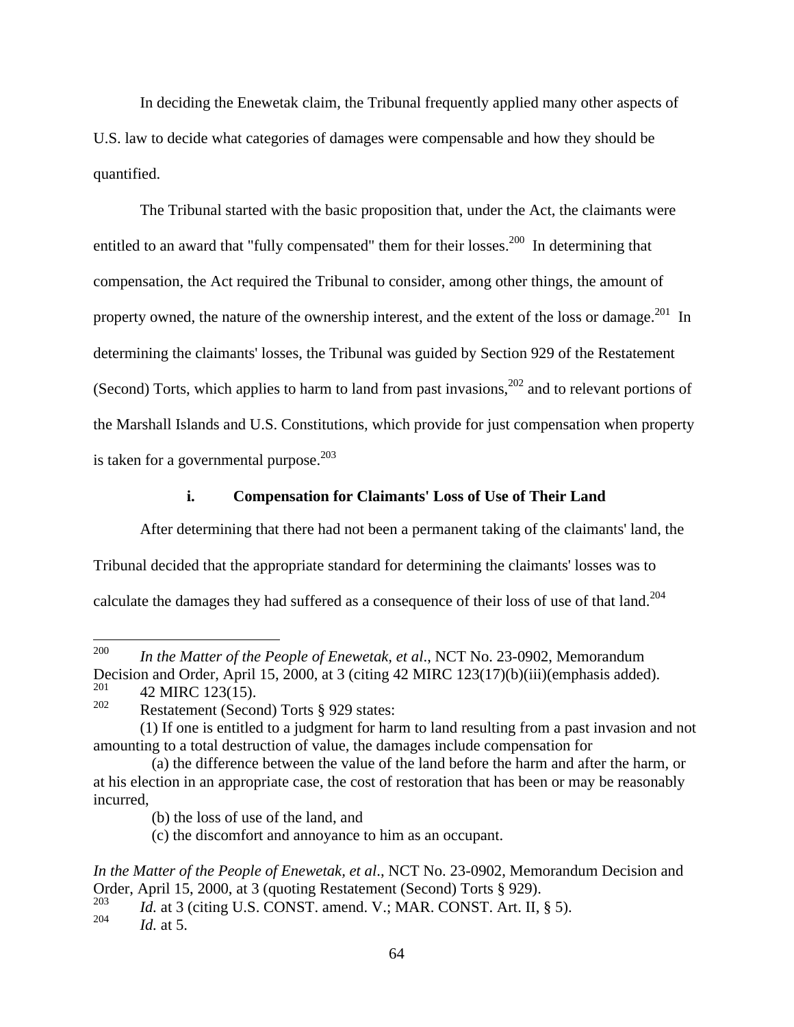In deciding the Enewetak claim, the Tribunal frequently applied many other aspects of U.S. law to decide what categories of damages were compensable and how they should be quantified.

The Tribunal started with the basic proposition that, under the Act, the claimants were entitled to an award that "fully compensated" them for their losses.[200] In determining that compensation, the Act required the Tribunal to consider, among other things, the amount of property owned, the nature of the ownership interest, and the extent of the loss or damage.[201] In determining the claimants' losses, the Tribunal was guided by Section 929 of the Restatement (Second) Torts, which applies to harm to land from past invasions,[202] and to relevant portions of the Marshall Islands and U.S. Constitutions, which provide for just compensation when property is taken for a governmental purpose.[203]

### i. Compensation for Claimants' Loss of Use of Their Land

After determining that there had not been a permanent taking of the claimants' land, the Tribunal decided that the appropriate standard for determining the claimants' losses was to calculate the damages they had suffered as a consequence of their loss of use of that land.[204]

---

[200] *In the Matter of the People of Enewetak, et al*., NCT No. 23-0902, Memorandum Decision and Order, April 15, 2000, at 3 (citing 42 MIRC 123(17)(b)(iii)(emphasis added).

[201] 42 MIRC 123(15).

[202] Restatement (Second) Torts § 929 states:

(1) If one is entitled to a judgment for harm to land resulting from a past invasion and not amounting to a total destruction of value, the damages include compensation for

(a) the difference between the value of the land before the harm and after the harm, or at his election in an appropriate case, the cost of restoration that has been or may be reasonably incurred,

(b) the loss of use of the land, and

(c) the discomfort and annoyance to him as an occupant.

*In the Matter of the People of Enewetak, et al*., NCT No. 23-0902, Memorandum Decision and Order, April 15, 2000, at 3 (quoting Restatement (Second) Torts § 929).

[203] *Id.* at 3 (citing U.S. CONST. amend. V.; MAR. CONST. Art. II, § 5).

[204] *Id.* at 5.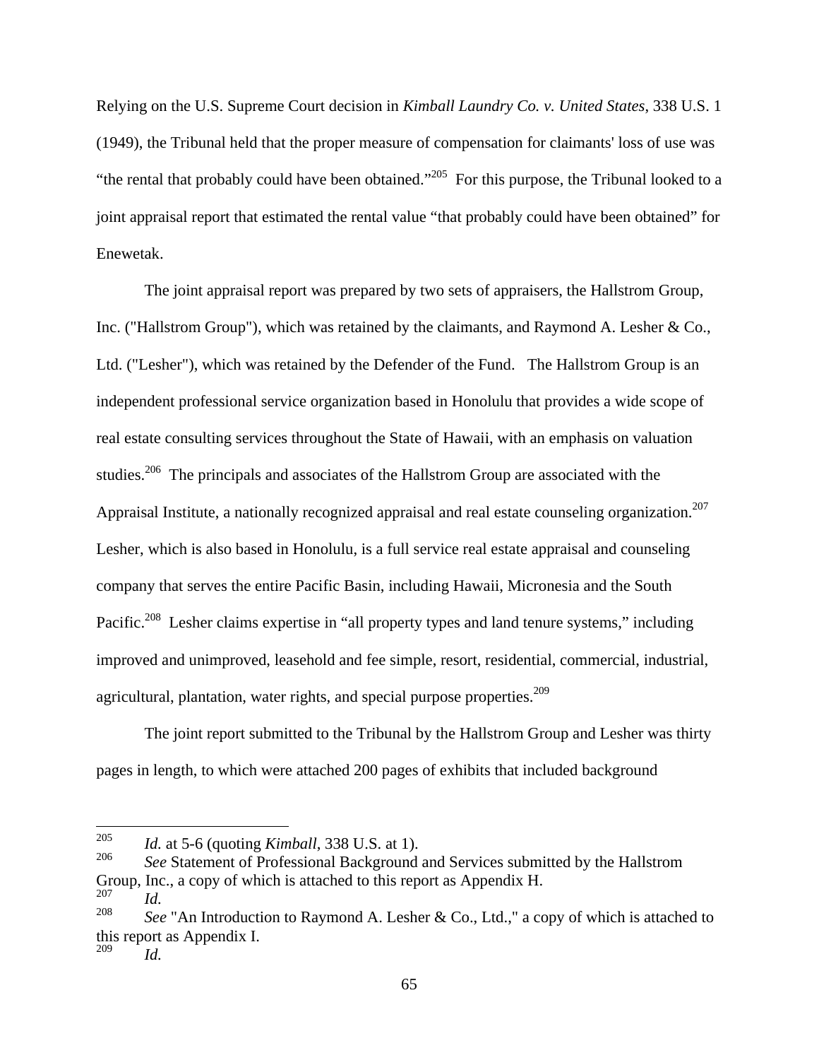Relying on the U.S. Supreme Court decision in *Kimball Laundry Co. v. United States*, 338 U.S. 1 (1949), the Tribunal held that the proper measure of compensation for claimants' loss of use was "the rental that probably could have been obtained."[205] For this purpose, the Tribunal looked to a joint appraisal report that estimated the rental value "that probably could have been obtained" for Enewetak.

The joint appraisal report was prepared by two sets of appraisers, the Hallstrom Group, Inc. ("Hallstrom Group"), which was retained by the claimants, and Raymond A. Lesher & Co., Ltd. ("Lesher"), which was retained by the Defender of the Fund. The Hallstrom Group is an independent professional service organization based in Honolulu that provides a wide scope of real estate consulting services throughout the State of Hawaii, with an emphasis on valuation studies.[206] The principals and associates of the Hallstrom Group are associated with the Appraisal Institute, a nationally recognized appraisal and real estate counseling organization.[207] Lesher, which is also based in Honolulu, is a full service real estate appraisal and counseling company that serves the entire Pacific Basin, including Hawaii, Micronesia and the South Pacific.[208] Lesher claims expertise in "all property types and land tenure systems," including improved and unimproved, leasehold and fee simple, resort, residential, commercial, industrial, agricultural, plantation, water rights, and special purpose properties.[209]

The joint report submitted to the Tribunal by the Hallstrom Group and Lesher was thirty pages in length, to which were attached 200 pages of exhibits that included background

---

[205] *Id.* at 5-6 (quoting *Kimball*, 338 U.S. at 1).

[206] *See* Statement of Professional Background and Services submitted by the Hallstrom Group, Inc., a copy of which is attached to this report as Appendix H.

[207] *Id.*

[208] *See* "An Introduction to Raymond A. Lesher & Co., Ltd.," a copy of which is attached to this report as Appendix I.

[209] *Id.*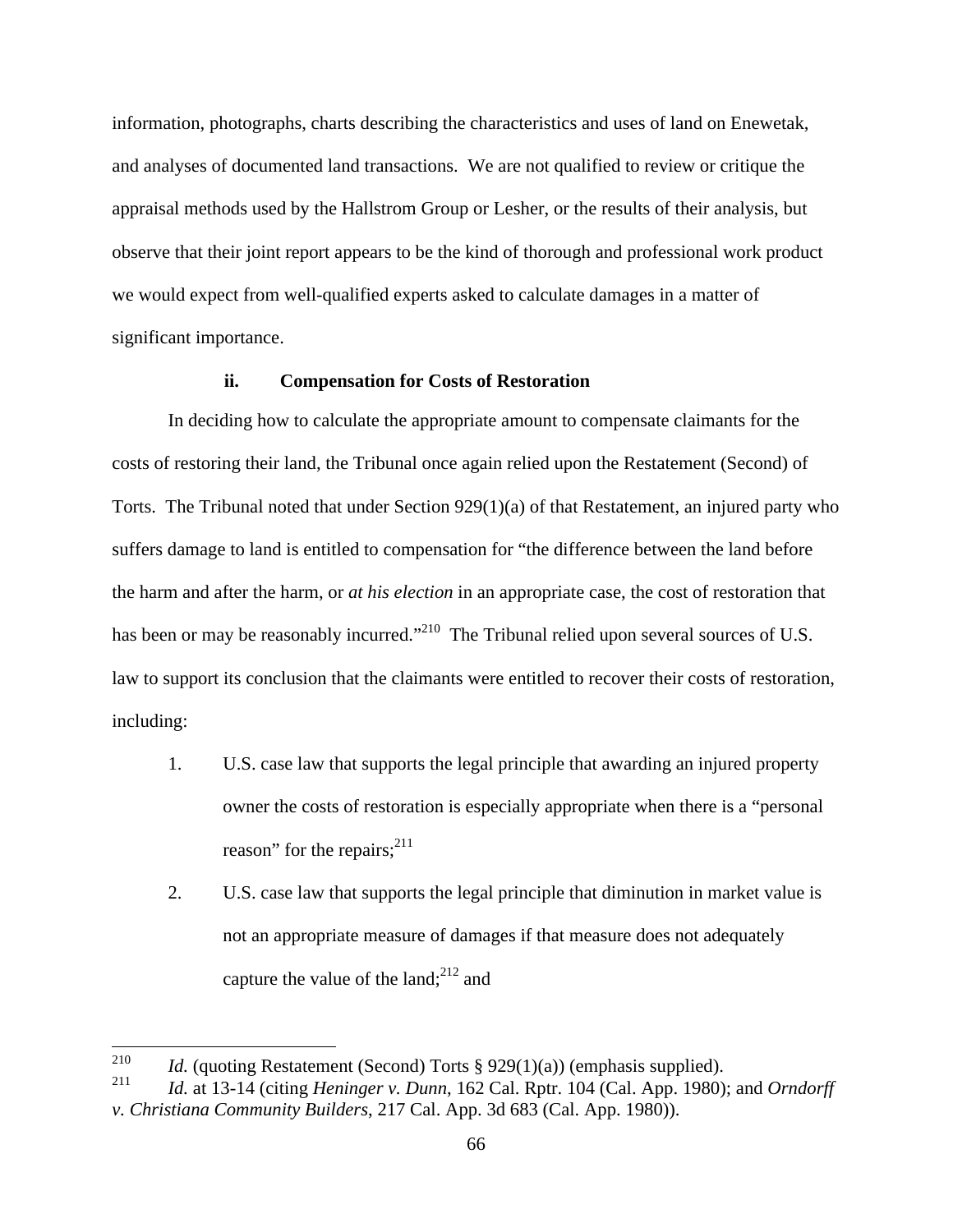information, photographs, charts describing the characteristics and uses of land on Enewetak, and analyses of documented land transactions. We are not qualified to review or critique the appraisal methods used by the Hallstrom Group or Lesher, or the results of their analysis, but observe that their joint report appears to be the kind of thorough and professional work product we would expect from well-qualified experts asked to calculate damages in a matter of significant importance.

#### ii. Compensation for Costs of Restoration

In deciding how to calculate the appropriate amount to compensate claimants for the costs of restoring their land, the Tribunal once again relied upon the Restatement (Second) of Torts. The Tribunal noted that under Section 929(1)(a) of that Restatement, an injured party who suffers damage to land is entitled to compensation for "the difference between the land before the harm and after the harm, or *at his election* in an appropriate case, the cost of restoration that has been or may be reasonably incurred."[210] The Tribunal relied upon several sources of U.S. law to support its conclusion that the claimants were entitled to recover their costs of restoration, including:

1. U.S. case law that supports the legal principle that awarding an injured property owner the costs of restoration is especially appropriate when there is a "personal reason" for the repairs;[211]

2. U.S. case law that supports the legal principle that diminution in market value is not an appropriate measure of damages if that measure does not adequately capture the value of the land;[212] and

---

[210] *Id.* (quoting Restatement (Second) Torts § 929(1)(a)) (emphasis supplied).

[211] *Id.* at 13-14 (citing *Heninger v. Dunn*, 162 Cal. Rptr. 104 (Cal. App. 1980); and *Orndorff v. Christiana Community Builders*, 217 Cal. App. 3d 683 (Cal. App. 1980)).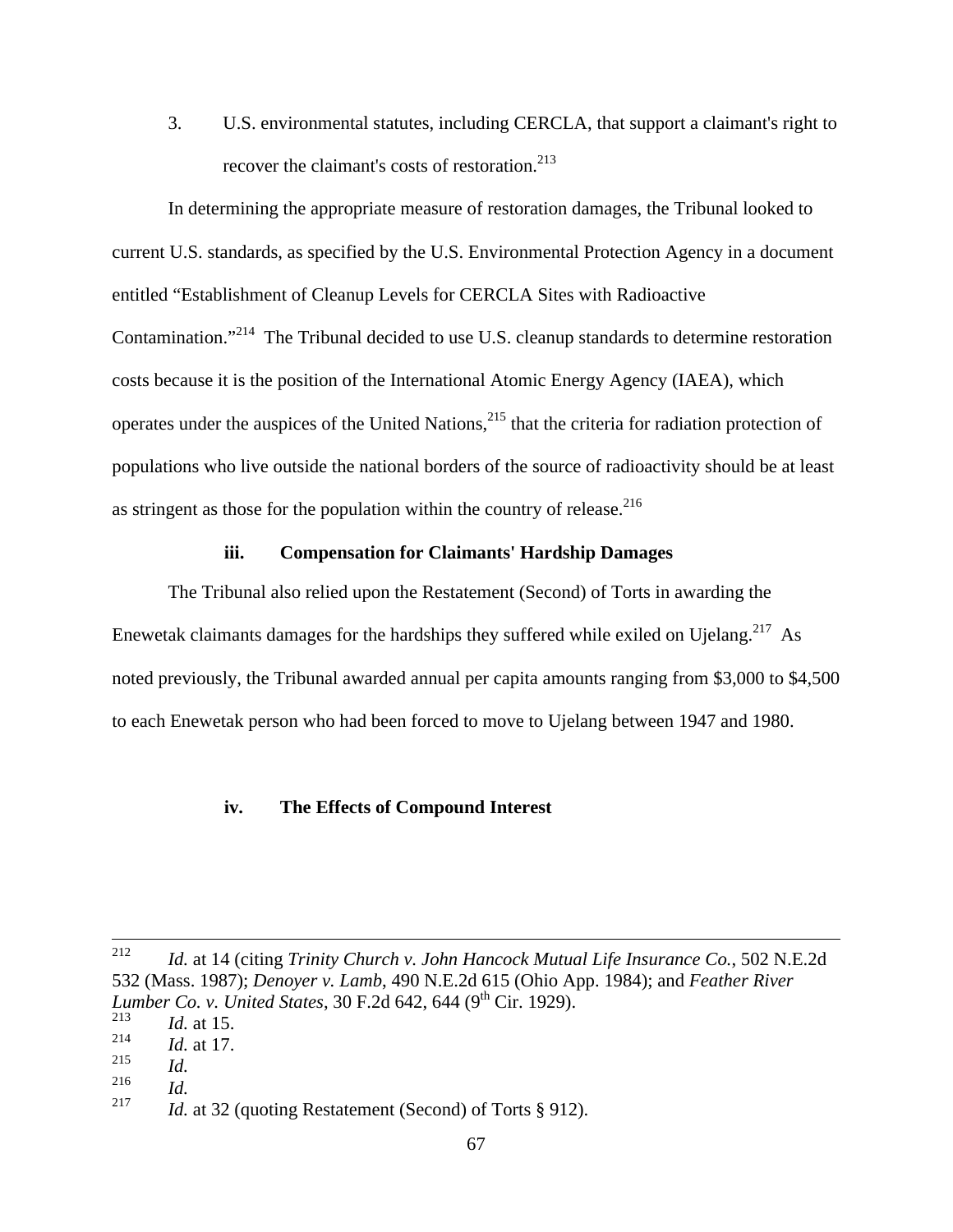3. U.S. environmental statutes, including CERCLA, that support a claimant's right to recover the claimant's costs of restoration.[213]

In determining the appropriate measure of restoration damages, the Tribunal looked to current U.S. standards, as specified by the U.S. Environmental Protection Agency in a document entitled "Establishment of Cleanup Levels for CERCLA Sites with Radioactive Contamination."[214] The Tribunal decided to use U.S. cleanup standards to determine restoration costs because it is the position of the International Atomic Energy Agency (IAEA), which operates under the auspices of the United Nations,[215] that the criteria for radiation protection of populations who live outside the national borders of the source of radioactivity should be at least as stringent as those for the population within the country of release.[216]

#### iii. Compensation for Claimants' Hardship Damages

The Tribunal also relied upon the Restatement (Second) of Torts in awarding the Enewetak claimants damages for the hardships they suffered while exiled on Ujelang.[217] As noted previously, the Tribunal awarded annual per capita amounts ranging from $3,000 to $4,500 to each Enewetak person who had been forced to move to Ujelang between 1947 and 1980.

#### iv. The Effects of Compound Interest

---

[212] *Id.* at 14 (citing *Trinity Church v. John Hancock Mutual Life Insurance Co.*, 502 N.E.2d 532 (Mass. 1987); *Denoyer v. Lamb*, 490 N.E.2d 615 (Ohio App. 1984); and *Feather River Lumber Co. v. United States*, 30 F.2d 642, 644 (9th Cir. 1929).

[213] *Id.* at 15.

[214] *Id.* at 17.

[215] *Id.*

[216] *Id.*

[217] *Id.* at 32 (quoting Restatement (Second) of Torts § 912).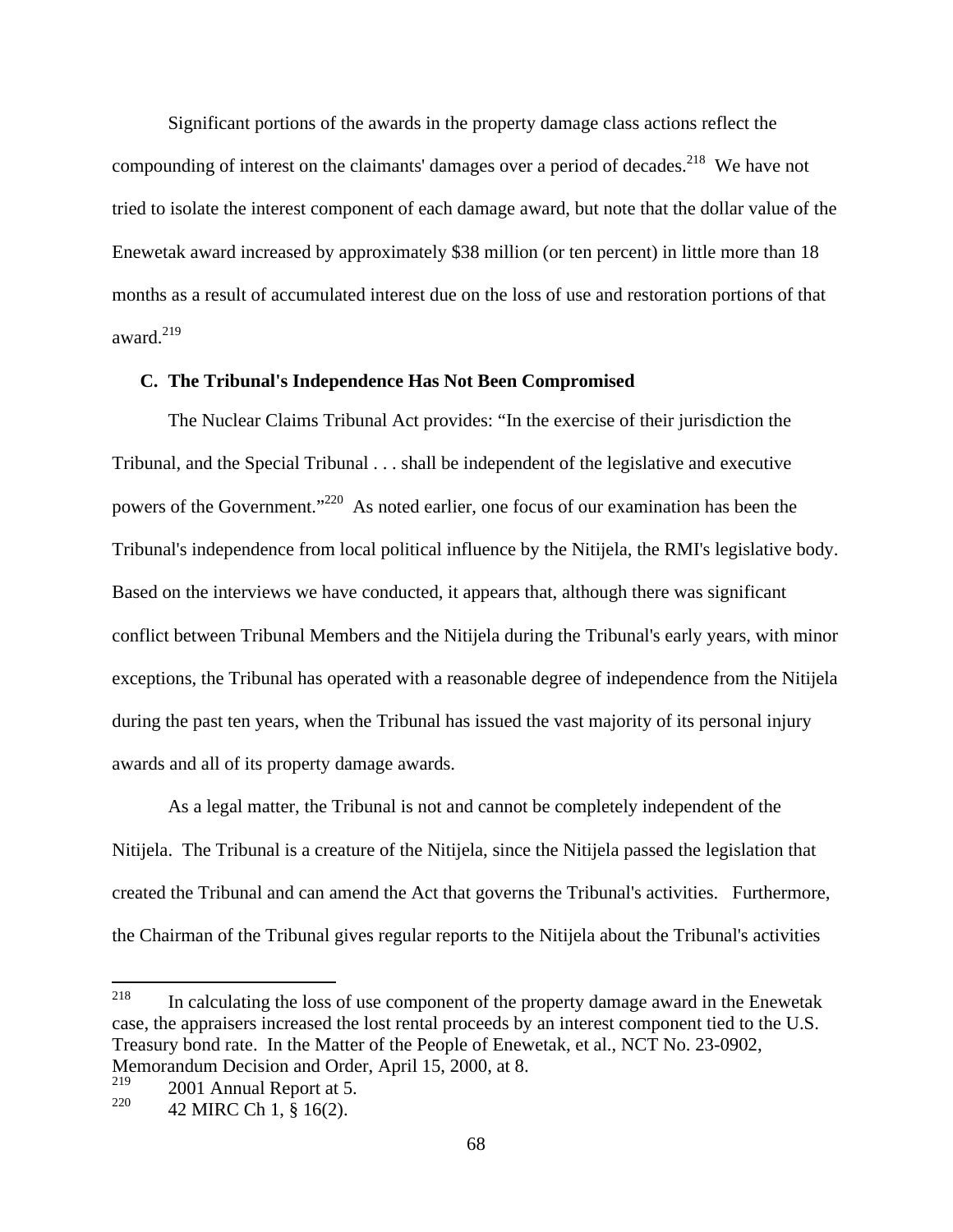Significant portions of the awards in the property damage class actions reflect the compounding of interest on the claimants' damages over a period of decades.[218] We have not tried to isolate the interest component of each damage award, but note that the dollar value of the Enewetak award increased by approximately $38 million (or ten percent) in little more than 18 months as a result of accumulated interest due on the loss of use and restoration portions of that award.[219]

### C. The Tribunal's Independence Has Not Been Compromised

The Nuclear Claims Tribunal Act provides: "In the exercise of their jurisdiction the Tribunal, and the Special Tribunal . . . shall be independent of the legislative and executive powers of the Government."[220] As noted earlier, one focus of our examination has been the Tribunal's independence from local political influence by the Nitijela, the RMI's legislative body. Based on the interviews we have conducted, it appears that, although there was significant conflict between Tribunal Members and the Nitijela during the Tribunal's early years, with minor exceptions, the Tribunal has operated with a reasonable degree of independence from the Nitijela during the past ten years, when the Tribunal has issued the vast majority of its personal injury awards and all of its property damage awards.

As a legal matter, the Tribunal is not and cannot be completely independent of the Nitijela. The Tribunal is a creature of the Nitijela, since the Nitijela passed the legislation that created the Tribunal and can amend the Act that governs the Tribunal's activities. Furthermore, the Chairman of the Tribunal gives regular reports to the Nitijela about the Tribunal's activities

---

[218] In calculating the loss of use component of the property damage award in the Enewetak case, the appraisers increased the lost rental proceeds by an interest component tied to the U.S. Treasury bond rate. In the Matter of the People of Enewetak, et al., NCT No. 23-0902, Memorandum Decision and Order, April 15, 2000, at 8.

[219] 2001 Annual Report at 5.

[220] 42 MIRC Ch 1, § 16(2).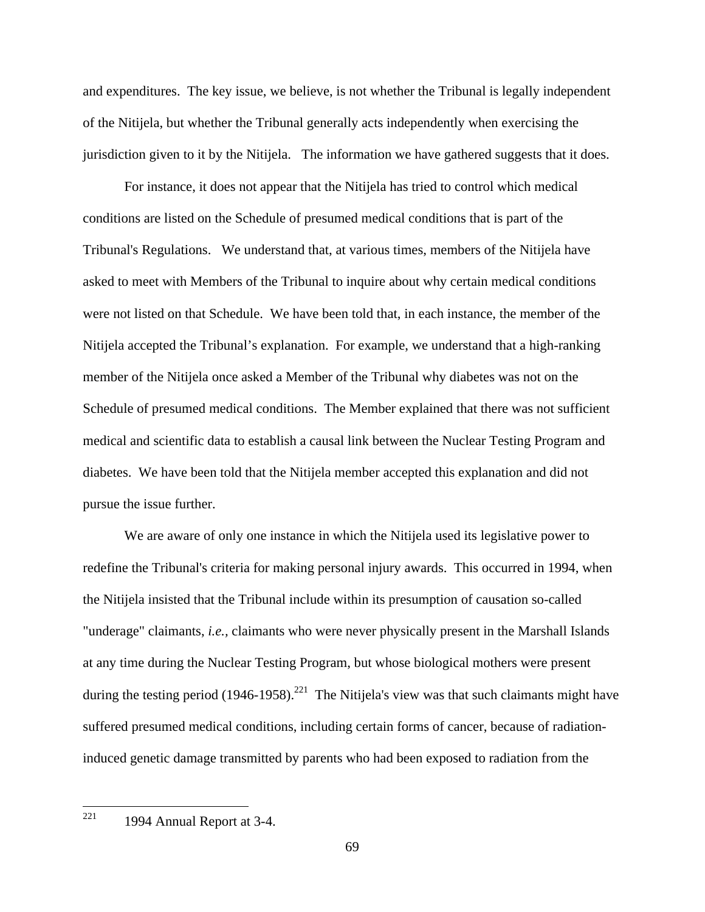and expenditures. The key issue, we believe, is not whether the Tribunal is legally independent of the Nitijela, but whether the Tribunal generally acts independently when exercising the jurisdiction given to it by the Nitijela. The information we have gathered suggests that it does.

For instance, it does not appear that the Nitijela has tried to control which medical conditions are listed on the Schedule of presumed medical conditions that is part of the Tribunal's Regulations. We understand that, at various times, members of the Nitijela have asked to meet with Members of the Tribunal to inquire about why certain medical conditions were not listed on that Schedule. We have been told that, in each instance, the member of the Nitijela accepted the Tribunal's explanation. For example, we understand that a high-ranking member of the Nitijela once asked a Member of the Tribunal why diabetes was not on the Schedule of presumed medical conditions. The Member explained that there was not sufficient medical and scientific data to establish a causal link between the Nuclear Testing Program and diabetes. We have been told that the Nitijela member accepted this explanation and did not pursue the issue further.

We are aware of only one instance in which the Nitijela used its legislative power to redefine the Tribunal's criteria for making personal injury awards. This occurred in 1994, when the Nitijela insisted that the Tribunal include within its presumption of causation so-called "underage" claimants, *i.e.*, claimants who were never physically present in the Marshall Islands at any time during the Nuclear Testing Program, but whose biological mothers were present during the testing period (1946-1958).[221] The Nitijela's view was that such claimants might have suffered presumed medical conditions, including certain forms of cancer, because of radiation-induced genetic damage transmitted by parents who had been exposed to radiation from the

---

[221] 1994 Annual Report at 3-4.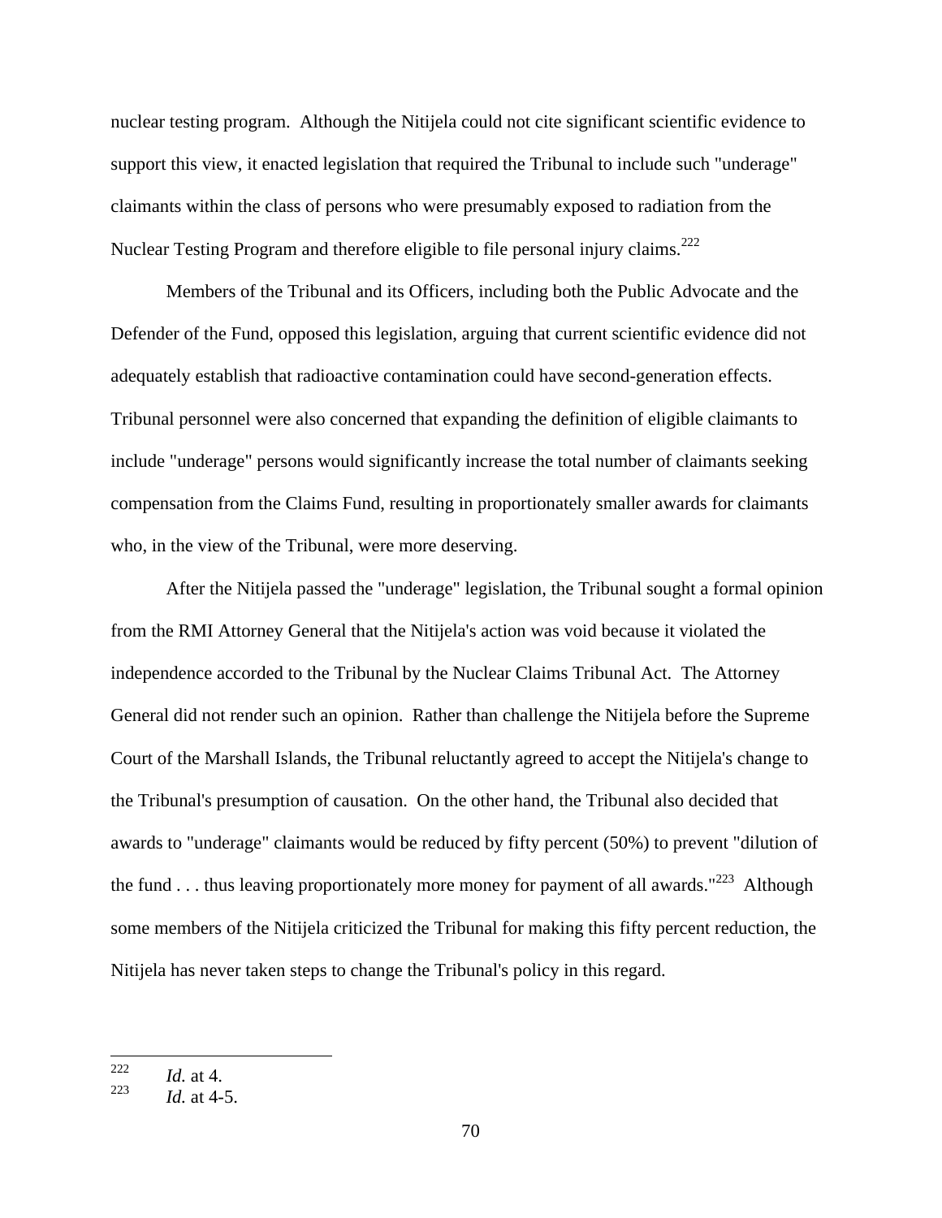nuclear testing program. Although the Nitijela could not cite significant scientific evidence to support this view, it enacted legislation that required the Tribunal to include such "underage" claimants within the class of persons who were presumably exposed to radiation from the Nuclear Testing Program and therefore eligible to file personal injury claims.[222]

Members of the Tribunal and its Officers, including both the Public Advocate and the Defender of the Fund, opposed this legislation, arguing that current scientific evidence did not adequately establish that radioactive contamination could have second-generation effects. Tribunal personnel were also concerned that expanding the definition of eligible claimants to include "underage" persons would significantly increase the total number of claimants seeking compensation from the Claims Fund, resulting in proportionately smaller awards for claimants who, in the view of the Tribunal, were more deserving.

After the Nitijela passed the "underage" legislation, the Tribunal sought a formal opinion from the RMI Attorney General that the Nitijela's action was void because it violated the independence accorded to the Tribunal by the Nuclear Claims Tribunal Act. The Attorney General did not render such an opinion. Rather than challenge the Nitijela before the Supreme Court of the Marshall Islands, the Tribunal reluctantly agreed to accept the Nitijela's change to the Tribunal's presumption of causation. On the other hand, the Tribunal also decided that awards to "underage" claimants would be reduced by fifty percent (50%) to prevent "dilution of the fund . . . thus leaving proportionately more money for payment of all awards."[223] Although some members of the Nitijela criticized the Tribunal for making this fifty percent reduction, the Nitijela has never taken steps to change the Tribunal's policy in this regard.

---

[222] *Id.* at 4.

[223] *Id.* at 4-5.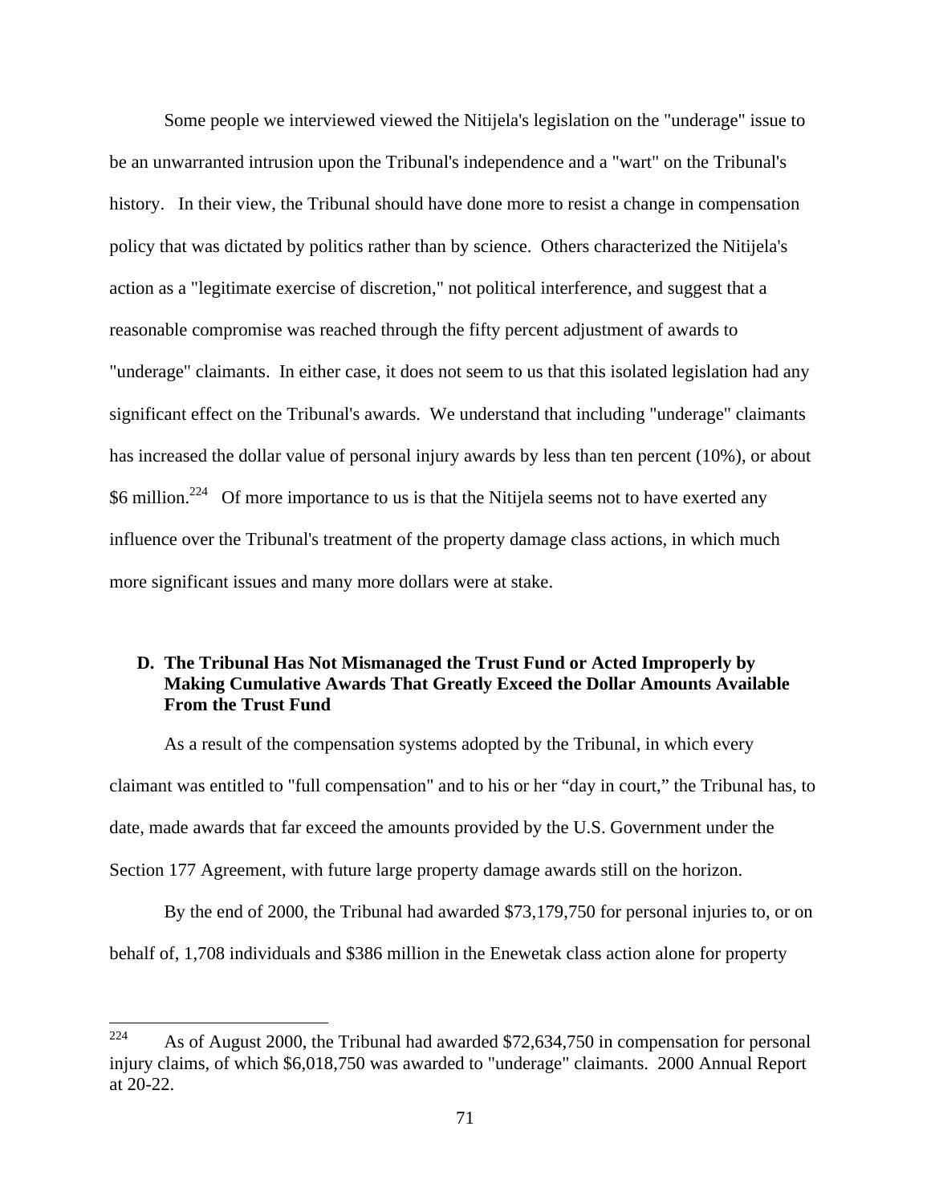Some people we interviewed viewed the Nitijela's legislation on the "underage" issue to be an unwarranted intrusion upon the Tribunal's independence and a "wart" on the Tribunal's history. In their view, the Tribunal should have done more to resist a change in compensation policy that was dictated by politics rather than by science. Others characterized the Nitijela's action as a "legitimate exercise of discretion," not political interference, and suggest that a reasonable compromise was reached through the fifty percent adjustment of awards to "underage" claimants. In either case, it does not seem to us that this isolated legislation had any significant effect on the Tribunal's awards. We understand that including "underage" claimants has increased the dollar value of personal injury awards by less than ten percent (10%), or about $6 million.[224] Of more importance to us is that the Nitijela seems not to have exerted any influence over the Tribunal's treatment of the property damage class actions, in which much more significant issues and many more dollars were at stake.

### D. The Tribunal Has Not Mismanaged the Trust Fund or Acted Improperly by Making Cumulative Awards That Greatly Exceed the Dollar Amounts Available From the Trust Fund

As a result of the compensation systems adopted by the Tribunal, in which every claimant was entitled to "full compensation" and to his or her "day in court," the Tribunal has, to date, made awards that far exceed the amounts provided by the U.S. Government under the Section 177 Agreement, with future large property damage awards still on the horizon.

By the end of 2000, the Tribunal had awarded $73,179,750 for personal injuries to, or on behalf of, 1,708 individuals and $386 million in the Enewetak class action alone for property

---

[224] As of August 2000, the Tribunal had awarded $72,634,750 in compensation for personal injury claims, of which $6,018,750 was awarded to "underage" claimants. 2000 Annual Report at 20-22.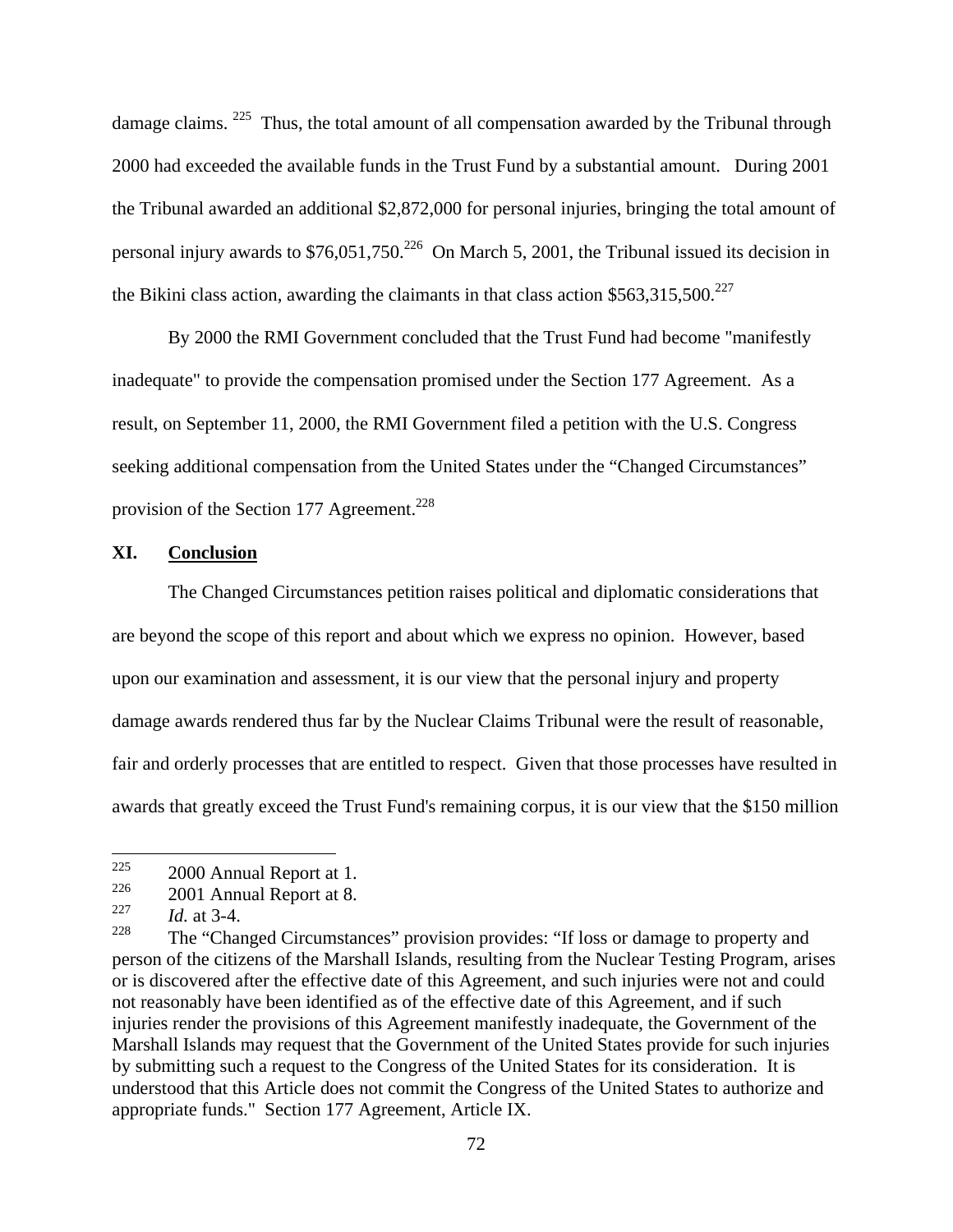damage claims.[225] Thus, the total amount of all compensation awarded by the Tribunal through 2000 had exceeded the available funds in the Trust Fund by a substantial amount. During 2001 the Tribunal awarded an additional $2,872,000 for personal injuries, bringing the total amount of personal injury awards to $76,051,750.[226] On March 5, 2001, the Tribunal issued its decision in the Bikini class action, awarding the claimants in that class action $563,315,500.[227]

By 2000 the RMI Government concluded that the Trust Fund had become "manifestly inadequate" to provide the compensation promised under the Section 177 Agreement. As a result, on September 11, 2000, the RMI Government filed a petition with the U.S. Congress seeking additional compensation from the United States under the "Changed Circumstances" provision of the Section 177 Agreement.[228]

## XI. Conclusion

The Changed Circumstances petition raises political and diplomatic considerations that are beyond the scope of this report and about which we express no opinion. However, based upon our examination and assessment, it is our view that the personal injury and property damage awards rendered thus far by the Nuclear Claims Tribunal were the result of reasonable, fair and orderly processes that are entitled to respect. Given that those processes have resulted in awards that greatly exceed the Trust Fund's remaining corpus, it is our view that the $150 million

---

[225] 2000 Annual Report at 1.

[226] 2001 Annual Report at 8.

[227] *Id.* at 3-4.

[228] The "Changed Circumstances" provision provides: "If loss or damage to property and person of the citizens of the Marshall Islands, resulting from the Nuclear Testing Program, arises or is discovered after the effective date of this Agreement, and such injuries were not and could not reasonably have been identified as of the effective date of this Agreement, and if such injuries render the provisions of this Agreement manifestly inadequate, the Government of the Marshall Islands may request that the Government of the United States provide for such injuries by submitting such a request to the Congress of the United States for its consideration. It is understood that this Article does not commit the Congress of the United States to authorize and appropriate funds." Section 177 Agreement, Article IX.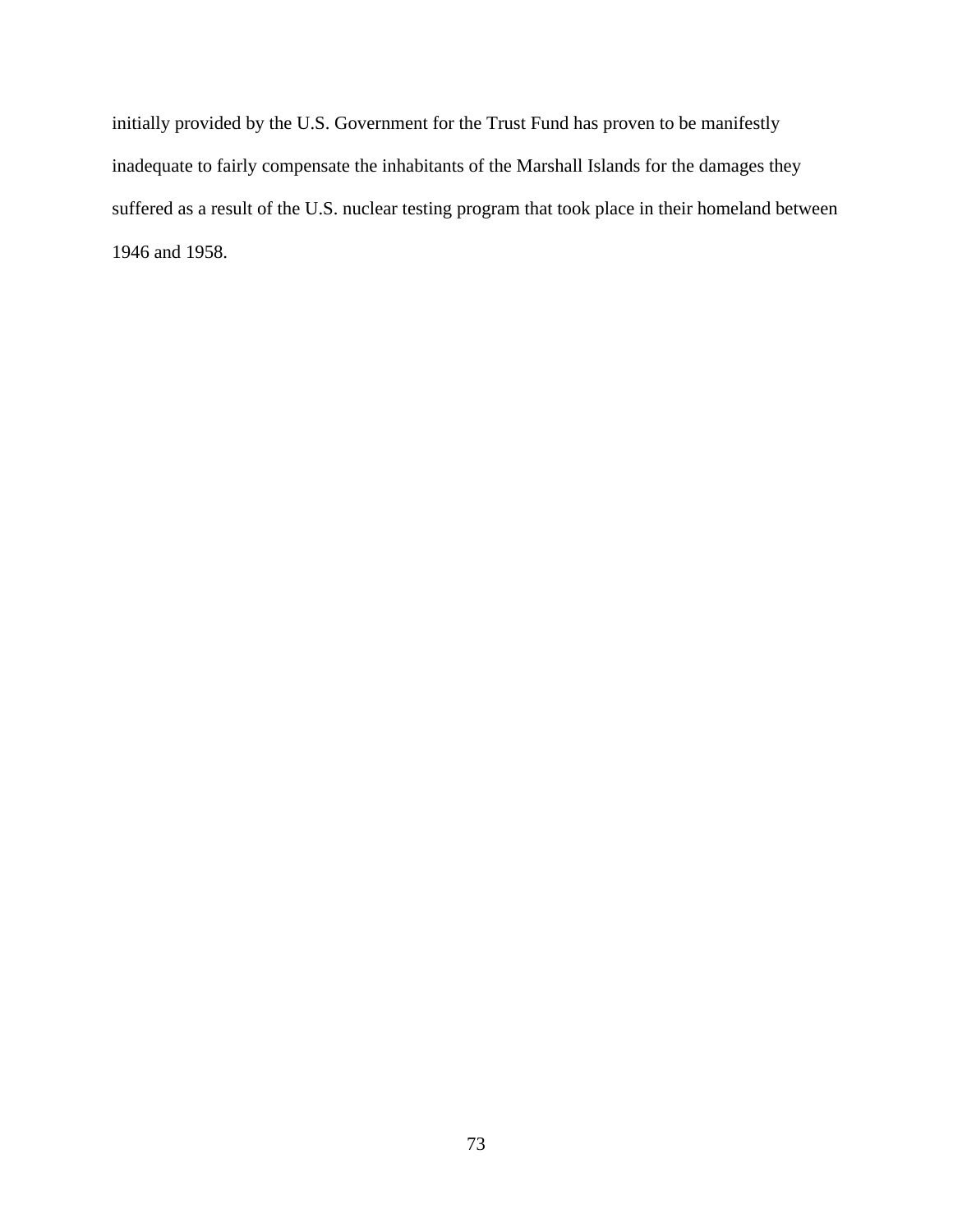initially provided by the U.S. Government for the Trust Fund has proven to be manifestly inadequate to fairly compensate the inhabitants of the Marshall Islands for the damages they suffered as a result of the U.S. nuclear testing program that took place in their homeland between 1946 and 1958.